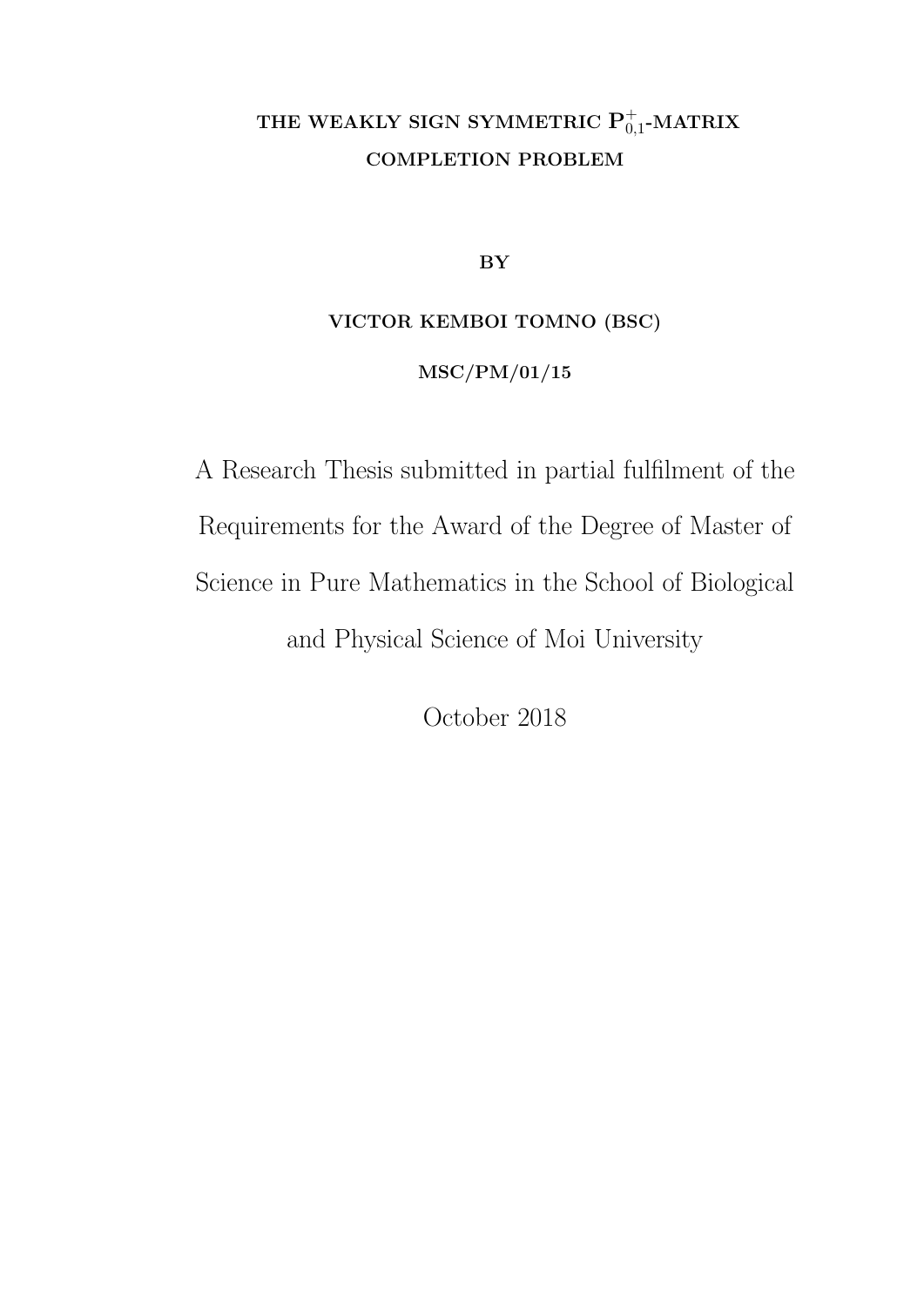# THE WEAKLY SIGN SYMMETRIC $\mathbf{P}_{0,1}^{+}$-MATRIX COMPLETION PROBLEM

**BY**

**VICTOR KEMBOI TOMNO (BSC)**

**MSC/PM/01/15**

A Research Thesis submitted in partial fulfilment of the Requirements for the Award of the Degree of Master of Science in Pure Mathematics in the School of Biological and Physical Science of Moi University

October 2018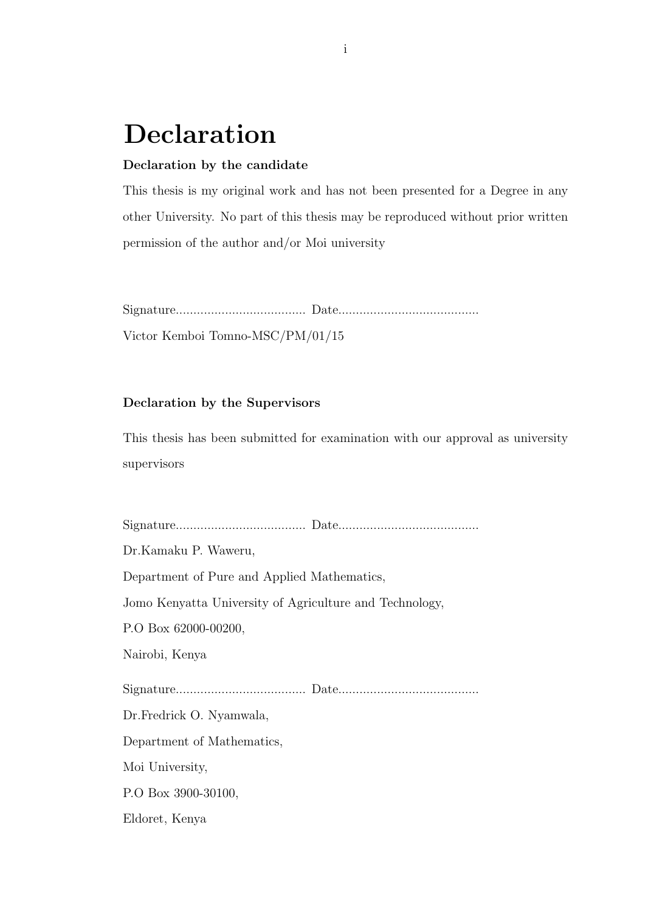# Declaration

**Declaration by the candidate**

This thesis is my original work and has not been presented for a Degree in any other University. No part of this thesis may be reproduced without prior written permission of the author and/or Moi university

Signature..................................... Date........................................

Victor Kemboi Tomno-MSC/PM/01/15

**Declaration by the Supervisors**

This thesis has been submitted for examination with our approval as university supervisors

Signature..................................... Date........................................

Dr.Kamaku P. Waweru,

Department of Pure and Applied Mathematics,

Jomo Kenyatta University of Agriculture and Technology,

P.O Box 62000-00200,

Nairobi, Kenya

Signature..................................... Date........................................

Dr.Fredrick O. Nyamwala,

Department of Mathematics,

Moi University,

P.O Box 3900-30100,

Eldoret, Kenya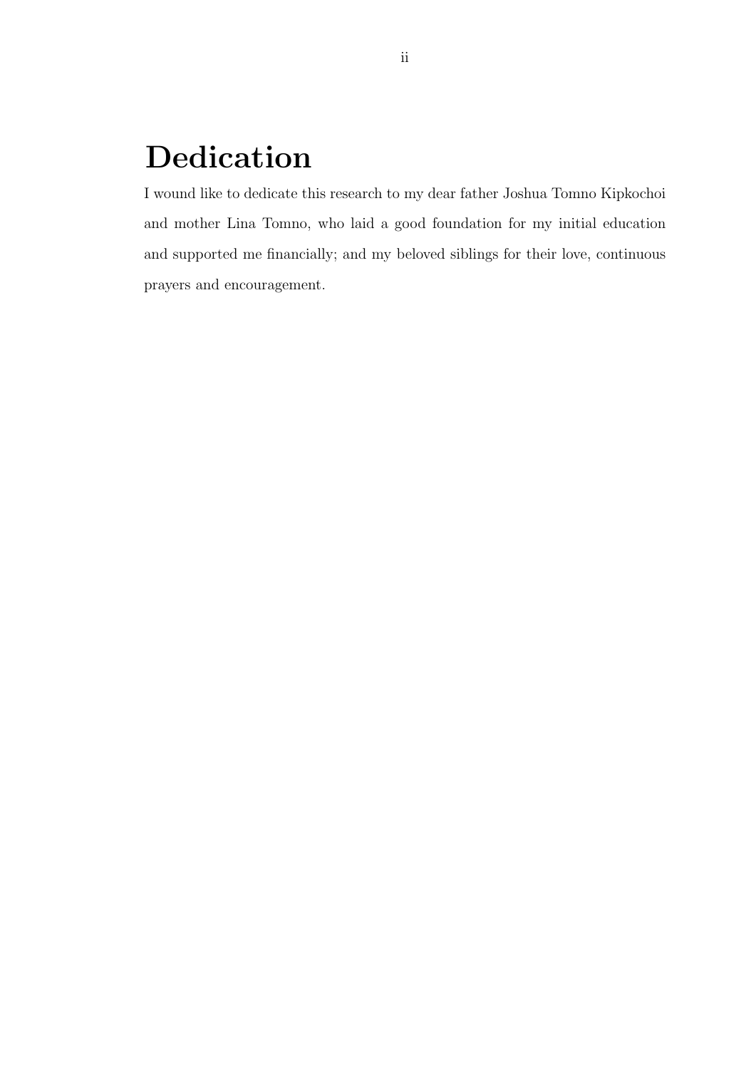# Dedication

I wound like to dedicate this research to my dear father Joshua Tomno Kipkochoi and mother Lina Tomno, who laid a good foundation for my initial education and supported me financially; and my beloved siblings for their love, continuous prayers and encouragement.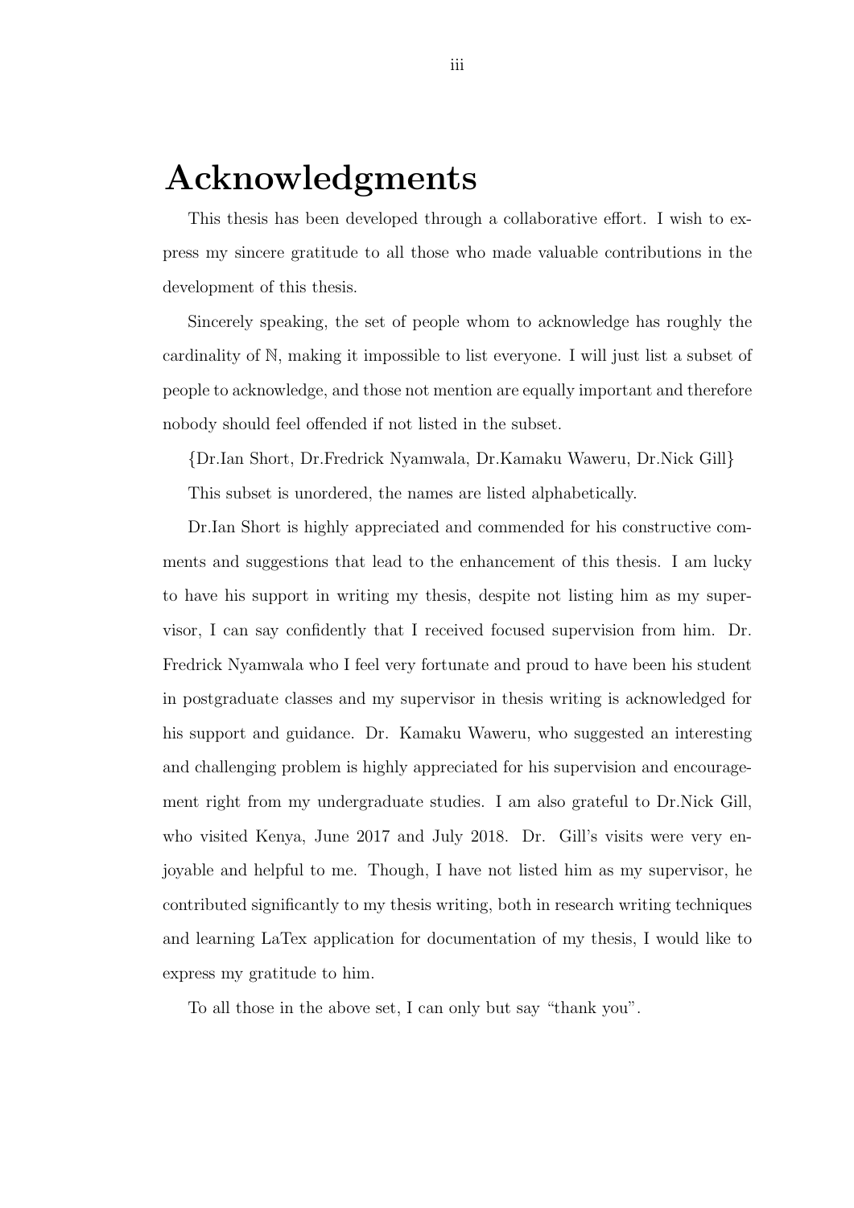# Acknowledgments

This thesis has been developed through a collaborative effort. I wish to express my sincere gratitude to all those who made valuable contributions in the development of this thesis.

Sincerely speaking, the set of people whom to acknowledge has roughly the cardinality of $\mathbb{N}$, making it impossible to list everyone. I will just list a subset of people to acknowledge, and those not mention are equally important and therefore nobody should feel offended if not listed in the subset.

{Dr.Ian Short, Dr.Fredrick Nyamwala, Dr.Kamaku Waweru, Dr.Nick Gill}

This subset is unordered, the names are listed alphabetically.

Dr.Ian Short is highly appreciated and commended for his constructive comments and suggestions that lead to the enhancement of this thesis. I am lucky to have his support in writing my thesis, despite not listing him as my supervisor, I can say confidently that I received focused supervision from him. Dr. Fredrick Nyamwala who I feel very fortunate and proud to have been his student in postgraduate classes and my supervisor in thesis writing is acknowledged for his support and guidance. Dr. Kamaku Waweru, who suggested an interesting and challenging problem is highly appreciated for his supervision and encouragement right from my undergraduate studies. I am also grateful to Dr.Nick Gill, who visited Kenya, June 2017 and July 2018. Dr. Gill's visits were very enjoyable and helpful to me. Though, I have not listed him as my supervisor, he contributed significantly to my thesis writing, both in research writing techniques and learning LaTex application for documentation of my thesis, I would like to express my gratitude to him.

To all those in the above set, I can only but say "thank you".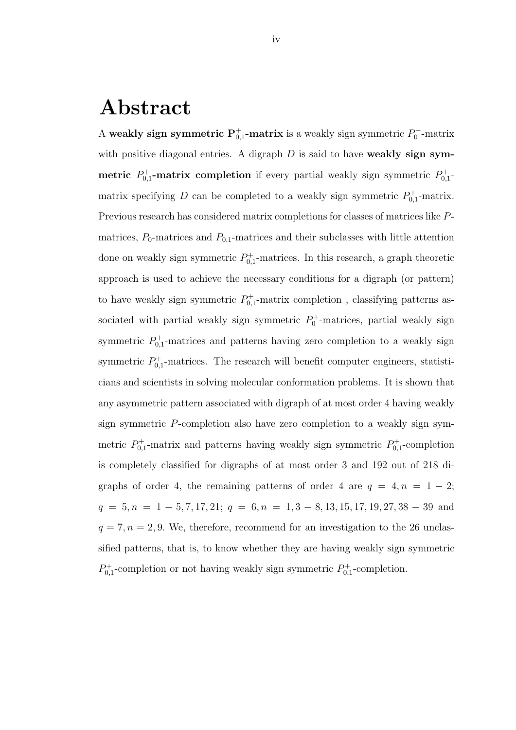# Abstract

A **weakly sign symmetric $\mathbf{P}^{+}_{0,1}$-matrix** is a weakly sign symmetric $P^{+}_{0}$-matrix with positive diagonal entries. A digraph $D$ is said to have **weakly sign symmetric $P^{+}_{0,1}$-matrix completion** if every partial weakly sign symmetric $P^{+}_{0,1}$-matrix specifying $D$ can be completed to a weakly sign symmetric $P^{+}_{0,1}$-matrix. Previous research has considered matrix completions for classes of matrices like $P$-matrices, $P_0$-matrices and $P_{0,1}$-matrices and their subclasses with little attention done on weakly sign symmetric $P^{+}_{0,1}$-matrices. In this research, a graph theoretic approach is used to achieve the necessary conditions for a digraph (or pattern) to have weakly sign symmetric $P^{+}_{0,1}$-matrix completion , classifying patterns associated with partial weakly sign symmetric $P^{+}_{0}$-matrices, partial weakly sign symmetric $P^{+}_{0,1}$-matrices and patterns having zero completion to a weakly sign symmetric $P^{+}_{0,1}$-matrices. The research will benefit computer engineers, statisticians and scientists in solving molecular conformation problems. It is shown that any asymmetric pattern associated with digraph of at most order 4 having weakly sign symmetric $P$-completion also have zero completion to a weakly sign symmetric $P^{+}_{0,1}$-matrix and patterns having weakly sign symmetric $P^{+}_{0,1}$-completion is completely classified for digraphs of at most order 3 and 192 out of 218 digraphs of order 4, the remaining patterns of order 4 are $q = 4, n = 1-2$; $q = 5, n = 1-5, 7, 17, 21$; $q = 6, n = 1, 3-8, 13, 15, 17, 19, 27, 38-39$ and $q = 7, n = 2, 9$. We, therefore, recommend for an investigation to the 26 unclassified patterns, that is, to know whether they are having weakly sign symmetric $P^{+}_{0,1}$-completion or not having weakly sign symmetric $P^{+}_{0,1}$-completion.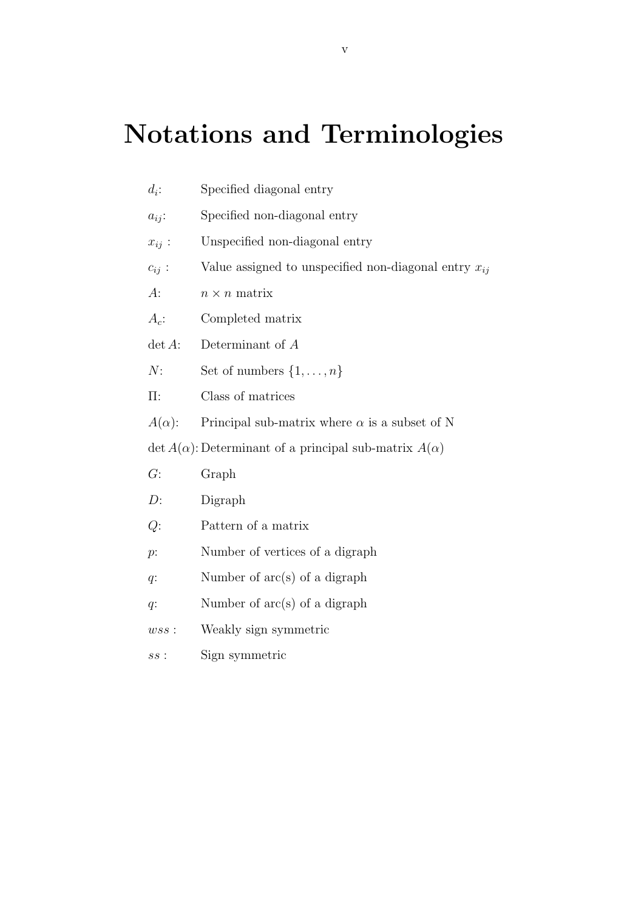# Notations and Terminologies

| | |
|---|---|
| $d_i$: | Specified diagonal entry |
| $a_{ij}$: | Specified non-diagonal entry |
| $x_{ij}$ : | Unspecified non-diagonal entry |
| $c_{ij}$ : | Value assigned to unspecified non-diagonal entry $x_{ij}$ |
| $A$: | $n \times n$ matrix |
| $A_c$: | Completed matrix |
| $\det A$: | Determinant of $A$ |
| $N$: | Set of numbers $\{1, \ldots, n\}$ |
| $\Pi$: | Class of matrices |
| $A(\alpha)$: | Principal sub-matrix where $\alpha$ is a subset of N |
| $\det A(\alpha)$: | Determinant of a principal sub-matrix $A(\alpha)$ |
| $G$: | Graph |
| $D$: | Digraph |
| $Q$: | Pattern of a matrix |
| $p$: | Number of vertices of a digraph |
| $q$: | Number of arc(s) of a digraph |
| $q$: | Number of arc(s) of a digraph |
| $wss$ : | Weakly sign symmetric |
| $ss$ : | Sign symmetric |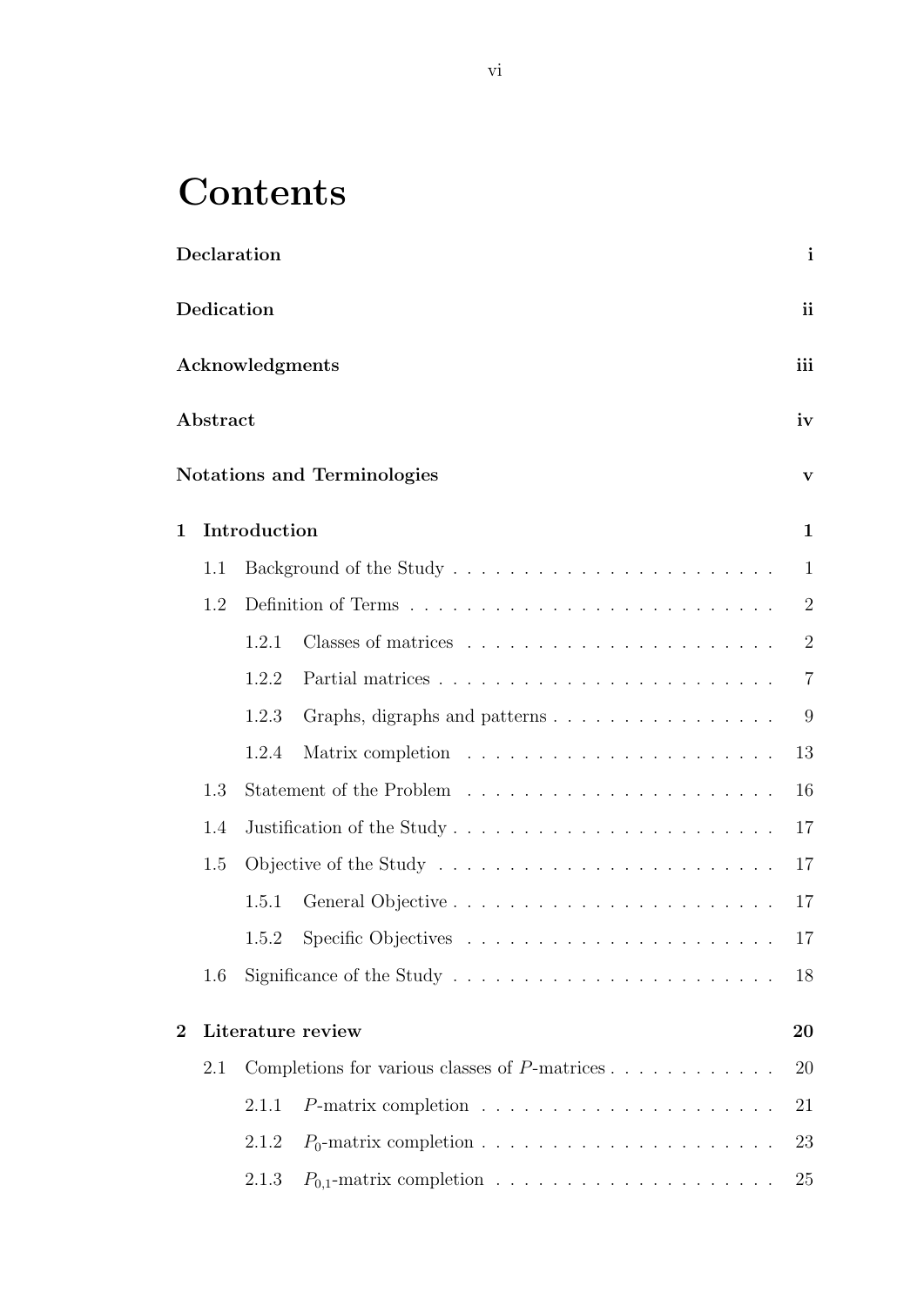# Contents

**Declaration** **i**

**Dedication** **ii**

**Acknowledgments** **iii**

**Abstract** **iv**

**Notations and Terminologies** **v**

**1 Introduction** **1**

- 1.1 Background of the Study . . . . . . . . . . . . . . . . . . . . . . 1
- 1.2 Definition of Terms . . . . . . . . . . . . . . . . . . . . . . . . . . 2
  - 1.2.1 Classes of matrices . . . . . . . . . . . . . . . . . . . . . 2
  - 1.2.2 Partial matrices . . . . . . . . . . . . . . . . . . . . . . . 7
  - 1.2.3 Graphs, digraphs and patterns . . . . . . . . . . . . . . . 9
  - 1.2.4 Matrix completion . . . . . . . . . . . . . . . . . . . . . 13
- 1.3 Statement of the Problem . . . . . . . . . . . . . . . . . . . . . 16
- 1.4 Justification of the Study . . . . . . . . . . . . . . . . . . . . . . 17
- 1.5 Objective of the Study . . . . . . . . . . . . . . . . . . . . . . . 17
  - 1.5.1 General Objective . . . . . . . . . . . . . . . . . . . . . . 17
  - 1.5.2 Specific Objectives . . . . . . . . . . . . . . . . . . . . . 17
- 1.6 Significance of the Study . . . . . . . . . . . . . . . . . . . . . . 18

**2 Literature review** **20**

- 2.1 Completions for various classes of $P$-matrices . . . . . . . . . . . . 20
  - 2.1.1 $P$-matrix completion . . . . . . . . . . . . . . . . . . . . 21
  - 2.1.2 $P_0$-matrix completion . . . . . . . . . . . . . . . . . . . . 23
  - 2.1.3 $P_{0,1}$-matrix completion . . . . . . . . . . . . . . . . . . . 25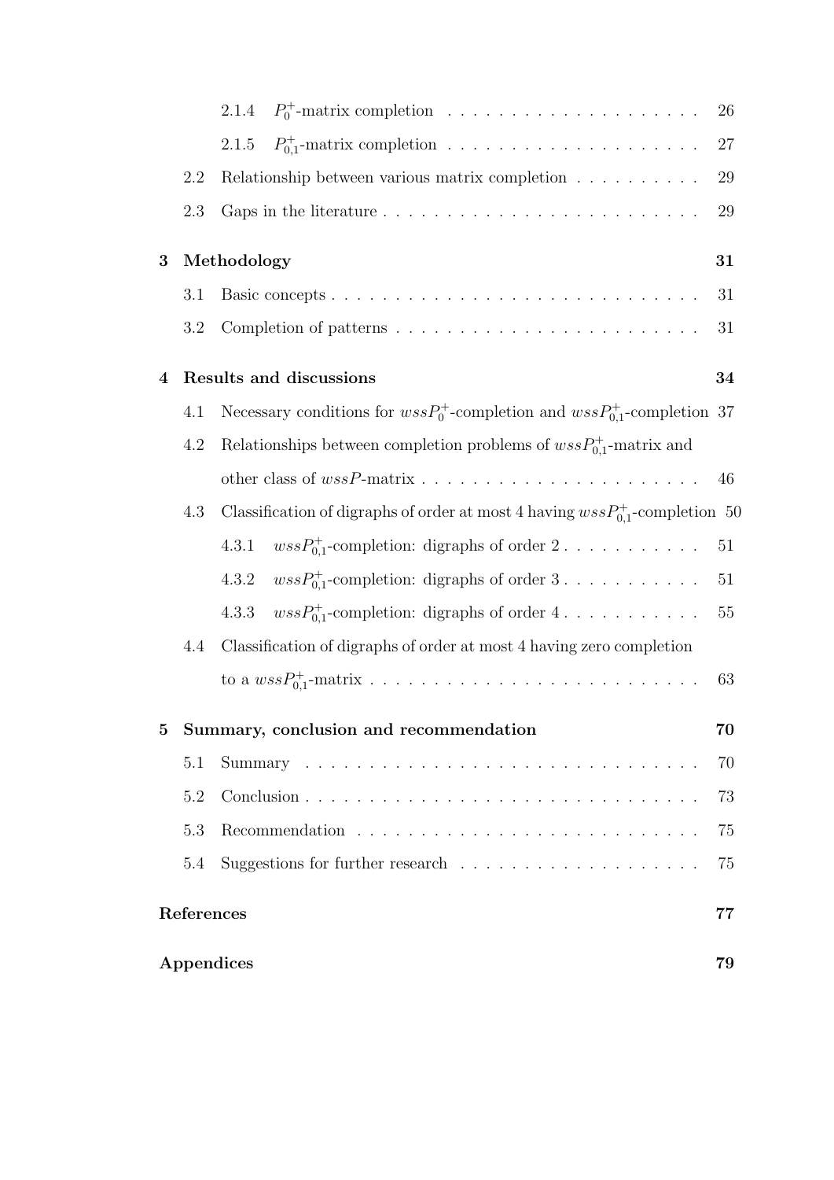2.1.4 $P_0^+$-matrix completion . . . . . . . . . . . . . . . . . . . 26

2.1.5 $P_{0,1}^+$-matrix completion . . . . . . . . . . . . . . . . . . . 27

2.2 Relationship between various matrix completion . . . . . . . . . . 29

2.3 Gaps in the literature . . . . . . . . . . . . . . . . . . . . . . . . 29

**3 Methodology** **31**

3.1 Basic concepts . . . . . . . . . . . . . . . . . . . . . . . . . . . . 31

3.2 Completion of patterns . . . . . . . . . . . . . . . . . . . . . . . . 31

**4 Results and discussions** **34**

4.1 Necessary conditions for $wssP_0^+$-completion and $wssP_{0,1}^+$-completion 37

4.2 Relationships between completion problems of $wssP_{0,1}^+$-matrix and other class of $wssP$-matrix . . . . . . . . . . . . . . . . . . . . . 46

4.3 Classification of digraphs of order at most 4 having $wssP_{0,1}^+$-completion 50

4.3.1 $wssP_{0,1}^+$-completion: digraphs of order 2 . . . . . . . . . . . 51

4.3.2 $wssP_{0,1}^+$-completion: digraphs of order 3 . . . . . . . . . . . 51

4.3.3 $wssP_{0,1}^+$-completion: digraphs of order 4 . . . . . . . . . . . 55

4.4 Classification of digraphs of order at most 4 having zero completion to a $wssP_{0,1}^+$-matrix . . . . . . . . . . . . . . . . . . . . . . . . . 63

**5 Summary, conclusion and recommendation** **70**

5.1 Summary . . . . . . . . . . . . . . . . . . . . . . . . . . . . . . . 70

5.2 Conclusion . . . . . . . . . . . . . . . . . . . . . . . . . . . . . . 73

5.3 Recommendation . . . . . . . . . . . . . . . . . . . . . . . . . . . 75

5.4 Suggestions for further research . . . . . . . . . . . . . . . . . . . 75

**References** **77**

**Appendices** **79**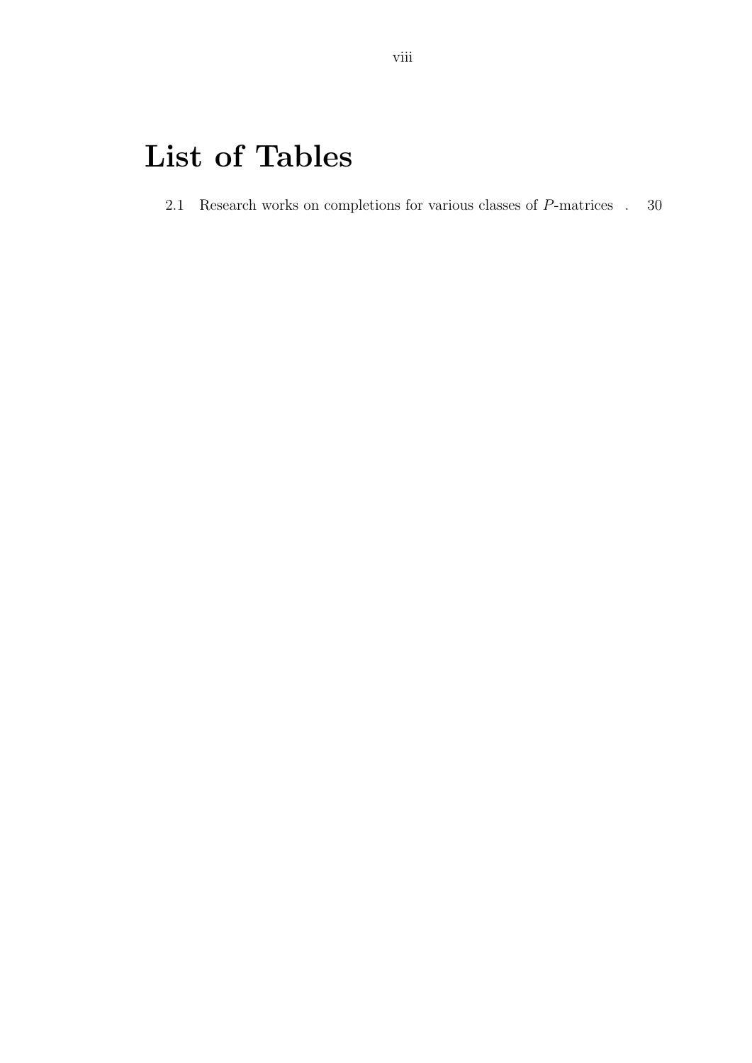# List of Tables

2.1 Research works on completions for various classes of $P$-matrices . 30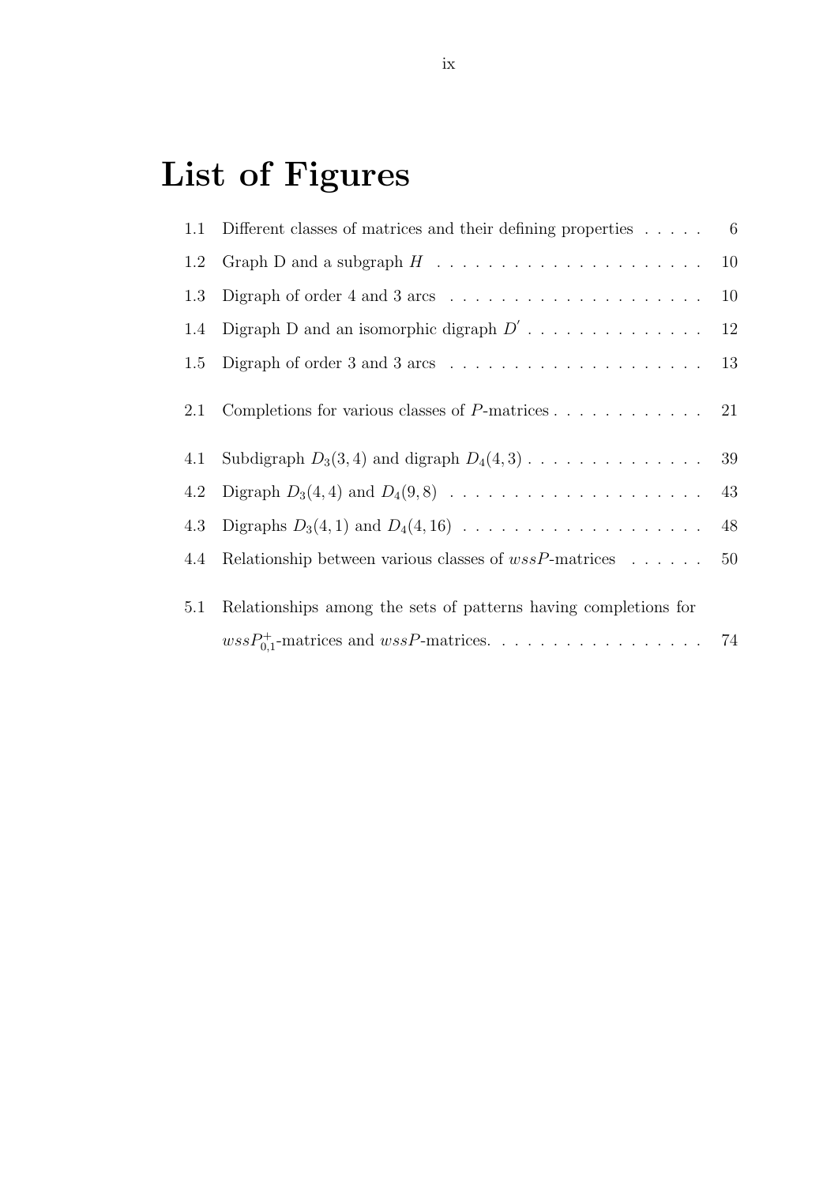# List of Figures

1.1 Different classes of matrices and their defining properties . . . . . 6

1.2 Graph D and a subgraph $H$ . . . . . . . . . . . . . . . . . . . . . 10

1.3 Digraph of order 4 and 3 arcs . . . . . . . . . . . . . . . . . . . . 10

1.4 Digraph D and an isomorphic digraph $D'$ . . . . . . . . . . . . . . 12

1.5 Digraph of order 3 and 3 arcs . . . . . . . . . . . . . . . . . . . . 13

2.1 Completions for various classes of $P$-matrices . . . . . . . . . . . . 21

4.1 Subdigraph $D_3(3,4)$ and digraph $D_4(4,3)$ . . . . . . . . . . . . . . 39

4.2 Digraph $D_3(4,4)$ and $D_4(9,8)$ . . . . . . . . . . . . . . . . . . . 43

4.3 Digraphs $D_3(4,1)$ and $D_4(4,16)$ . . . . . . . . . . . . . . . . . . . 48

4.4 Relationship between various classes of $wssP$-matrices . . . . . . 50

5.1 Relationships among the sets of patterns having completions for $wssP^{+}_{0,1}$-matrices and $wssP$-matrices. . . . . . . . . . . . . . . . . 74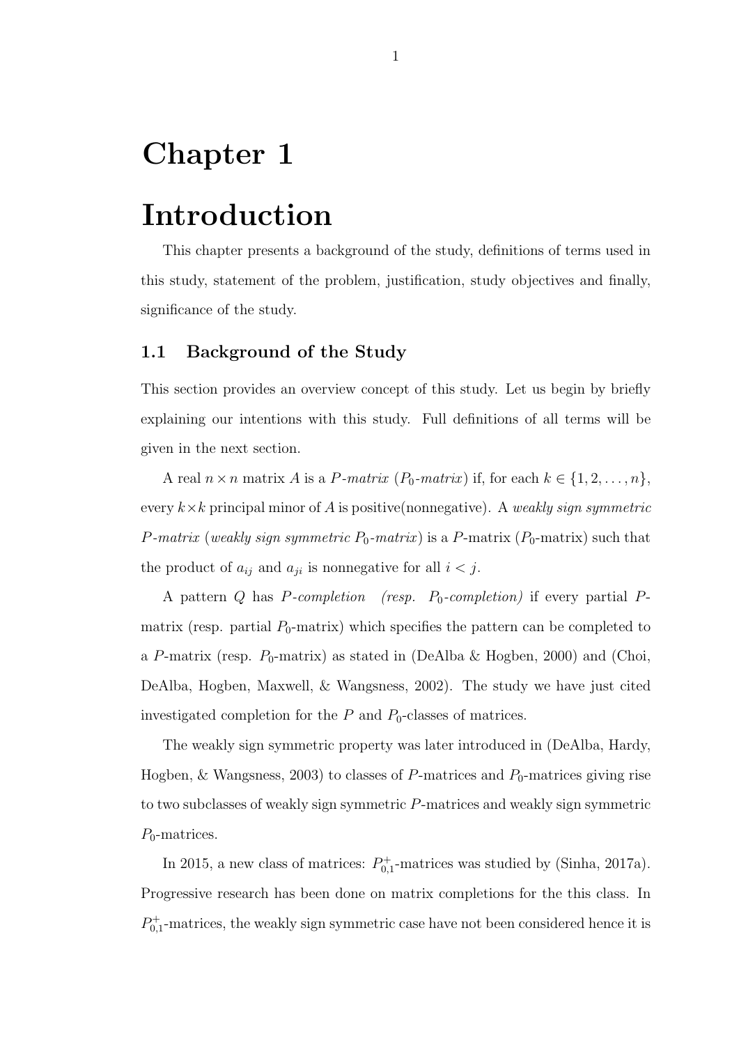# Chapter 1

# Introduction

This chapter presents a background of the study, definitions of terms used in this study, statement of the problem, justification, study objectives and finally, significance of the study.

## 1.1 Background of the Study

This section provides an overview concept of this study. Let us begin by briefly explaining our intentions with this study. Full definitions of all terms will be given in the next section.

A real $n \times n$ matrix $A$ is a *$P$-matrix* (*$P_0$-matrix*) if, for each $k \in \{1, 2, \ldots, n\}$, every $k \times k$ principal minor of $A$ is positive(nonnegative). A *weakly sign symmetric $P$-matrix* (*weakly sign symmetric $P_0$-matrix*) is a $P$-matrix ($P_0$-matrix) such that the product of $a_{ij}$ and $a_{ji}$ is nonnegative for all $i < j$.

A pattern $Q$ has *$P$-completion (resp. $P_0$-completion)* if every partial $P$-matrix (resp. partial $P_0$-matrix) which specifies the pattern can be completed to a $P$-matrix (resp. $P_0$-matrix) as stated in (DeAlba & Hogben, 2000) and (Choi, DeAlba, Hogben, Maxwell, & Wangsness, 2002). The study we have just cited investigated completion for the $P$ and $P_0$-classes of matrices.

The weakly sign symmetric property was later introduced in (DeAlba, Hardy, Hogben, & Wangsness, 2003) to classes of $P$-matrices and $P_0$-matrices giving rise to two subclasses of weakly sign symmetric $P$-matrices and weakly sign symmetric $P_0$-matrices.

In 2015, a new class of matrices: $P_{0,1}^{+}$-matrices was studied by (Sinha, 2017a). Progressive research has been done on matrix completions for the this class. In $P_{0,1}^{+}$-matrices, the weakly sign symmetric case have not been considered hence it is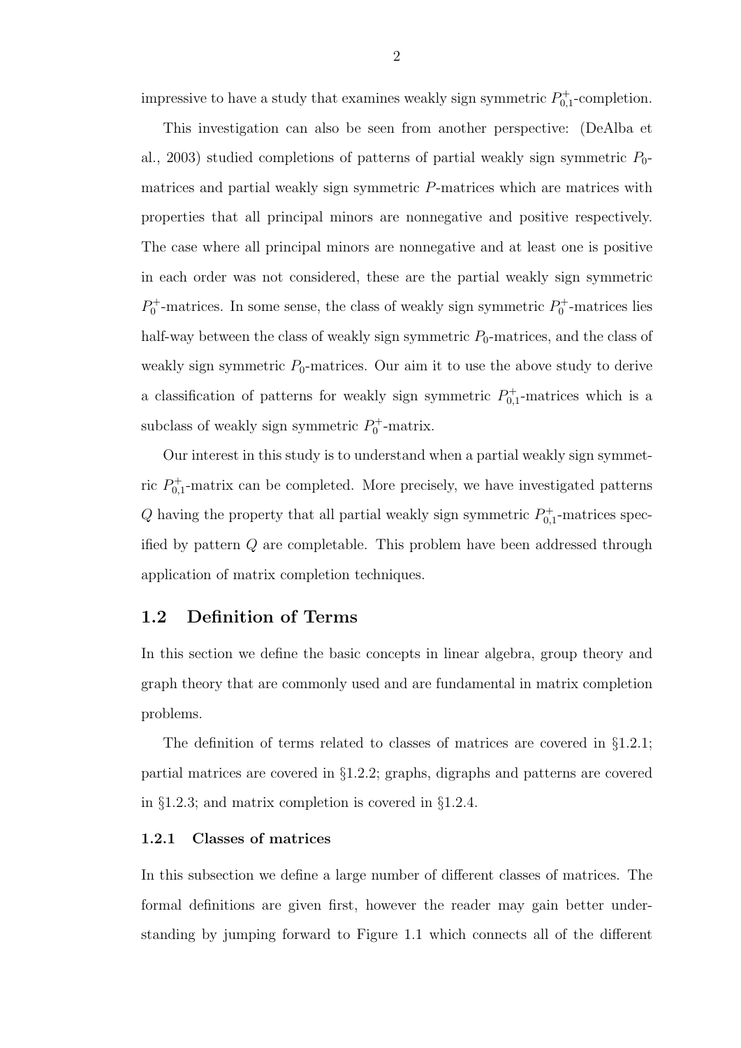impressive to have a study that examines weakly sign symmetric $P_{0,1}^+$-completion.

This investigation can also be seen from another perspective: (DeAlba et al., 2003) studied completions of patterns of partial weakly sign symmetric $P_0$-matrices and partial weakly sign symmetric $P$-matrices which are matrices with properties that all principal minors are nonnegative and positive respectively. The case where all principal minors are nonnegative and at least one is positive in each order was not considered, these are the partial weakly sign symmetric $P_0^+$-matrices. In some sense, the class of weakly sign symmetric $P_0^+$-matrices lies half-way between the class of weakly sign symmetric $P_0$-matrices, and the class of weakly sign symmetric $P_0$-matrices. Our aim it to use the above study to derive a classification of patterns for weakly sign symmetric $P_{0,1}^+$-matrices which is a subclass of weakly sign symmetric $P_0^+$-matrix.

Our interest in this study is to understand when a partial weakly sign symmetric $P_{0,1}^+$-matrix can be completed. More precisely, we have investigated patterns $Q$ having the property that all partial weakly sign symmetric $P_{0,1}^+$-matrices specified by pattern $Q$ are completable. This problem have been addressed through application of matrix completion techniques.

## 1.2 Definition of Terms

In this section we define the basic concepts in linear algebra, group theory and graph theory that are commonly used and are fundamental in matrix completion problems.

The definition of terms related to classes of matrices are covered in §1.2.1; partial matrices are covered in §1.2.2; graphs, digraphs and patterns are covered in §1.2.3; and matrix completion is covered in §1.2.4.

### 1.2.1 Classes of matrices

In this subsection we define a large number of different classes of matrices. The formal definitions are given first, however the reader may gain better understanding by jumping forward to Figure 1.1 which connects all of the different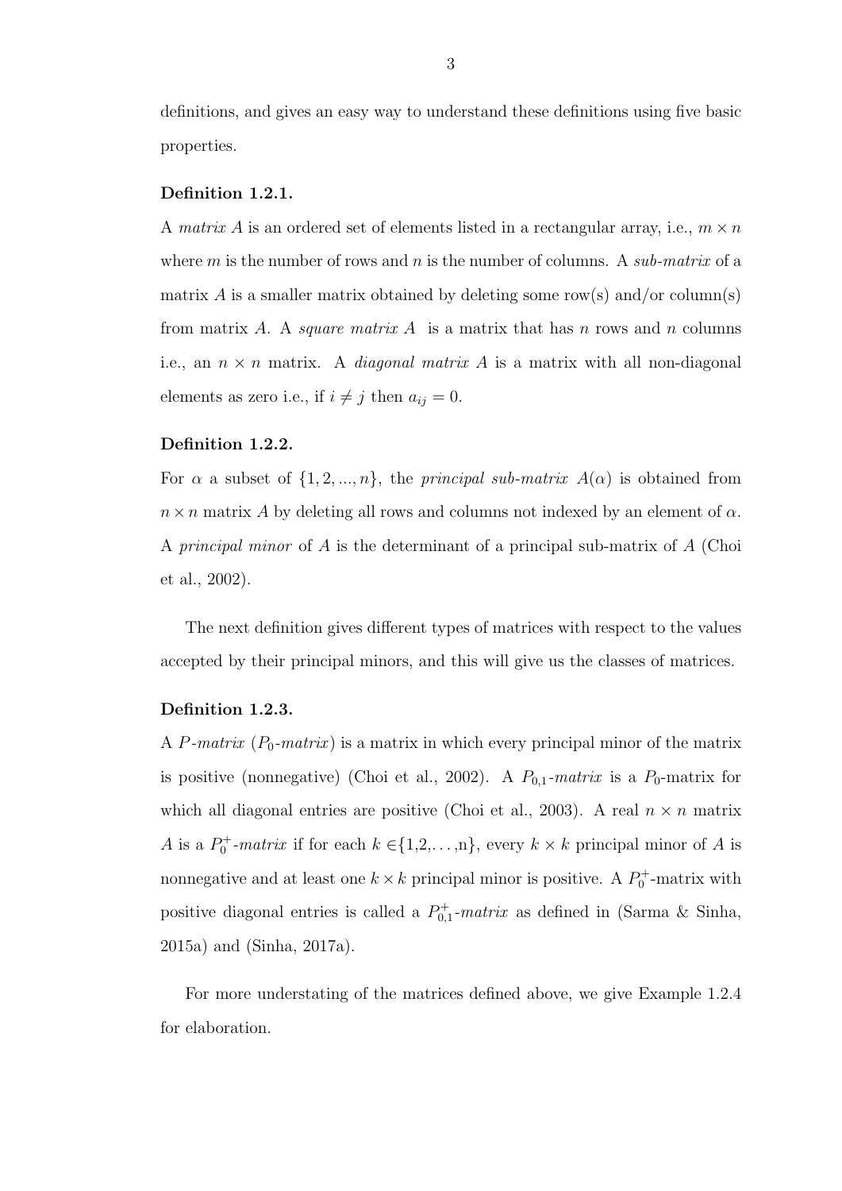definitions, and gives an easy way to understand these definitions using five basic properties.

**Definition 1.2.1.**

A *matrix* $A$ is an ordered set of elements listed in a rectangular array, i.e., $m \times n$ where $m$ is the number of rows and $n$ is the number of columns. A *sub-matrix* of a matrix $A$ is a smaller matrix obtained by deleting some row(s) and/or column(s) from matrix $A$. A *square matrix* $A$ is a matrix that has $n$ rows and $n$ columns i.e., an $n \times n$ matrix. A *diagonal matrix* $A$ is a matrix with all non-diagonal elements as zero i.e., if $i \neq j$ then $a_{ij} = 0$.

**Definition 1.2.2.**

For $\alpha$ a subset of $\{1, 2, ..., n\}$, the *principal sub-matrix* $A(\alpha)$ is obtained from $n \times n$ matrix $A$ by deleting all rows and columns not indexed by an element of $\alpha$. A *principal minor* of $A$ is the determinant of a principal sub-matrix of $A$ (Choi et al., 2002).

The next definition gives different types of matrices with respect to the values accepted by their principal minors, and this will give us the classes of matrices.

**Definition 1.2.3.**

A *$P$-matrix* (*$P_0$-matrix*) is a matrix in which every principal minor of the matrix is positive (nonnegative) (Choi et al., 2002). A *$P_{0,1}$-matrix* is a $P_0$-matrix for which all diagonal entries are positive (Choi et al., 2003). A real $n \times n$ matrix $A$ is a *$P_0^+$-matrix* if for each $k \in${1,2,. . . ,n}, every $k \times k$ principal minor of $A$ is nonnegative and at least one $k \times k$ principal minor is positive. A $P_0^+$-matrix with positive diagonal entries is called a *$P_{0,1}^+$-matrix* as defined in (Sarma & Sinha, 2015a) and (Sinha, 2017a).

For more understating of the matrices defined above, we give Example 1.2.4 for elaboration.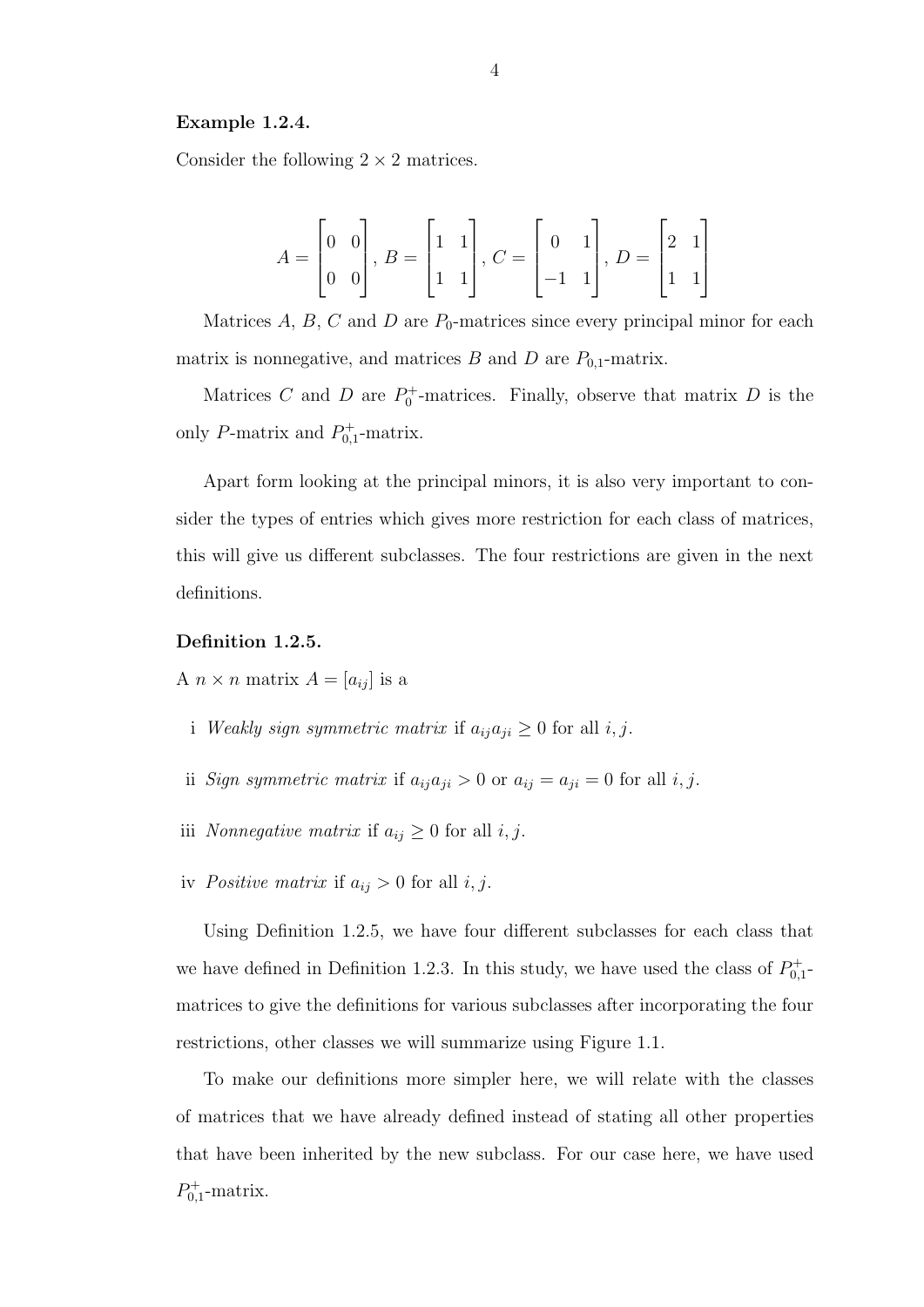**Example 1.2.4.**

Consider the following $2 \times 2$ matrices.

$$A = \begin{bmatrix} 0 & 0 \\ 0 & 0 \end{bmatrix}, \; B = \begin{bmatrix} 1 & 1 \\ 1 & 1 \end{bmatrix}, \; C = \begin{bmatrix} 0 & 1 \\ -1 & 1 \end{bmatrix}, \; D = \begin{bmatrix} 2 & 1 \\ 1 & 1 \end{bmatrix}$$

Matrices $A$, $B$, $C$ and $D$ are $P_0$-matrices since every principal minor for each matrix is nonnegative, and matrices $B$ and $D$ are $P_{0,1}$-matrix.

Matrices $C$ and $D$ are $P_0^+$-matrices. Finally, observe that matrix $D$ is the only $P$-matrix and $P_{0,1}^+$-matrix.

Apart form looking at the principal minors, it is also very important to consider the types of entries which gives more restriction for each class of matrices, this will give us different subclasses. The four restrictions are given in the next definitions.

**Definition 1.2.5.**

A $n \times n$ matrix $A = [a_{ij}]$ is a

i *Weakly sign symmetric matrix* if $a_{ij}a_{ji} \geq 0$ for all $i, j$.

ii *Sign symmetric matrix* if $a_{ij}a_{ji} > 0$ or $a_{ij} = a_{ji} = 0$ for all $i, j$.

iii *Nonnegative matrix* if $a_{ij} \geq 0$ for all $i, j$.

iv *Positive matrix* if $a_{ij} > 0$ for all $i, j$.

Using Definition 1.2.5, we have four different subclasses for each class that we have defined in Definition 1.2.3. In this study, we have used the class of $P_{0,1}^+$-matrices to give the definitions for various subclasses after incorporating the four restrictions, other classes we will summarize using Figure 1.1.

To make our definitions more simpler here, we will relate with the classes of matrices that we have already defined instead of stating all other properties that have been inherited by the new subclass. For our case here, we have used $P_{0,1}^+$-matrix.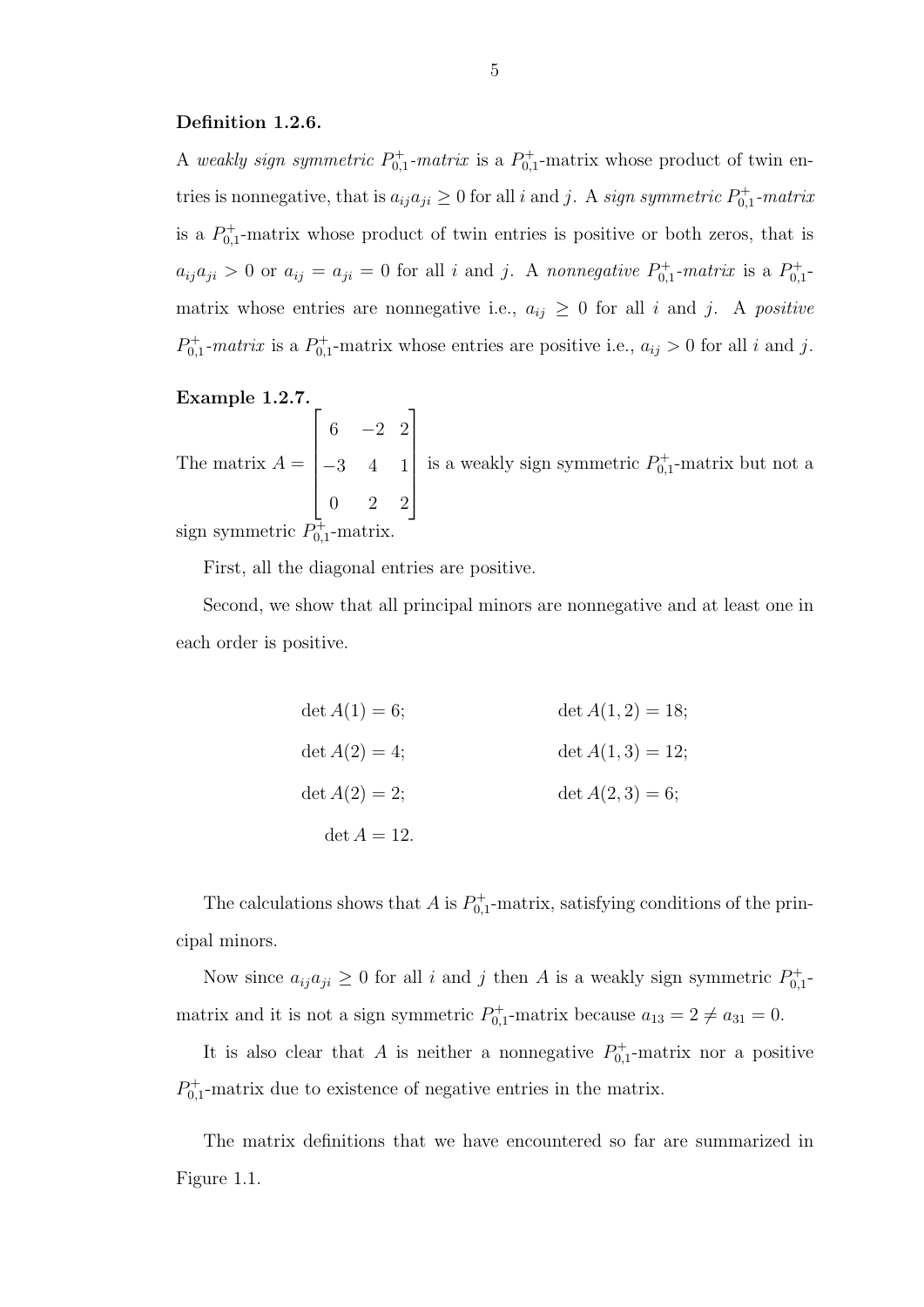**Definition 1.2.6.**

A *weakly sign symmetric $P_{0,1}^+$-matrix* is a $P_{0,1}^+$-matrix whose product of twin entries is nonnegative, that is $a_{ij}a_{ji} \geq 0$ for all $i$ and $j$. A *sign symmetric $P_{0,1}^+$-matrix* is a $P_{0,1}^+$-matrix whose product of twin entries is positive or both zeros, that is $a_{ij}a_{ji} > 0$ or $a_{ij} = a_{ji} = 0$ for all $i$ and $j$. A *nonnegative $P_{0,1}^+$-matrix* is a $P_{0,1}^+$-matrix whose entries are nonnegative i.e., $a_{ij} \geq 0$ for all $i$ and $j$. A *positive $P_{0,1}^+$-matrix* is a $P_{0,1}^+$-matrix whose entries are positive i.e., $a_{ij} > 0$ for all $i$ and $j$.

**Example 1.2.7.**

The matrix $A = \begin{bmatrix} 6 & -2 & 2 \\ -3 & 4 & 1 \\ 0 & 2 & 2 \end{bmatrix}$ is a weakly sign symmetric $P_{0,1}^+$-matrix but not a sign symmetric $P_{0,1}^+$-matrix.

First, all the diagonal entries are positive.

Second, we show that all principal minors are nonnegative and at least one in each order is positive.

$$\det A(1) = 6; \qquad \det A(1,2) = 18;$$

$$\det A(2) = 4; \qquad \det A(1,3) = 12;$$

$$\det A(2) = 2; \qquad \det A(2,3) = 6;$$

$$\det A = 12.$$

The calculations shows that $A$ is $P_{0,1}^+$-matrix, satisfying conditions of the principal minors.

Now since $a_{ij}a_{ji} \geq 0$ for all $i$ and $j$ then $A$ is a weakly sign symmetric $P_{0,1}^+$-matrix and it is not a sign symmetric $P_{0,1}^+$-matrix because $a_{13} = 2 \neq a_{31} = 0$.

It is also clear that $A$ is neither a nonnegative $P_{0,1}^+$-matrix nor a positive $P_{0,1}^+$-matrix due to existence of negative entries in the matrix.

The matrix definitions that we have encountered so far are summarized in Figure 1.1.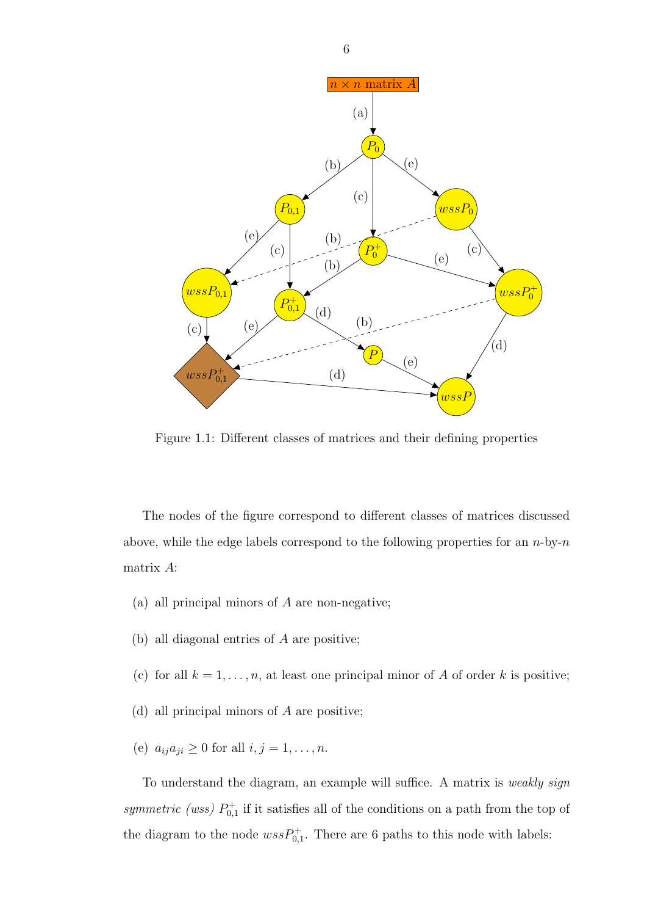$n \times n$ matrix $A$

(a)

$P_0$

(b) (c) (e)

$P_{0,1}$

$wssP_0$

(e) (c) (b) (c)

$P_0^+$

$wssP_{0,1}$

(b) (e)

$P_{0,1}^+$

$wssP_0^+$

(c) (e) (d) (b) (d)

$P$

$wssP_{0,1}^+$

(d) (e)

$wssP$

Figure 1.1: Different classes of matrices and their defining properties

The nodes of the figure correspond to different classes of matrices discussed above, while the edge labels correspond to the following properties for an $n$-by-$n$ matrix $A$:

(a) all principal minors of $A$ are non-negative;

(b) all diagonal entries of $A$ are positive;

(c) for all $k = 1, \ldots, n$, at least one principal minor of $A$ of order $k$ is positive;

(d) all principal minors of $A$ are positive;

(e) $a_{ij}a_{ji} \geq 0$ for all $i, j = 1, \ldots, n$.

To understand the diagram, an example will suffice. A matrix is *weakly sign symmetric (wss)* $P_{0,1}^+$ if it satisfies all of the conditions on a path from the top of the diagram to the node $wssP_{0,1}^+$. There are 6 paths to this node with labels: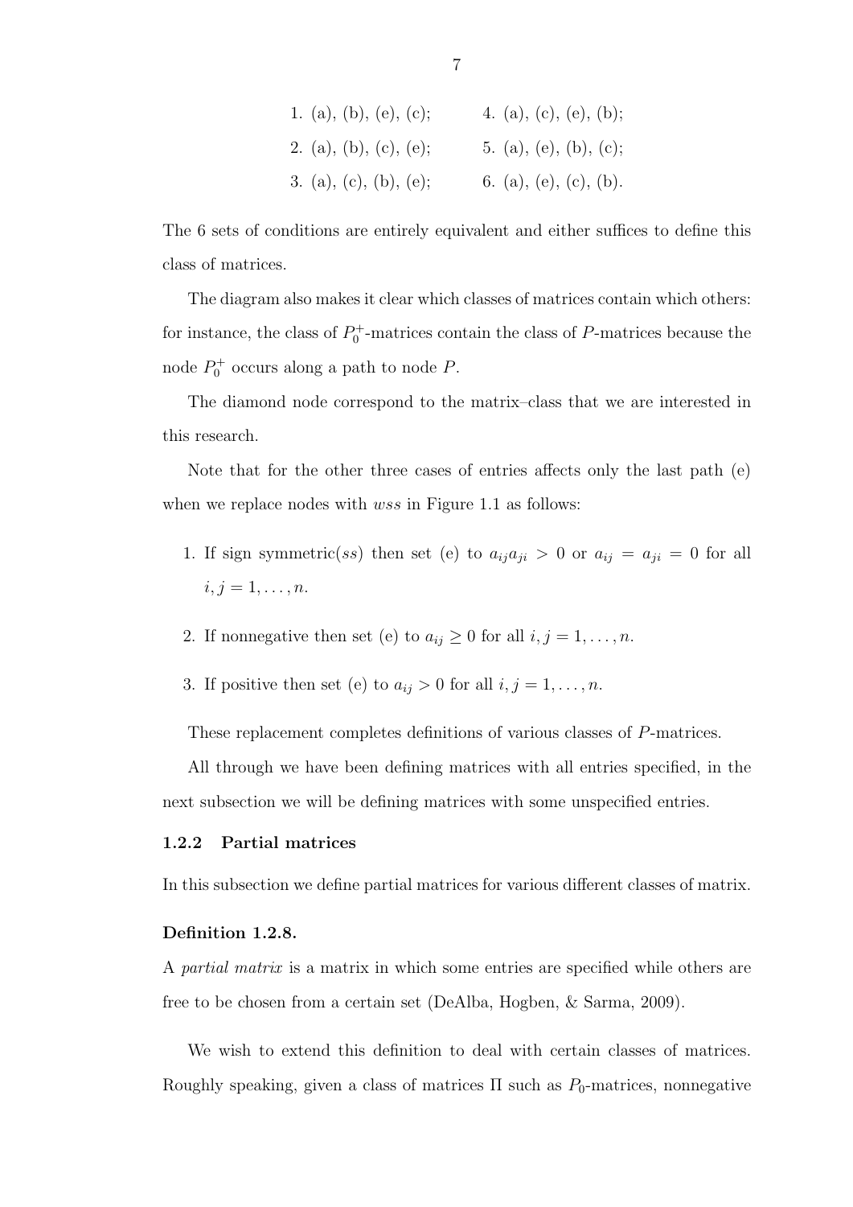1. (a), (b), (e), (c);
2. (a), (b), (c), (e);
3. (a), (c), (b), (e);
4. (a), (c), (e), (b);
5. (a), (e), (b), (c);
6. (a), (e), (c), (b).

The 6 sets of conditions are entirely equivalent and either suffices to define this class of matrices.

The diagram also makes it clear which classes of matrices contain which others: for instance, the class of $P_0^+$-matrices contain the class of $P$-matrices because the node $P_0^+$ occurs along a path to node $P$.

The diamond node correspond to the matrix–class that we are interested in this research.

Note that for the other three cases of entries affects only the last path (e) when we replace nodes with *wss* in Figure 1.1 as follows:

1. If sign symmetric(*ss*) then set (e) to $a_{ij}a_{ji} > 0$ or $a_{ij} = a_{ji} = 0$ for all $i, j = 1, \ldots, n$.
2. If nonnegative then set (e) to $a_{ij} \geq 0$ for all $i, j = 1, \ldots, n$.
3. If positive then set (e) to $a_{ij} > 0$ for all $i, j = 1, \ldots, n$.

These replacement completes definitions of various classes of $P$-matrices.

All through we have been defining matrices with all entries specified, in the next subsection we will be defining matrices with some unspecified entries.

### 1.2.2 Partial matrices

In this subsection we define partial matrices for various different classes of matrix.

**Definition 1.2.8.**

A *partial matrix* is a matrix in which some entries are specified while others are free to be chosen from a certain set (DeAlba, Hogben, & Sarma, 2009).

We wish to extend this definition to deal with certain classes of matrices. Roughly speaking, given a class of matrices $\Pi$ such as $P_0$-matrices, nonnegative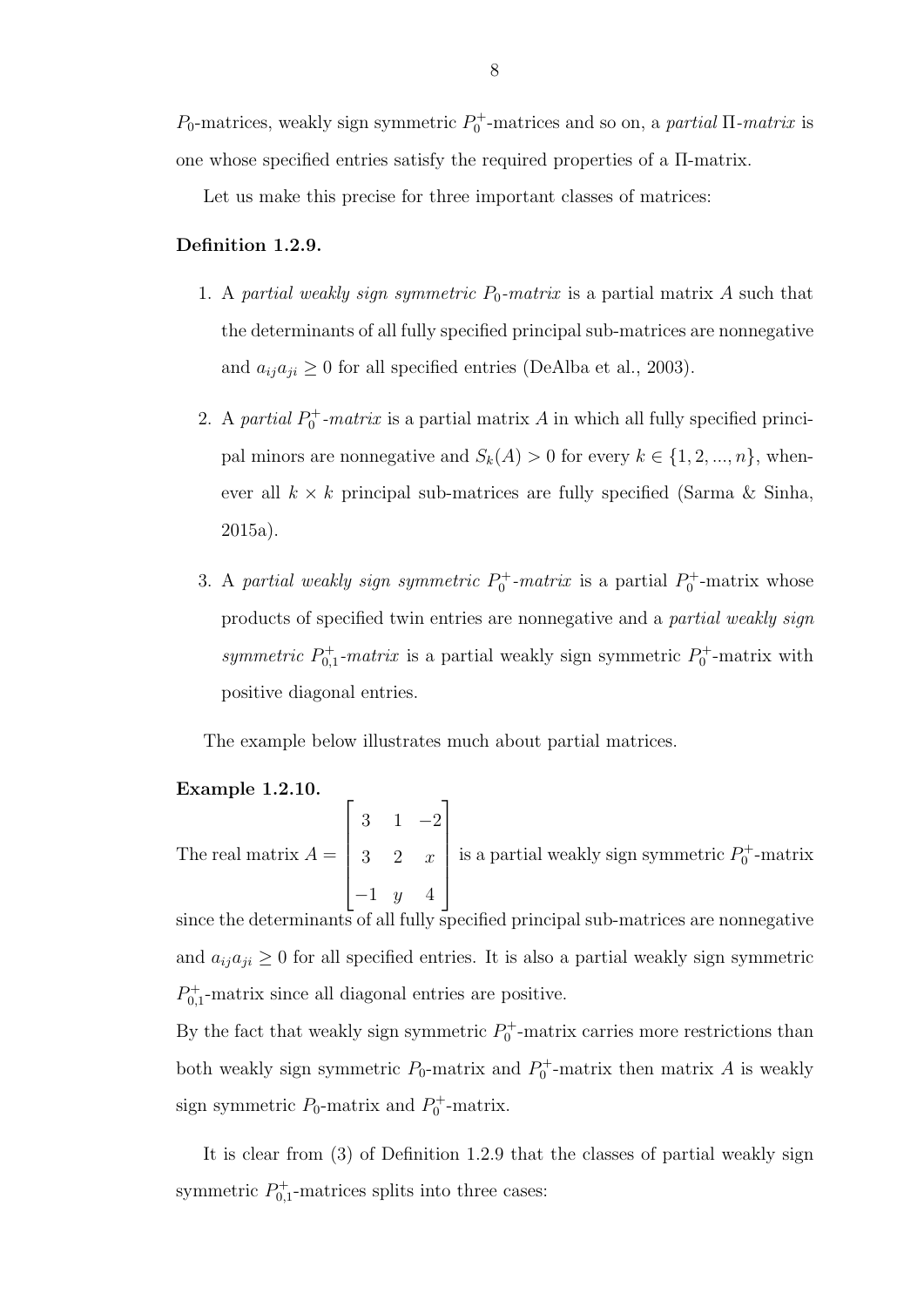$P_0$-matrices, weakly sign symmetric $P_0^+$-matrices and so on, a *partial* $\Pi$-*matrix* is one whose specified entries satisfy the required properties of a $\Pi$-matrix.

Let us make this precise for three important classes of matrices:

**Definition 1.2.9.**

1. A *partial weakly sign symmetric* $P_0$-*matrix* is a partial matrix $A$ such that the determinants of all fully specified principal sub-matrices are nonnegative and $a_{ij}a_{ji} \geq 0$ for all specified entries (DeAlba et al., 2003).

2. A *partial* $P_0^+$-*matrix* is a partial matrix $A$ in which all fully specified principal minors are nonnegative and $S_k(A) > 0$ for every $k \in \{1, 2, ..., n\}$, whenever all $k \times k$ principal sub-matrices are fully specified (Sarma & Sinha, 2015a).

3. A *partial weakly sign symmetric* $P_0^+$-*matrix* is a partial $P_0^+$-matrix whose products of specified twin entries are nonnegative and a *partial weakly sign symmetric* $P_{0,1}^+$-*matrix* is a partial weakly sign symmetric $P_0^+$-matrix with positive diagonal entries.

The example below illustrates much about partial matrices.

**Example 1.2.10.**

The real matrix $A = \begin{bmatrix} 3 & 1 & -2 \\ 3 & 2 & x \\ -1 & y & 4 \end{bmatrix}$ is a partial weakly sign symmetric $P_0^+$-matrix since the determinants of all fully specified principal sub-matrices are nonnegative and $a_{ij}a_{ji} \geq 0$ for all specified entries. It is also a partial weakly sign symmetric $P_{0,1}^+$-matrix since all diagonal entries are positive.

By the fact that weakly sign symmetric $P_0^+$-matrix carries more restrictions than both weakly sign symmetric $P_0$-matrix and $P_0^+$-matrix then matrix $A$ is weakly sign symmetric $P_0$-matrix and $P_0^+$-matrix.

It is clear from (3) of Definition 1.2.9 that the classes of partial weakly sign symmetric $P_{0,1}^+$-matrices splits into three cases: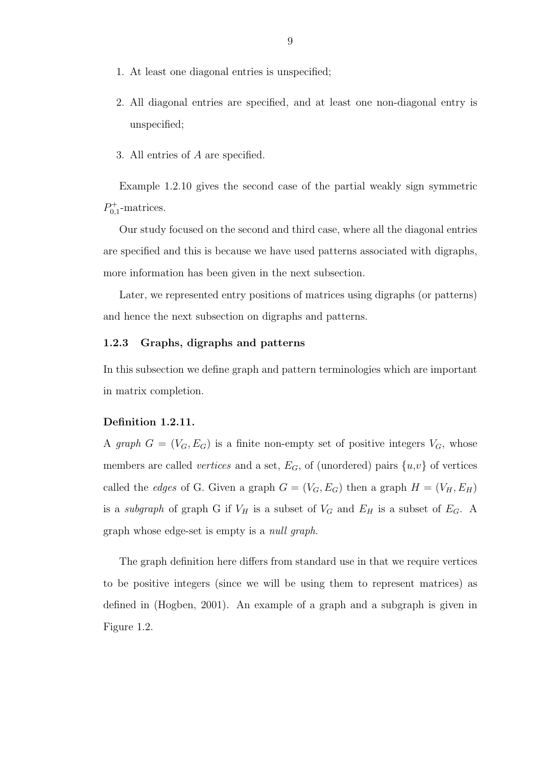1. At least one diagonal entries is unspecified;
2. All diagonal entries are specified, and at least one non-diagonal entry is unspecified;
3. All entries of $A$ are specified.

Example 1.2.10 gives the second case of the partial weakly sign symmetric $P_{0,1}^{+}$-matrices.

Our study focused on the second and third case, where all the diagonal entries are specified and this is because we have used patterns associated with digraphs, more information has been given in the next subsection.

Later, we represented entry positions of matrices using digraphs (or patterns) and hence the next subsection on digraphs and patterns.

### 1.2.3 Graphs, digraphs and patterns

In this subsection we define graph and pattern terminologies which are important in matrix completion.

**Definition 1.2.11.**

A *graph* $G = (V_G, E_G)$ is a finite non-empty set of positive integers $V_G$, whose members are called *vertices* and a set, $E_G$, of (unordered) pairs $\{u,v\}$ of vertices called the *edges* of G. Given a graph $G = (V_G, E_G)$ then a graph $H = (V_H, E_H)$ is a *subgraph* of graph G if $V_H$ is a subset of $V_G$ and $E_H$ is a subset of $E_G$. A graph whose edge-set is empty is a *null graph*.

The graph definition here differs from standard use in that we require vertices to be positive integers (since we will be using them to represent matrices) as defined in (Hogben, 2001). An example of a graph and a subgraph is given in Figure 1.2.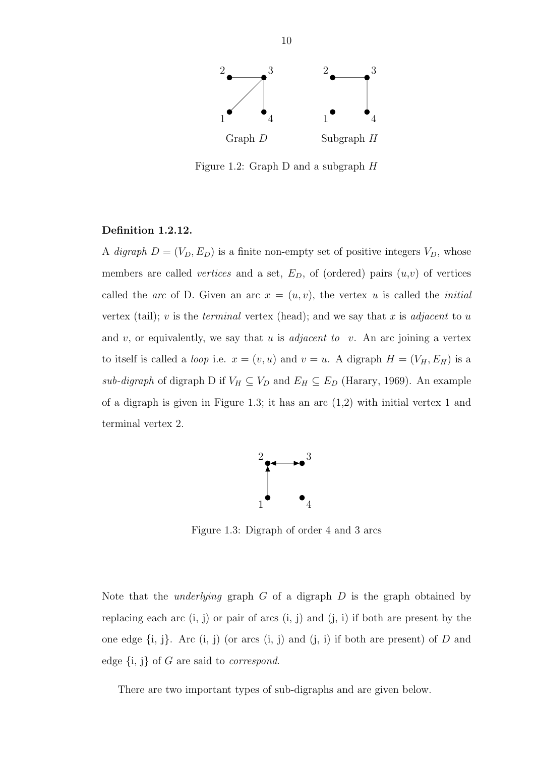2 3 2 3

1 4 1 4

Graph $D$ Subgraph $H$

Figure 1.2: Graph D and a subgraph $H$

**Definition 1.2.12.**

A *digraph* $D = (V_D, E_D)$ is a finite non-empty set of positive integers $V_D$, whose members are called *vertices* and a set, $E_D$, of (ordered) pairs $(u,v)$ of vertices called the *arc* of D. Given an arc $x = (u, v)$, the vertex $u$ is called the *initial* vertex (tail); $v$ is the *terminal* vertex (head); and we say that $x$ is *adjacent* to $u$ and $v$, or equivalently, we say that $u$ is *adjacent to* $v$. An arc joining a vertex to itself is called a *loop* i.e. $x = (v, u)$ and $v = u$. A digraph $H = (V_H, E_H)$ is a *sub-digraph* of digraph D if $V_H \subseteq V_D$ and $E_H \subseteq E_D$ (Harary, 1969). An example of a digraph is given in Figure 1.3; it has an arc (1,2) with initial vertex 1 and terminal vertex 2.

2 3

1 4

Figure 1.3: Digraph of order 4 and 3 arcs

Note that the *underlying* graph $G$ of a digraph $D$ is the graph obtained by replacing each arc (i, j) or pair of arcs (i, j) and (j, i) if both are present by the one edge {i, j}. Arc (i, j) (or arcs (i, j) and (j, i) if both are present) of $D$ and edge {i, j} of $G$ are said to *correspond*.

There are two important types of sub-digraphs and are given below.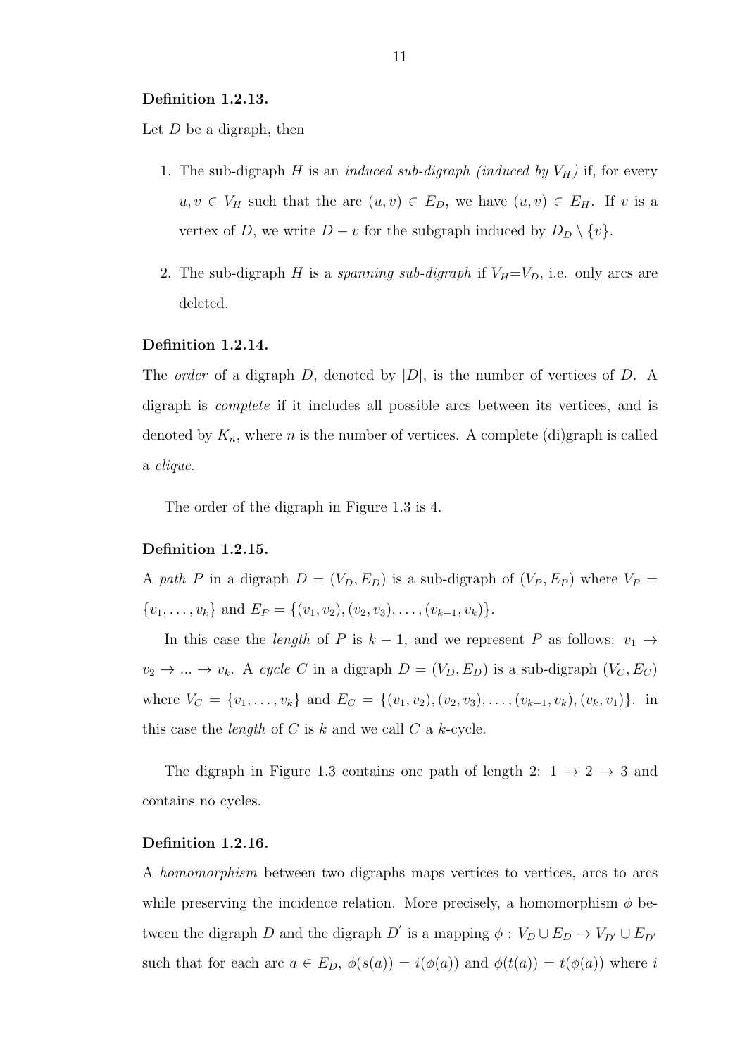**Definition 1.2.13.**

Let $D$ be a digraph, then

1. The sub-digraph $H$ is an *induced sub-digraph (induced by $V_H$)* if, for every $u, v \in V_H$ such that the arc $(u, v) \in E_D$, we have $(u, v) \in E_H$. If $v$ is a vertex of $D$, we write $D - v$ for the subgraph induced by $D_D \setminus \{v\}$.

2. The sub-digraph $H$ is a *spanning sub-digraph* if $V_H$=$V_D$, i.e. only arcs are deleted.

**Definition 1.2.14.**

The *order* of a digraph $D$, denoted by $|D|$, is the number of vertices of $D$. A digraph is *complete* if it includes all possible arcs between its vertices, and is denoted by $K_n$, where $n$ is the number of vertices. A complete (di)graph is called a *clique*.

The order of the digraph in Figure 1.3 is 4.

**Definition 1.2.15.**

A *path* $P$ in a digraph $D = (V_D, E_D)$ is a sub-digraph of $(V_P, E_P)$ where $V_P = \{v_1, \ldots, v_k\}$ and $E_P = \{(v_1, v_2), (v_2, v_3), \ldots, (v_{k-1}, v_k)\}$.

In this case the *length* of $P$ is $k - 1$, and we represent $P$ as follows: $v_1 \rightarrow v_2 \rightarrow \ldots \rightarrow v_k$. A *cycle* $C$ in a digraph $D = (V_D, E_D)$ is a sub-digraph $(V_C, E_C)$ where $V_C = \{v_1, \ldots, v_k\}$ and $E_C = \{(v_1, v_2), (v_2, v_3), \ldots, (v_{k-1}, v_k), (v_k, v_1)\}$. in this case the *length* of $C$ is $k$ and we call $C$ a $k$-cycle.

The digraph in Figure 1.3 contains one path of length 2: $1 \rightarrow 2 \rightarrow 3$ and contains no cycles.

**Definition 1.2.16.**

A *homomorphism* between two digraphs maps vertices to vertices, arcs to arcs while preserving the incidence relation. More precisely, a homomorphism $\phi$ between the digraph $D$ and the digraph $D'$ is a mapping $\phi : V_D \cup E_D \rightarrow V_{D'} \cup E_{D'}$ such that for each arc $a \in E_D$, $\phi(s(a)) = i(\phi(a))$ and $\phi(t(a)) = t(\phi(a))$ where $i$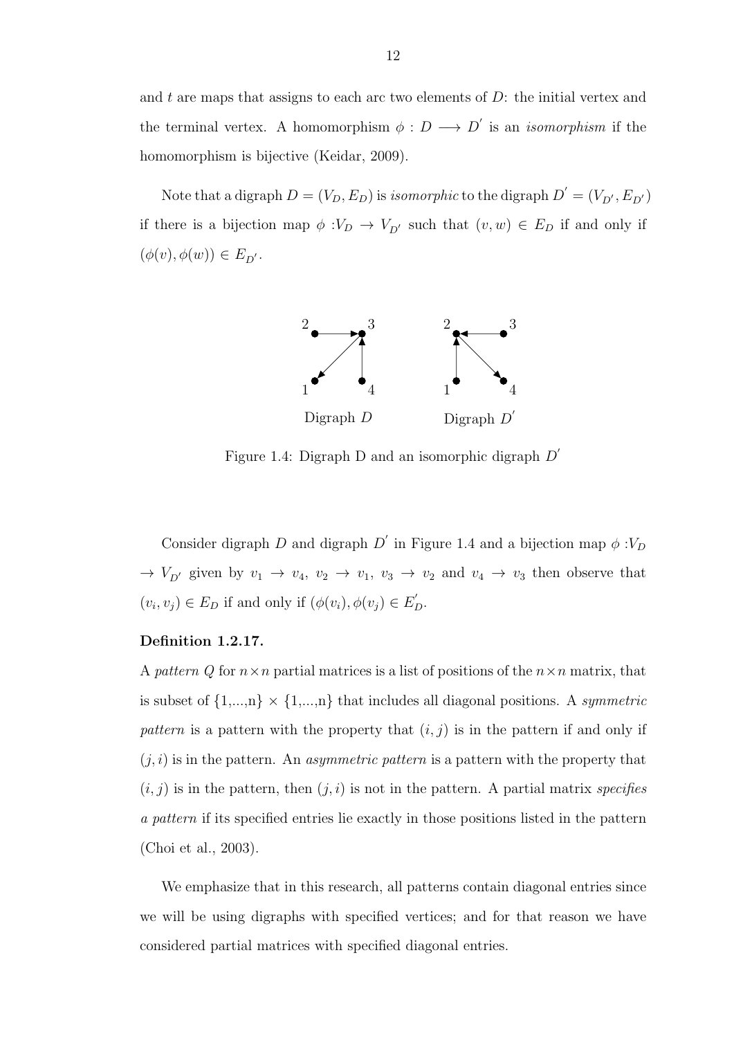and $t$ are maps that assigns to each arc two elements of $D$: the initial vertex and the terminal vertex. A homomorphism $\phi : D \longrightarrow D^{'}$ is an *isomorphism* if the homomorphism is bijective (Keidar, 2009).

Note that a digraph $D = (V_D, E_D)$ is *isomorphic* to the digraph $D^{'} = (V_{D'}, E_{D'})$ if there is a bijection map $\phi : V_D \rightarrow V_{D'}$ such that $(v, w) \in E_D$ if and only if $(\phi(v), \phi(w)) \in E_{D'}$.

2
3
1
4
Digraph $D$

2
3
1
4
Digraph $D^{'}$

Figure 1.4: Digraph D and an isomorphic digraph $D^{'}$

Consider digraph $D$ and digraph $D^{'}$ in Figure 1.4 and a bijection map $\phi : V_D \rightarrow V_{D'}$ given by $v_1 \rightarrow v_4$, $v_2 \rightarrow v_1$, $v_3 \rightarrow v_2$ and $v_4 \rightarrow v_3$ then observe that $(v_i, v_j) \in E_D$ if and only if $(\phi(v_i), \phi(v_j) \in E_D^{'}$.

**Definition 1.2.17.**

A *pattern* $Q$ for $n \times n$ partial matrices is a list of positions of the $n \times n$ matrix, that is subset of {1,...,n} $\times$ {1,...,n} that includes all diagonal positions. A *symmetric pattern* is a pattern with the property that $(i, j)$ is in the pattern if and only if $(j, i)$ is in the pattern. An *asymmetric pattern* is a pattern with the property that $(i, j)$ is in the pattern, then $(j, i)$ is not in the pattern. A partial matrix *specifies a pattern* if its specified entries lie exactly in those positions listed in the pattern (Choi et al., 2003).

We emphasize that in this research, all patterns contain diagonal entries since we will be using digraphs with specified vertices; and for that reason we have considered partial matrices with specified diagonal entries.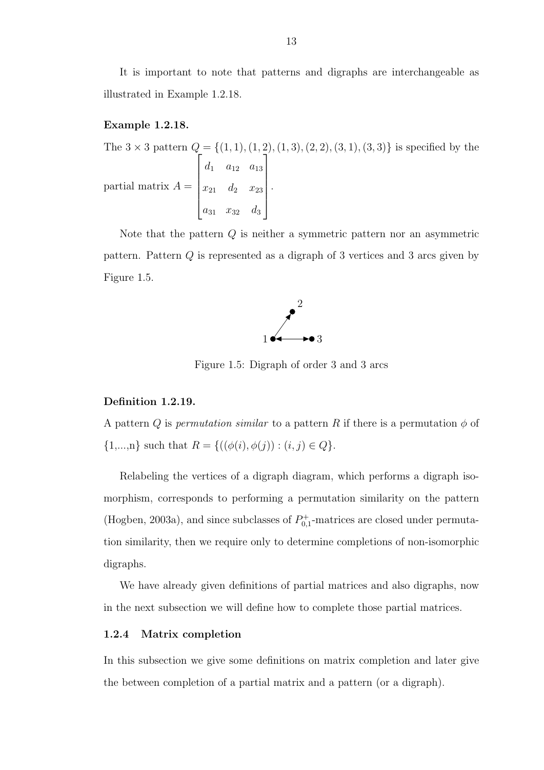It is important to note that patterns and digraphs are interchangeable as illustrated in Example 1.2.18.

**Example 1.2.18.**

The $3 \times 3$ pattern $Q = \{(1,1),(1,2),(1,3),(2,2),(3,1),(3,3)\}$ is specified by the partial matrix $A = \begin{bmatrix} d_1 & a_{12} & a_{13} \\ x_{21} & d_2 & x_{23} \\ a_{31} & x_{32} & d_3 \end{bmatrix}$.

Note that the pattern $Q$ is neither a symmetric pattern nor an asymmetric pattern. Pattern $Q$ is represented as a digraph of 3 vertices and 3 arcs given by Figure 1.5.

2

1 3

Figure 1.5: Digraph of order 3 and 3 arcs

**Definition 1.2.19.**

A pattern $Q$ is *permutation similar* to a pattern $R$ if there is a permutation $\phi$ of $\{1,...,n\}$ such that $R = \{((\phi(i), \phi(j)) : (i,j) \in Q\}$.

Relabeling the vertices of a digraph diagram, which performs a digraph isomorphism, corresponds to performing a permutation similarity on the pattern (Hogben, 2003a), and since subclasses of $P_{0,1}^{+}$-matrices are closed under permutation similarity, then we require only to determine completions of non-isomorphic digraphs.

We have already given definitions of partial matrices and also digraphs, now in the next subsection we will define how to complete those partial matrices.

### 1.2.4 Matrix completion

In this subsection we give some definitions on matrix completion and later give the between completion of a partial matrix and a pattern (or a digraph).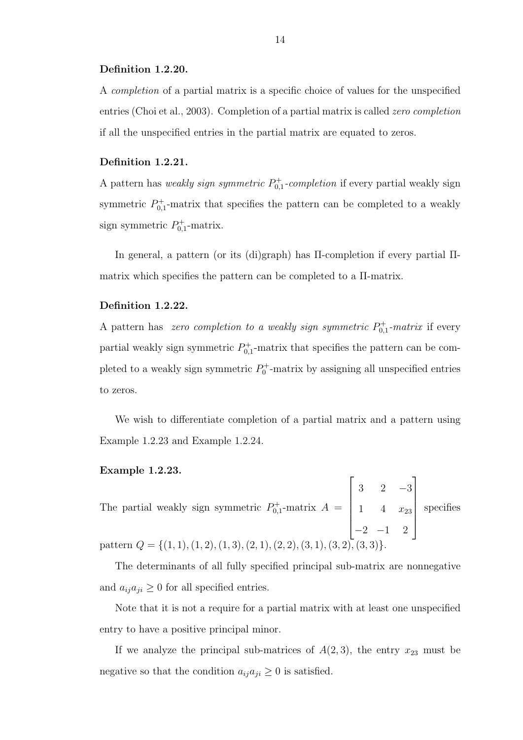**Definition 1.2.20.**

A *completion* of a partial matrix is a specific choice of values for the unspecified entries (Choi et al., 2003). Completion of a partial matrix is called *zero completion* if all the unspecified entries in the partial matrix are equated to zeros.

**Definition 1.2.21.**

A pattern has *weakly sign symmetric $P_{0,1}^{+}$-completion* if every partial weakly sign symmetric $P_{0,1}^{+}$-matrix that specifies the pattern can be completed to a weakly sign symmetric $P_{0,1}^{+}$-matrix.

In general, a pattern (or its (di)graph) has $\Pi$-completion if every partial $\Pi$-matrix which specifies the pattern can be completed to a $\Pi$-matrix.

**Definition 1.2.22.**

A pattern has *zero completion to a weakly sign symmetric $P_{0,1}^{+}$-matrix* if every partial weakly sign symmetric $P_{0,1}^{+}$-matrix that specifies the pattern can be completed to a weakly sign symmetric $P_{0}^{+}$-matrix by assigning all unspecified entries to zeros.

We wish to differentiate completion of a partial matrix and a pattern using Example 1.2.23 and Example 1.2.24.

**Example 1.2.23.**

The partial weakly sign symmetric $P_{0,1}^{+}$-matrix $A = \begin{bmatrix} 3 & 2 & -3 \\ 1 & 4 & x_{23} \\ -2 & -1 & 2 \end{bmatrix}$ specifies pattern $Q = \{(1,1),(1,2),(1,3),(2,1),(2,2),(3,1),(3,2),(3,3)\}$.

The determinants of all fully specified principal sub-matrix are nonnegative and $a_{ij}a_{ji} \geq 0$ for all specified entries.

Note that it is not a require for a partial matrix with at least one unspecified entry to have a positive principal minor.

If we analyze the principal sub-matrices of $A(2,3)$, the entry $x_{23}$ must be negative so that the condition $a_{ij}a_{ji} \geq 0$ is satisfied.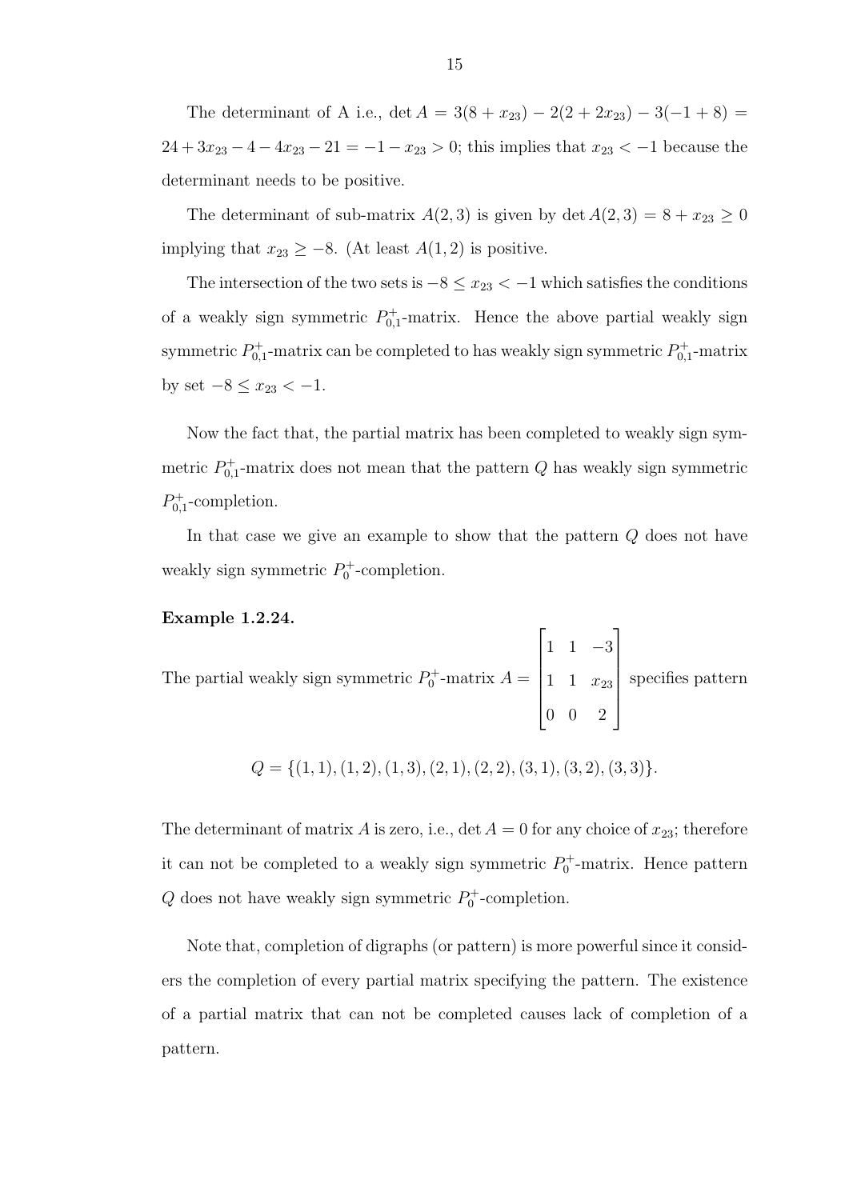The determinant of A i.e., $\det A = 3(8 + x_{23}) - 2(2 + 2x_{23}) - 3(-1 + 8) = 24 + 3x_{23} - 4 - 4x_{23} - 21 = -1 - x_{23} > 0$; this implies that $x_{23} < -1$ because the determinant needs to be positive.

The determinant of sub-matrix $A(2, 3)$ is given by $\det A(2, 3) = 8 + x_{23} \geq 0$ implying that $x_{23} \geq -8$. (At least $A(1, 2)$ is positive.

The intersection of the two sets is $-8 \leq x_{23} < -1$ which satisfies the conditions of a weakly sign symmetric $P_{0,1}^{+}$-matrix. Hence the above partial weakly sign symmetric $P_{0,1}^{+}$-matrix can be completed to has weakly sign symmetric $P_{0,1}^{+}$-matrix by set $-8 \leq x_{23} < -1$.

Now the fact that, the partial matrix has been completed to weakly sign symmetric $P_{0,1}^{+}$-matrix does not mean that the pattern $Q$ has weakly sign symmetric $P_{0,1}^{+}$-completion.

In that case we give an example to show that the pattern $Q$ does not have weakly sign symmetric $P_{0}^{+}$-completion.

**Example 1.2.24.**

The partial weakly sign symmetric $P_{0}^{+}$-matrix $A = \begin{bmatrix} 1 & 1 & -3 \\ 1 & 1 & x_{23} \\ 0 & 0 & 2 \end{bmatrix}$ specifies pattern

$$Q = \{(1, 1), (1, 2), (1, 3), (2, 1), (2, 2), (3, 1), (3, 2), (3, 3)\}.$$

The determinant of matrix $A$ is zero, i.e., $\det A = 0$ for any choice of $x_{23}$; therefore it can not be completed to a weakly sign symmetric $P_{0}^{+}$-matrix. Hence pattern $Q$ does not have weakly sign symmetric $P_{0}^{+}$-completion.

Note that, completion of digraphs (or pattern) is more powerful since it considers the completion of every partial matrix specifying the pattern. The existence of a partial matrix that can not be completed causes lack of completion of a pattern.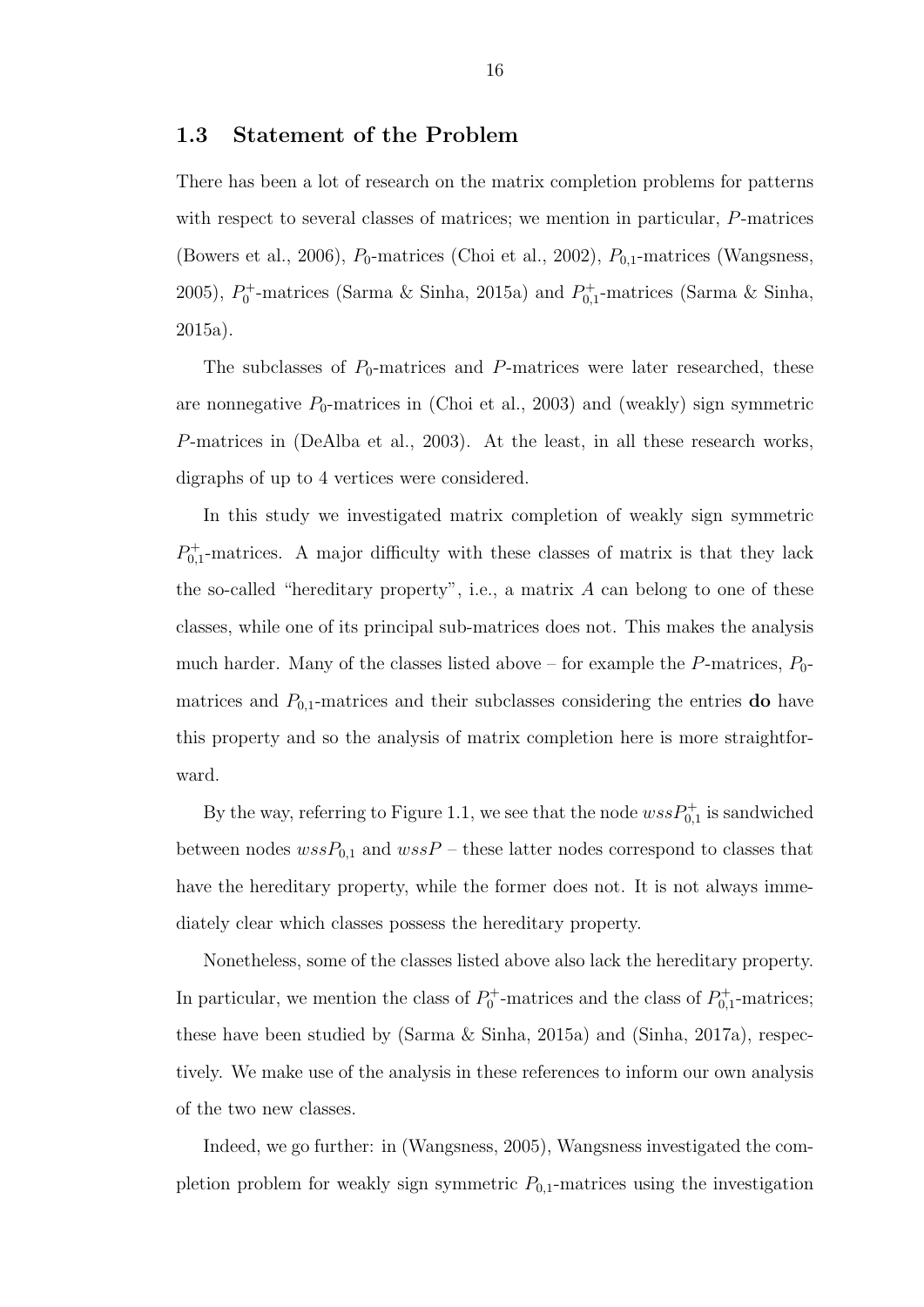## 1.3 Statement of the Problem

There has been a lot of research on the matrix completion problems for patterns with respect to several classes of matrices; we mention in particular, $P$-matrices (Bowers et al., 2006), $P_0$-matrices (Choi et al., 2002), $P_{0,1}$-matrices (Wangsness, 2005), $P_0^+$-matrices (Sarma & Sinha, 2015a) and $P_{0,1}^+$-matrices (Sarma & Sinha, 2015a).

The subclasses of $P_0$-matrices and $P$-matrices were later researched, these are nonnegative $P_0$-matrices in (Choi et al., 2003) and (weakly) sign symmetric $P$-matrices in (DeAlba et al., 2003). At the least, in all these research works, digraphs of up to 4 vertices were considered.

In this study we investigated matrix completion of weakly sign symmetric $P_{0,1}^+$-matrices. A major difficulty with these classes of matrix is that they lack the so-called "hereditary property", i.e., a matrix $A$ can belong to one of these classes, while one of its principal sub-matrices does not. This makes the analysis much harder. Many of the classes listed above – for example the $P$-matrices, $P_0$-matrices and $P_{0,1}$-matrices and their subclasses considering the entries **do** have this property and so the analysis of matrix completion here is more straightforward.

By the way, referring to Figure 1.1, we see that the node $wssP_{0,1}^+$ is sandwiched between nodes $wssP_{0,1}$ and $wssP$ – these latter nodes correspond to classes that have the hereditary property, while the former does not. It is not always immediately clear which classes possess the hereditary property.

Nonetheless, some of the classes listed above also lack the hereditary property. In particular, we mention the class of $P_0^+$-matrices and the class of $P_{0,1}^+$-matrices; these have been studied by (Sarma & Sinha, 2015a) and (Sinha, 2017a), respectively. We make use of the analysis in these references to inform our own analysis of the two new classes.

Indeed, we go further: in (Wangsness, 2005), Wangsness investigated the completion problem for weakly sign symmetric $P_{0,1}$-matrices using the investigation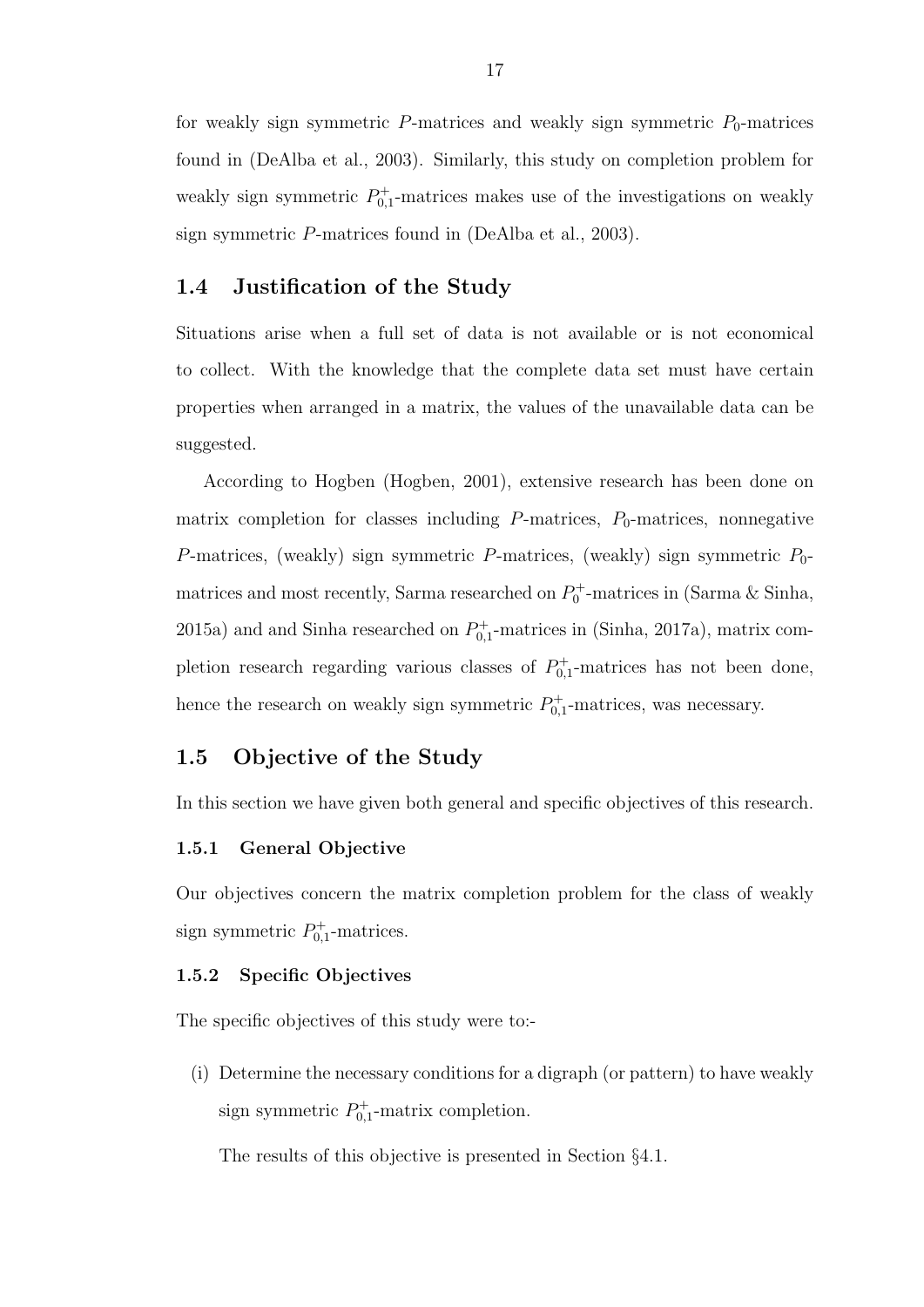for weakly sign symmetric $P$-matrices and weakly sign symmetric $P_0$-matrices found in (DeAlba et al., 2003). Similarly, this study on completion problem for weakly sign symmetric $P_{0,1}^+$-matrices makes use of the investigations on weakly sign symmetric $P$-matrices found in (DeAlba et al., 2003).

## 1.4 Justification of the Study

Situations arise when a full set of data is not available or is not economical to collect. With the knowledge that the complete data set must have certain properties when arranged in a matrix, the values of the unavailable data can be suggested.

According to Hogben (Hogben, 2001), extensive research has been done on matrix completion for classes including $P$-matrices, $P_0$-matrices, nonnegative $P$-matrices, (weakly) sign symmetric $P$-matrices, (weakly) sign symmetric $P_0$-matrices and most recently, Sarma researched on $P_0^+$-matrices in (Sarma & Sinha, 2015a) and and Sinha researched on $P_{0,1}^+$-matrices in (Sinha, 2017a), matrix completion research regarding various classes of $P_{0,1}^+$-matrices has not been done, hence the research on weakly sign symmetric $P_{0,1}^+$-matrices, was necessary.

## 1.5 Objective of the Study

In this section we have given both general and specific objectives of this research.

### 1.5.1 General Objective

Our objectives concern the matrix completion problem for the class of weakly sign symmetric $P_{0,1}^+$-matrices.

### 1.5.2 Specific Objectives

The specific objectives of this study were to:-

(i) Determine the necessary conditions for a digraph (or pattern) to have weakly sign symmetric $P_{0,1}^+$-matrix completion.

The results of this objective is presented in Section §4.1.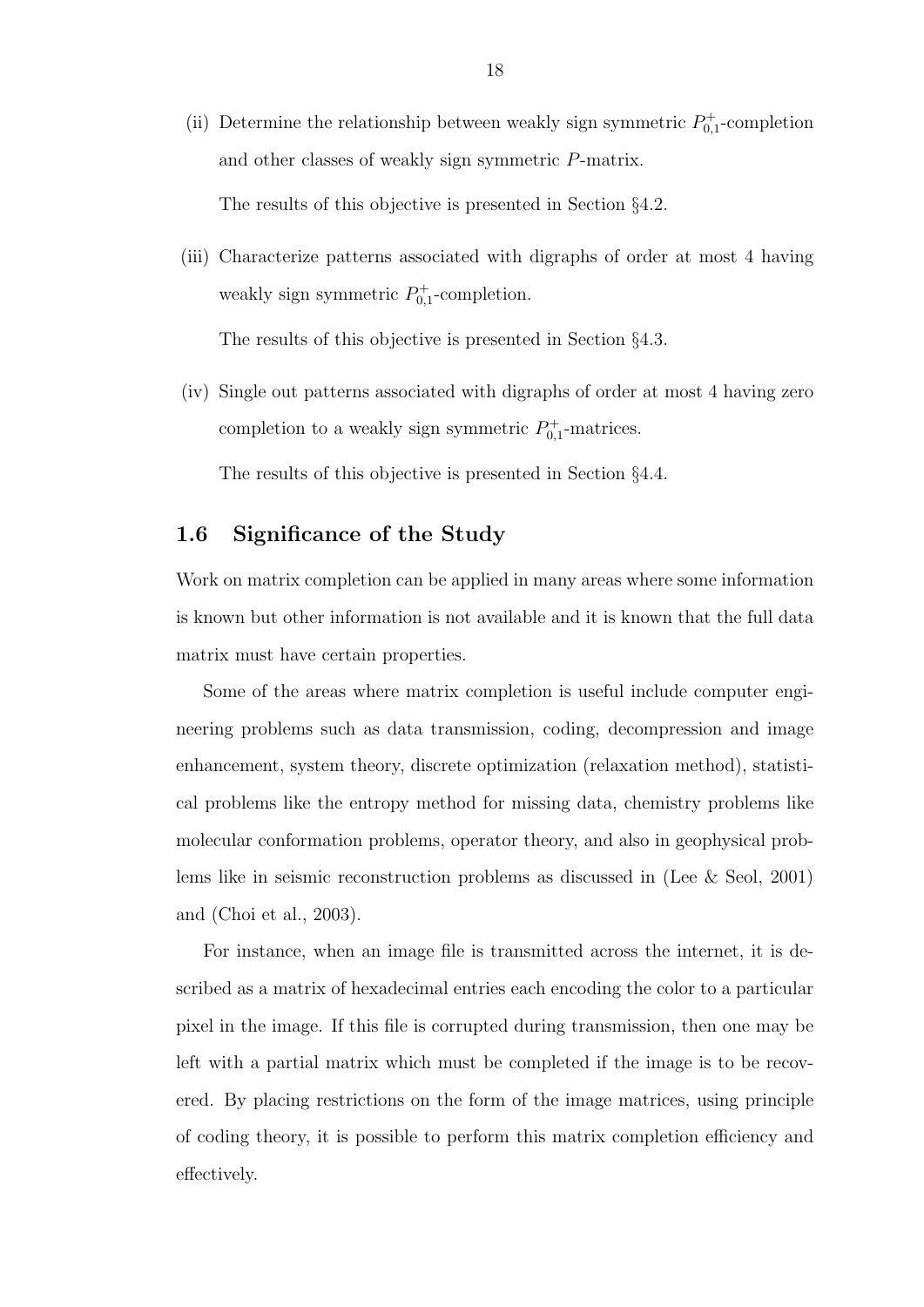(ii) Determine the relationship between weakly sign symmetric $P_{0,1}^{+}$-completion and other classes of weakly sign symmetric $P$-matrix.

The results of this objective is presented in Section §4.2.

(iii) Characterize patterns associated with digraphs of order at most 4 having weakly sign symmetric $P_{0,1}^{+}$-completion.

The results of this objective is presented in Section §4.3.

(iv) Single out patterns associated with digraphs of order at most 4 having zero completion to a weakly sign symmetric $P_{0,1}^{+}$-matrices.

The results of this objective is presented in Section §4.4.

## 1.6 Significance of the Study

Work on matrix completion can be applied in many areas where some information is known but other information is not available and it is known that the full data matrix must have certain properties.

Some of the areas where matrix completion is useful include computer engineering problems such as data transmission, coding, decompression and image enhancement, system theory, discrete optimization (relaxation method), statistical problems like the entropy method for missing data, chemistry problems like molecular conformation problems, operator theory, and also in geophysical problems like in seismic reconstruction problems as discussed in (Lee & Seol, 2001) and (Choi et al., 2003).

For instance, when an image file is transmitted across the internet, it is described as a matrix of hexadecimal entries each encoding the color to a particular pixel in the image. If this file is corrupted during transmission, then one may be left with a partial matrix which must be completed if the image is to be recovered. By placing restrictions on the form of the image matrices, using principle of coding theory, it is possible to perform this matrix completion efficiency and effectively.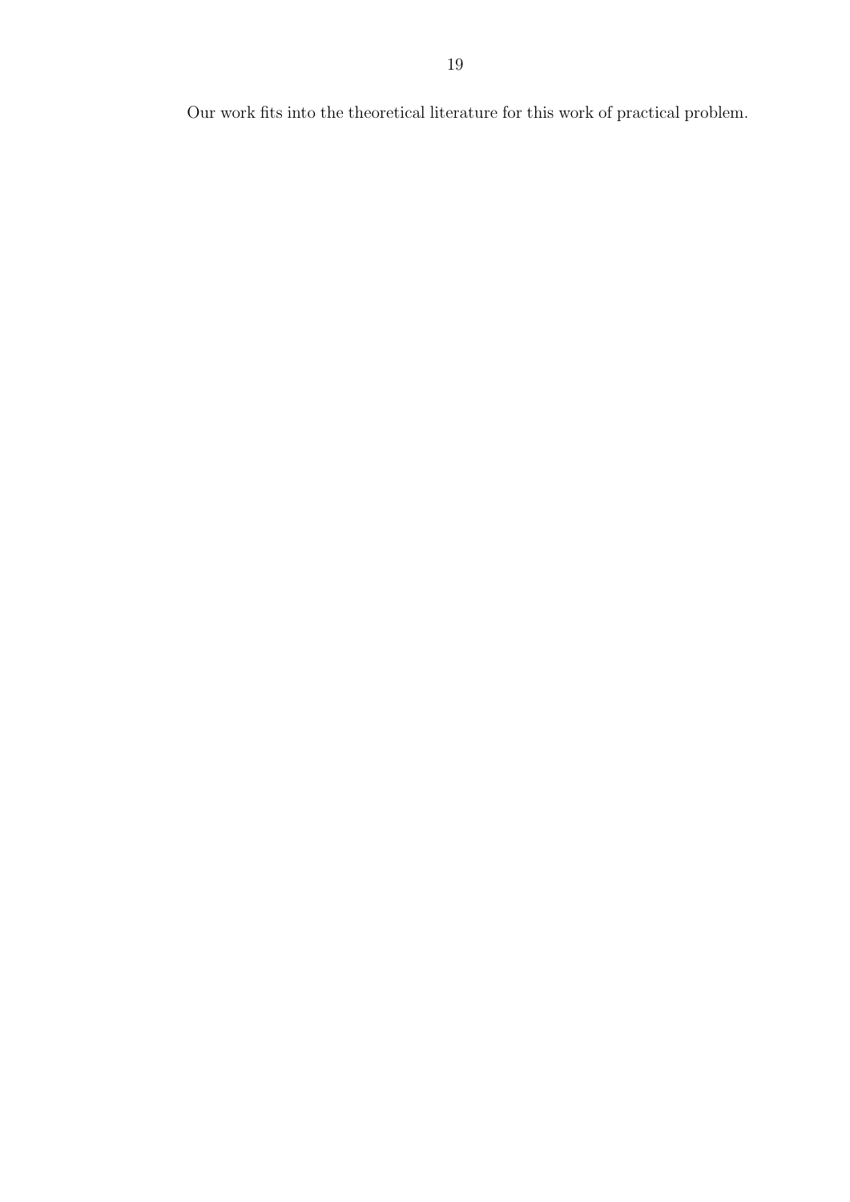Our work fits into the theoretical literature for this work of practical problem.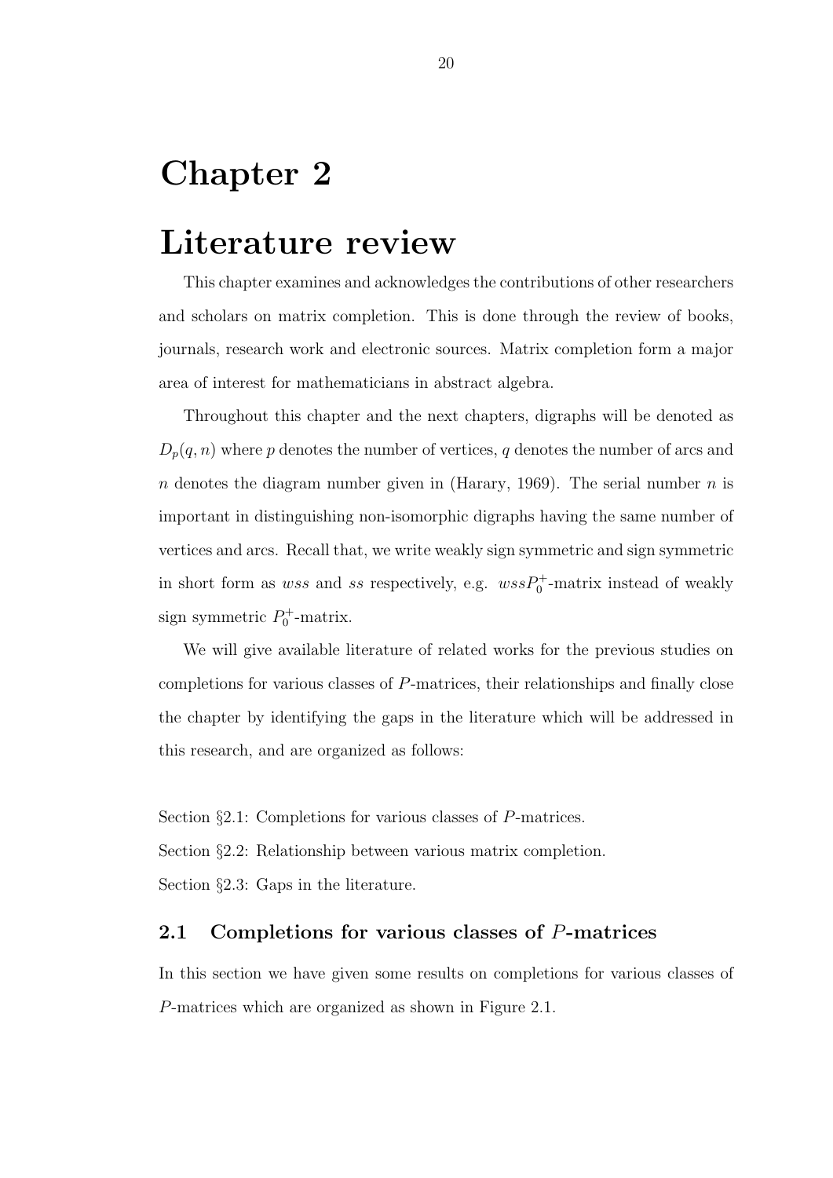# Chapter 2

# Literature review

This chapter examines and acknowledges the contributions of other researchers and scholars on matrix completion. This is done through the review of books, journals, research work and electronic sources. Matrix completion form a major area of interest for mathematicians in abstract algebra.

Throughout this chapter and the next chapters, digraphs will be denoted as $D_p(q, n)$ where $p$ denotes the number of vertices, $q$ denotes the number of arcs and $n$ denotes the diagram number given in (Harary, 1969). The serial number $n$ is important in distinguishing non-isomorphic digraphs having the same number of vertices and arcs. Recall that, we write weakly sign symmetric and sign symmetric in short form as $wss$ and $ss$ respectively, e.g. $wssP_0^+$-matrix instead of weakly sign symmetric $P_0^+$-matrix.

We will give available literature of related works for the previous studies on completions for various classes of $P$-matrices, their relationships and finally close the chapter by identifying the gaps in the literature which will be addressed in this research, and are organized as follows:

Section §2.1: Completions for various classes of $P$-matrices.

Section §2.2: Relationship between various matrix completion.

Section §2.3: Gaps in the literature.

## 2.1 Completions for various classes of $P$-matrices

In this section we have given some results on completions for various classes of $P$-matrices which are organized as shown in Figure 2.1.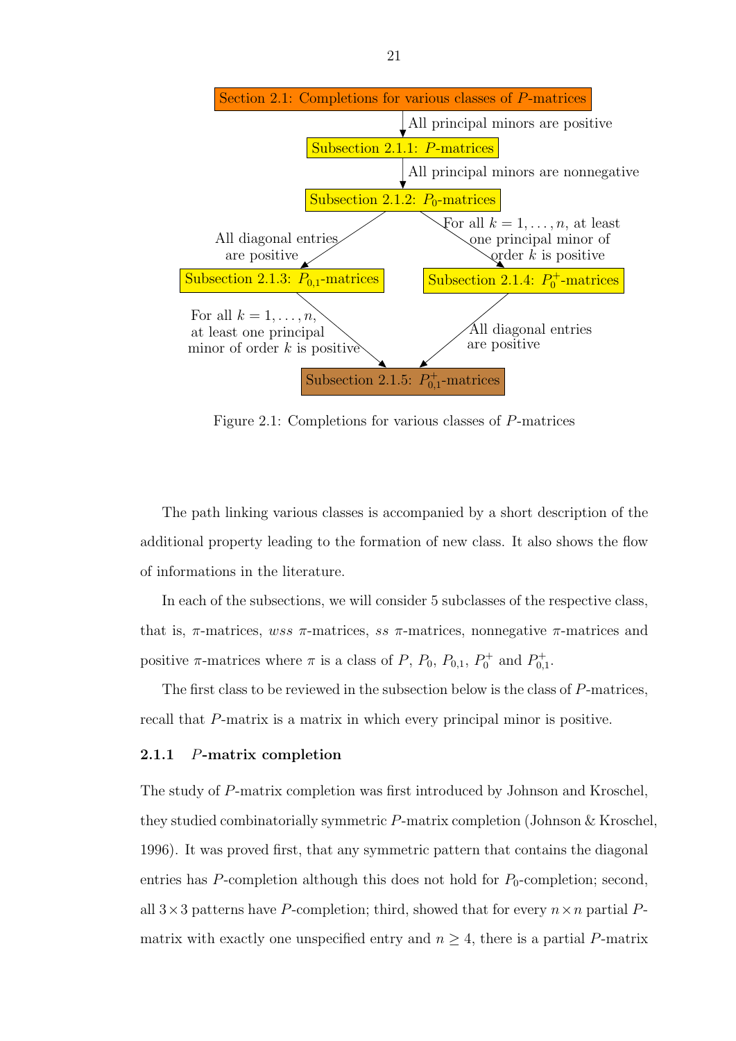Section 2.1: Completions for various classes of $P$-matrices

All principal minors are positive

Subsection 2.1.1: $P$-matrices

All principal minors are nonnegative

Subsection 2.1.2: $P_0$-matrices

All diagonal entries are positive

For all $k = 1, \ldots, n$, at least one principal minor of order $k$ is positive

Subsection 2.1.3: $P_{0,1}$-matrices

Subsection 2.1.4: $P_0^+$-matrices

For all $k = 1, \ldots, n$, at least one principal minor of order $k$ is positive

All diagonal entries are positive

Subsection 2.1.5: $P_{0,1}^+$-matrices

Figure 2.1: Completions for various classes of $P$-matrices

The path linking various classes is accompanied by a short description of the additional property leading to the formation of new class. It also shows the flow of informations in the literature.

In each of the subsections, we will consider 5 subclasses of the respective class, that is, $\pi$-matrices, *wss* $\pi$-matrices, *ss* $\pi$-matrices, nonnegative $\pi$-matrices and positive $\pi$-matrices where $\pi$ is a class of $P$, $P_0$, $P_{0,1}$, $P_0^+$ and $P_{0,1}^+$.

The first class to be reviewed in the subsection below is the class of $P$-matrices, recall that $P$-matrix is a matrix in which every principal minor is positive.

### 2.1.1 $P$-matrix completion

The study of $P$-matrix completion was first introduced by Johnson and Kroschel, they studied combinatorially symmetric $P$-matrix completion (Johnson & Kroschel, 1996). It was proved first, that any symmetric pattern that contains the diagonal entries has $P$-completion although this does not hold for $P_0$-completion; second, all $3 \times 3$ patterns have $P$-completion; third, showed that for every $n \times n$ partial $P$-matrix with exactly one unspecified entry and $n \geq 4$, there is a partial $P$-matrix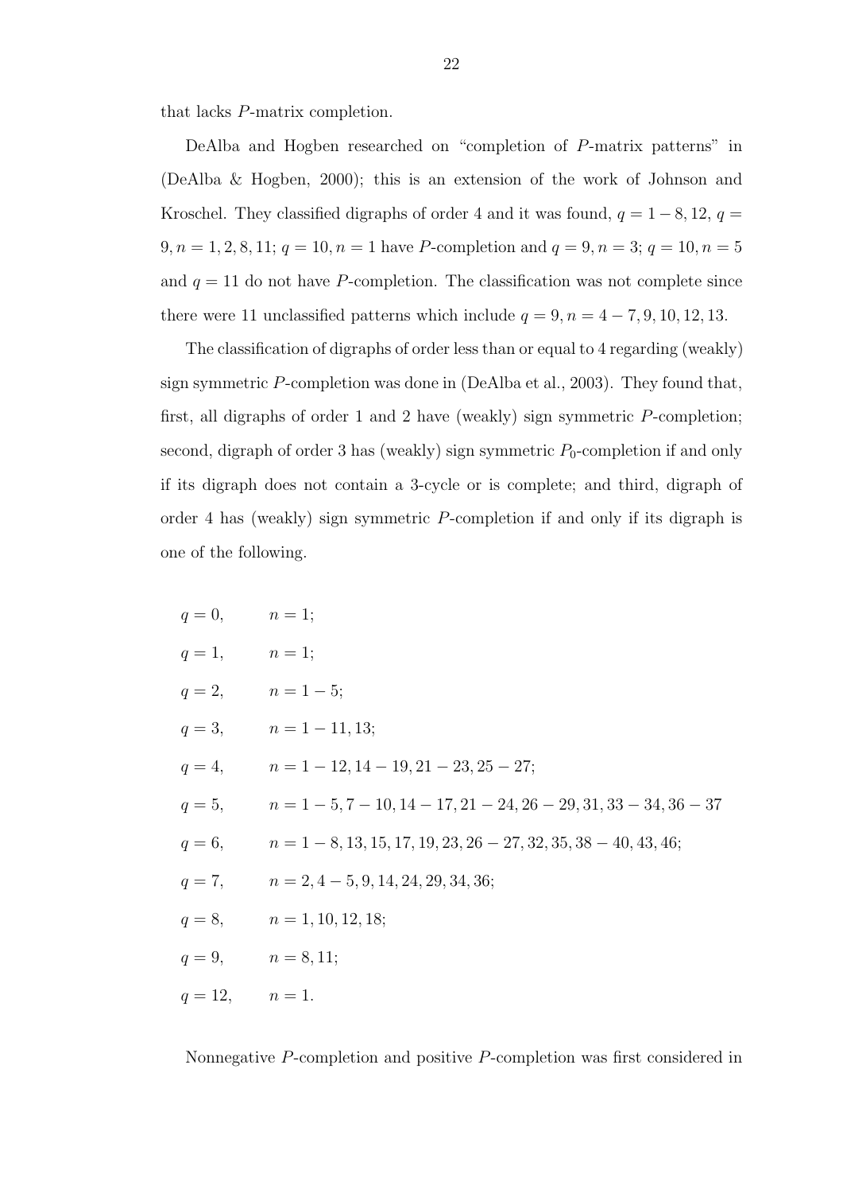that lacks $P$-matrix completion.

DeAlba and Hogben researched on "completion of $P$-matrix patterns" in (DeAlba & Hogben, 2000); this is an extension of the work of Johnson and Kroschel. They classified digraphs of order 4 and it was found, $q = 1-8, 12$, $q = 9, n = 1, 2, 8, 11$; $q = 10, n = 1$ have $P$-completion and $q = 9, n = 3$; $q = 10, n = 5$ and $q = 11$ do not have $P$-completion. The classification was not complete since there were 11 unclassified patterns which include $q = 9, n = 4-7, 9, 10, 12, 13$.

The classification of digraphs of order less than or equal to 4 regarding (weakly) sign symmetric $P$-completion was done in (DeAlba et al., 2003). They found that, first, all digraphs of order 1 and 2 have (weakly) sign symmetric $P$-completion; second, digraph of order 3 has (weakly) sign symmetric $P_0$-completion if and only if its digraph does not contain a 3-cycle or is complete; and third, digraph of order 4 has (weakly) sign symmetric $P$-completion if and only if its digraph is one of the following.

$q = 0, \quad n = 1;$

$q = 1, \quad n = 1;$

$q = 2, \quad n = 1-5;$

$q = 3, \quad n = 1-11, 13;$

$q = 4, \quad n = 1-12, 14-19, 21-23, 25-27;$

$q = 5, \quad n = 1-5, 7-10, 14-17, 21-24, 26-29, 31, 33-34, 36-37$

$q = 6, \quad n = 1-8, 13, 15, 17, 19, 23, 26-27, 32, 35, 38-40, 43, 46;$

$q = 7, \quad n = 2, 4-5, 9, 14, 24, 29, 34, 36;$

$q = 8, \quad n = 1, 10, 12, 18;$

$q = 9, \quad n = 8, 11;$

$q = 12, \quad n = 1.$

Nonnegative $P$-completion and positive $P$-completion was first considered in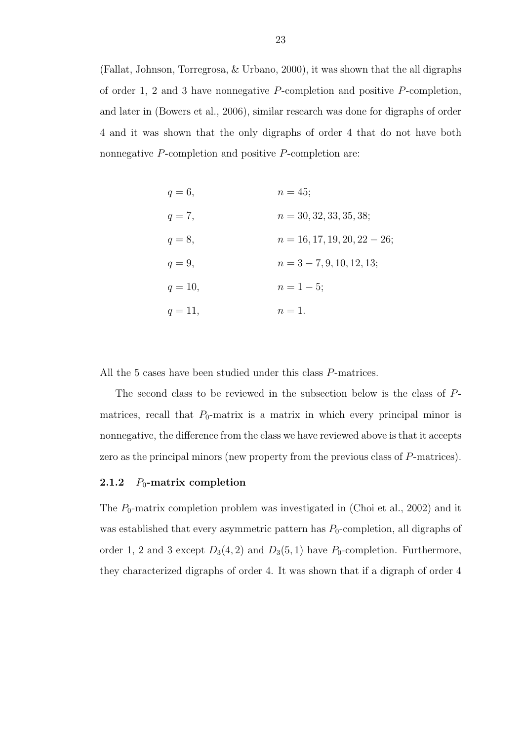(Fallat, Johnson, Torregrosa, & Urbano, 2000), it was shown that the all digraphs of order 1, 2 and 3 have nonnegative $P$-completion and positive $P$-completion, and later in (Bowers et al., 2006), similar research was done for digraphs of order 4 and it was shown that the only digraphs of order 4 that do not have both nonnegative $P$-completion and positive $P$-completion are:

$q = 6, \qquad n = 45;$

$q = 7, \qquad n = 30, 32, 33, 35, 38;$

$q = 8, \qquad n = 16, 17, 19, 20, 22 - 26;$

$q = 9, \qquad n = 3 - 7, 9, 10, 12, 13;$

$q = 10, \qquad n = 1 - 5;$

$q = 11, \qquad n = 1.$

All the 5 cases have been studied under this class $P$-matrices.

The second class to be reviewed in the subsection below is the class of $P$-matrices, recall that $P_0$-matrix is a matrix in which every principal minor is nonnegative, the difference from the class we have reviewed above is that it accepts zero as the principal minors (new property from the previous class of $P$-matrices).

### 2.1.2 $P_0$-matrix completion

The $P_0$-matrix completion problem was investigated in (Choi et al., 2002) and it was established that every asymmetric pattern has $P_0$-completion, all digraphs of order 1, 2 and 3 except $D_3(4, 2)$ and $D_3(5, 1)$ have $P_0$-completion. Furthermore, they characterized digraphs of order 4. It was shown that if a digraph of order 4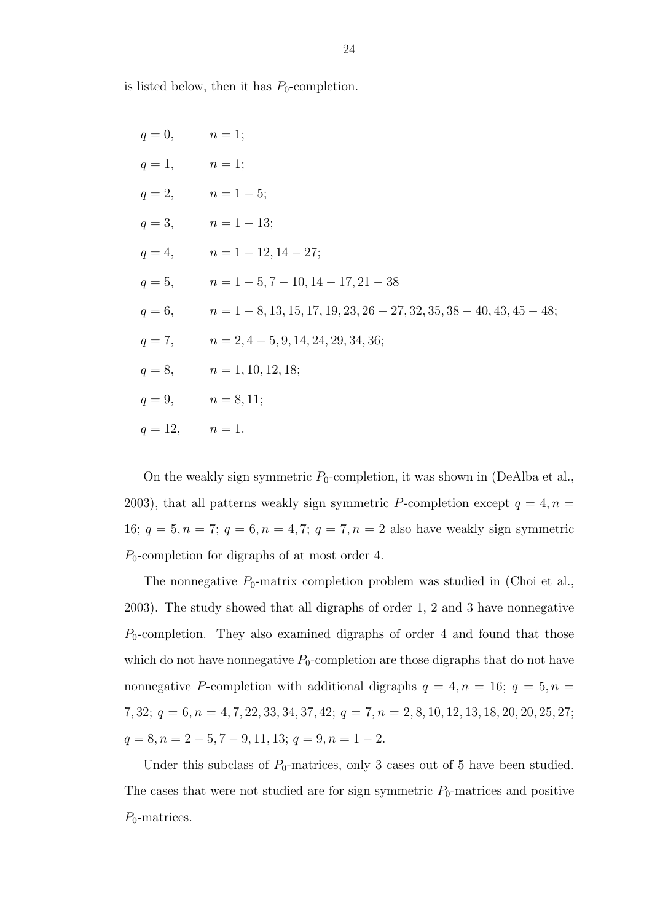is listed below, then it has $P_0$-completion.

$q = 0, \quad n = 1;$

$q = 1, \quad n = 1;$

$q = 2, \quad n = 1 - 5;$

$q = 3, \quad n = 1 - 13;$

$q = 4, \quad n = 1 - 12, 14 - 27;$

$q = 5, \quad n = 1 - 5, 7 - 10, 14 - 17, 21 - 38$

$q = 6, \quad n = 1 - 8, 13, 15, 17, 19, 23, 26 - 27, 32, 35, 38 - 40, 43, 45 - 48;$

$q = 7, \quad n = 2, 4 - 5, 9, 14, 24, 29, 34, 36;$

$q = 8, \quad n = 1, 10, 12, 18;$

$q = 9, \quad n = 8, 11;$

$q = 12, \quad n = 1.$

On the weakly sign symmetric $P_0$-completion, it was shown in (DeAlba et al., 2003), that all patterns weakly sign symmetric $P$-completion except $q = 4, n = 16$; $q = 5, n = 7$; $q = 6, n = 4, 7$; $q = 7, n = 2$ also have weakly sign symmetric $P_0$-completion for digraphs of at most order 4.

The nonnegative $P_0$-matrix completion problem was studied in (Choi et al., 2003). The study showed that all digraphs of order 1, 2 and 3 have nonnegative $P_0$-completion. They also examined digraphs of order 4 and found that those which do not have nonnegative $P_0$-completion are those digraphs that do not have nonnegative $P$-completion with additional digraphs $q = 4, n = 16$; $q = 5, n = 7, 32$; $q = 6, n = 4, 7, 22, 33, 34, 37, 42$; $q = 7, n = 2, 8, 10, 12, 13, 18, 20, 20, 25, 27$; $q = 8, n = 2 - 5, 7 - 9, 11, 13$; $q = 9, n = 1 - 2$.

Under this subclass of $P_0$-matrices, only 3 cases out of 5 have been studied. The cases that were not studied are for sign symmetric $P_0$-matrices and positive $P_0$-matrices.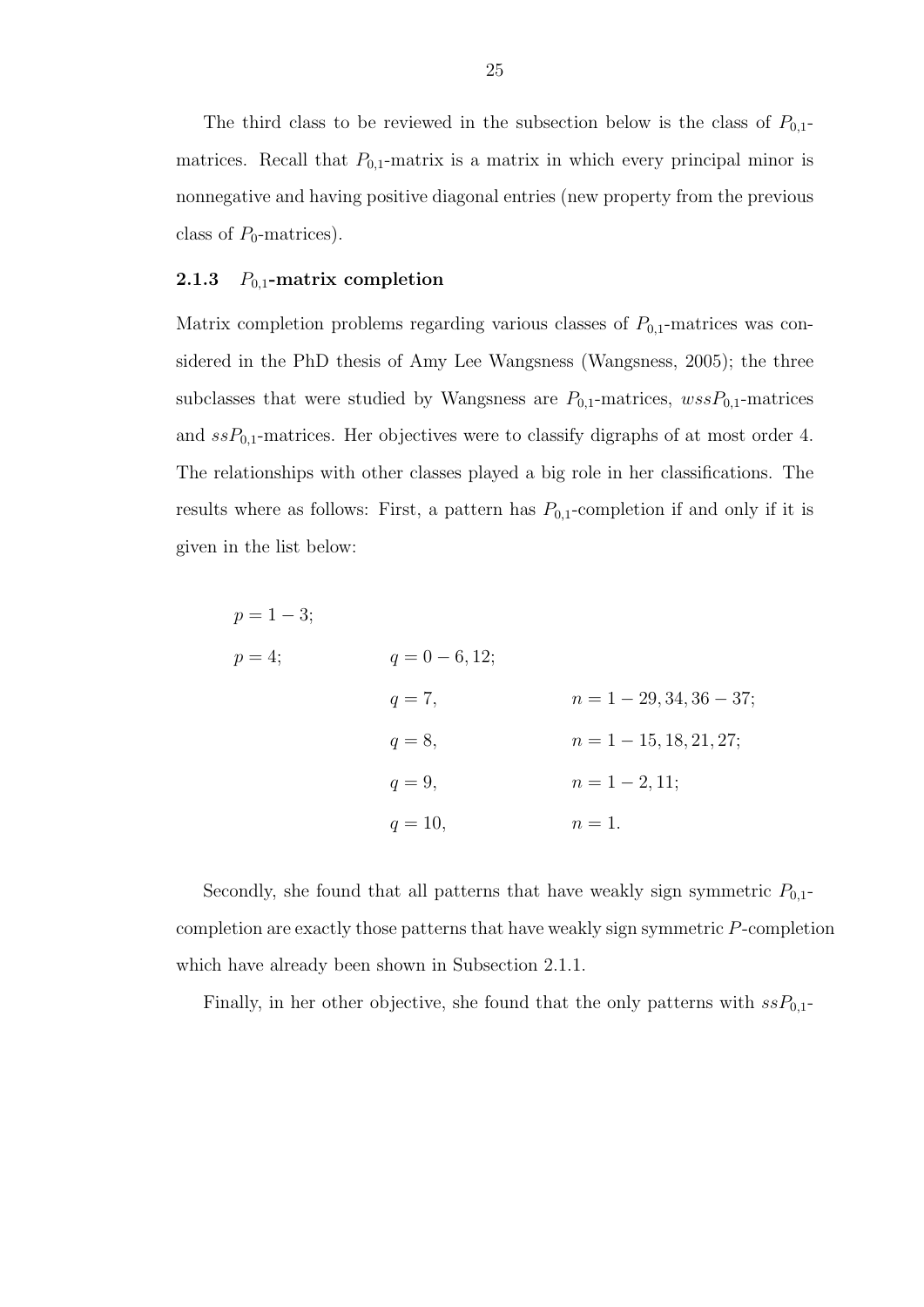The third class to be reviewed in the subsection below is the class of $P_{0,1}$-matrices. Recall that $P_{0,1}$-matrix is a matrix in which every principal minor is nonnegative and having positive diagonal entries (new property from the previous class of $P_0$-matrices).

### 2.1.3 $P_{0,1}$-matrix completion

Matrix completion problems regarding various classes of $P_{0,1}$-matrices was considered in the PhD thesis of Amy Lee Wangsness (Wangsness, 2005); the three subclasses that were studied by Wangsness are $P_{0,1}$-matrices, $wssP_{0,1}$-matrices and $ssP_{0,1}$-matrices. Her objectives were to classify digraphs of at most order 4. The relationships with other classes played a big role in her classifications. The results where as follows: First, a pattern has $P_{0,1}$-completion if and only if it is given in the list below:

$p = 1 - 3;$

$p = 4;$ $\quad q = 0 - 6, 12;$

$\quad q = 7,$ $\quad n = 1 - 29, 34, 36 - 37;$

$\quad q = 8,$ $\quad n = 1 - 15, 18, 21, 27;$

$\quad q = 9,$ $\quad n = 1 - 2, 11;$

$\quad q = 10,$ $\quad n = 1.$

Secondly, she found that all patterns that have weakly sign symmetric $P_{0,1}$-completion are exactly those patterns that have weakly sign symmetric $P$-completion which have already been shown in Subsection 2.1.1.

Finally, in her other objective, she found that the only patterns with $ssP_{0,1}$-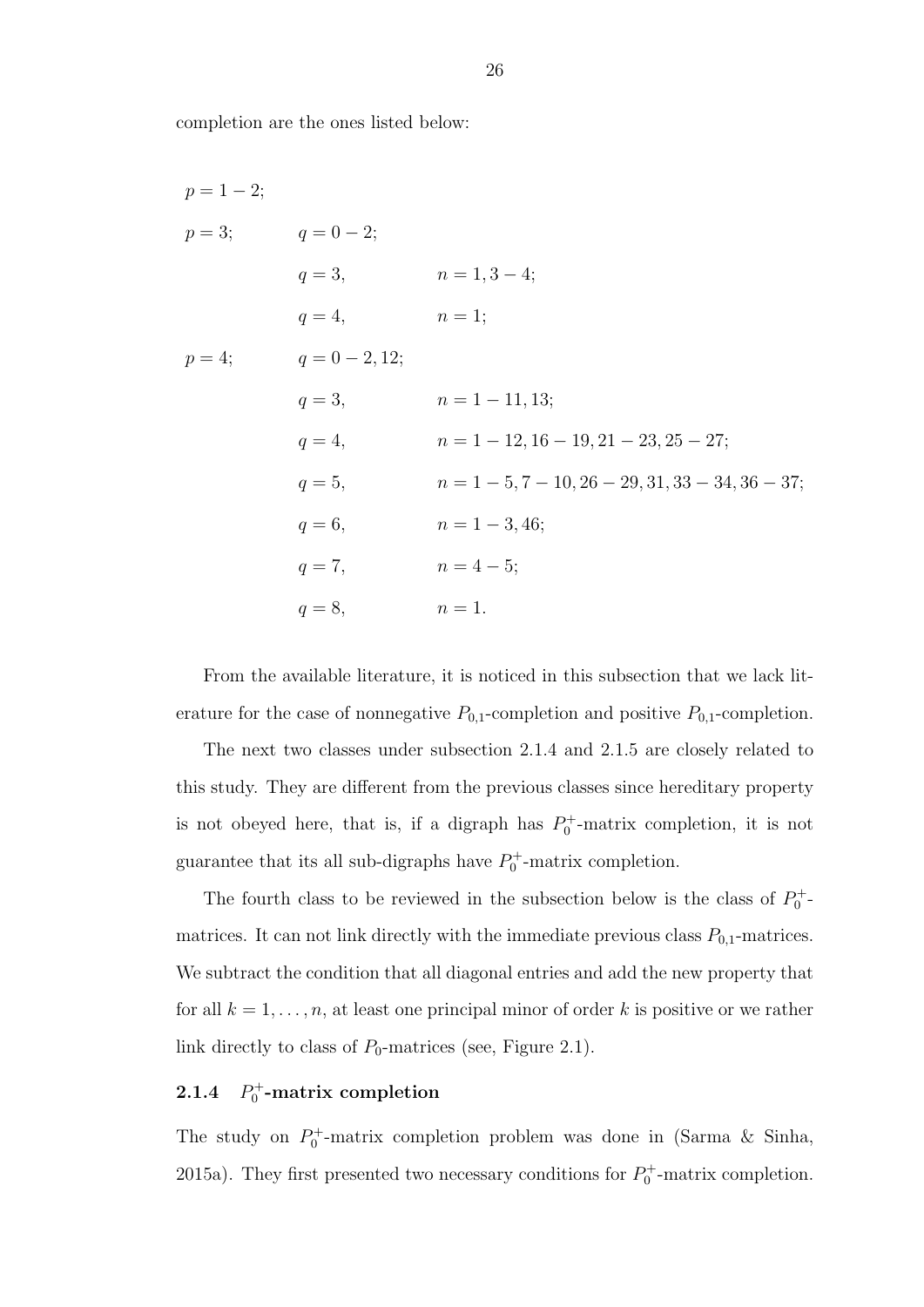completion are the ones listed below:

$p = 1-2;$

$p = 3;$ $\quad q = 0-2;$

$\quad\quad q = 3,$ $\quad n = 1, 3-4;$

$\quad\quad q = 4,$ $\quad n = 1;$

$p = 4;$ $\quad q = 0-2, 12;$

$\quad\quad q = 3,$ $\quad n = 1-11, 13;$

$\quad\quad q = 4,$ $\quad n = 1-12, 16-19, 21-23, 25-27;$

$\quad\quad q = 5,$ $\quad n = 1-5, 7-10, 26-29, 31, 33-34, 36-37;$

$\quad\quad q = 6,$ $\quad n = 1-3, 46;$

$\quad\quad q = 7,$ $\quad n = 4-5;$

$\quad\quad q = 8,$ $\quad n = 1.$

From the available literature, it is noticed in this subsection that we lack literature for the case of nonnegative $P_{0,1}$-completion and positive $P_{0,1}$-completion.

The next two classes under subsection 2.1.4 and 2.1.5 are closely related to this study. They are different from the previous classes since hereditary property is not obeyed here, that is, if a digraph has $P_0^+$-matrix completion, it is not guarantee that its all sub-digraphs have $P_0^+$-matrix completion.

The fourth class to be reviewed in the subsection below is the class of $P_0^+$-matrices. It can not link directly with the immediate previous class $P_{0,1}$-matrices. We subtract the condition that all diagonal entries and add the new property that for all $k = 1, \ldots, n$, at least one principal minor of order $k$ is positive or we rather link directly to class of $P_0$-matrices (see, Figure 2.1).

### 2.1.4 $P_0^+$-matrix completion

The study on $P_0^+$-matrix completion problem was done in (Sarma & Sinha, 2015a). They first presented two necessary conditions for $P_0^+$-matrix completion.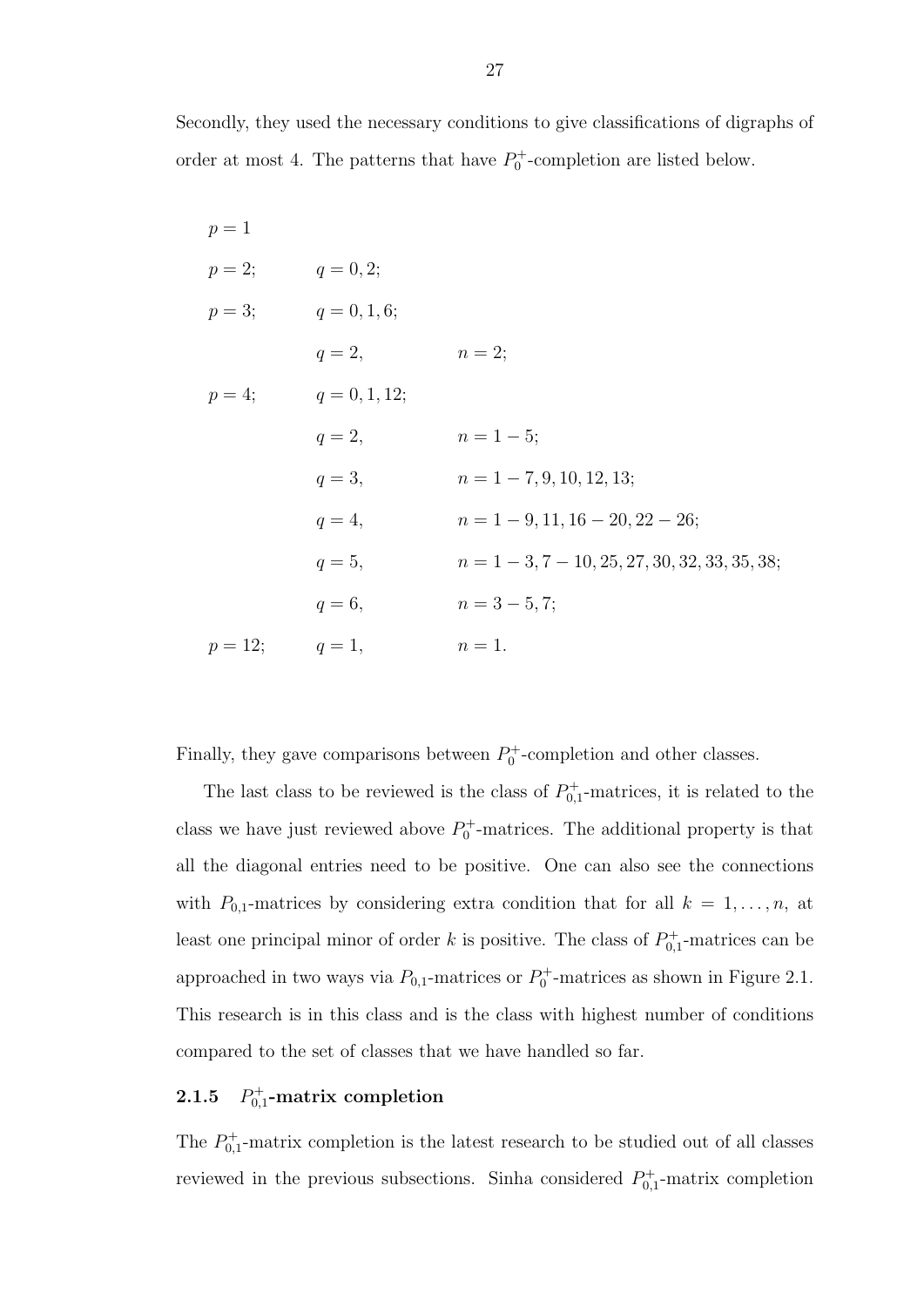Secondly, they used the necessary conditions to give classifications of digraphs of order at most 4. The patterns that have $P_0^+$-completion are listed below.

| | | |
|---|---|---|
| $p = 1$ | | |
| $p = 2;$ | $q = 0, 2;$ | |
| $p = 3;$ | $q = 0, 1, 6;$ | |
| | $q = 2,$ | $n = 2;$ |
| $p = 4;$ | $q = 0, 1, 12;$ | |
| | $q = 2,$ | $n = 1 - 5;$ |
| | $q = 3,$ | $n = 1 - 7, 9, 10, 12, 13;$ |
| | $q = 4,$ | $n = 1 - 9, 11, 16 - 20, 22 - 26;$ |
| | $q = 5,$ | $n = 1 - 3, 7 - 10, 25, 27, 30, 32, 33, 35, 38;$ |
| | $q = 6,$ | $n = 3 - 5, 7;$ |
| $p = 12;$ | $q = 1,$ | $n = 1.$ |

Finally, they gave comparisons between $P_0^+$-completion and other classes.

The last class to be reviewed is the class of $P_{0,1}^+$-matrices, it is related to the class we have just reviewed above $P_0^+$-matrices. The additional property is that all the diagonal entries need to be positive. One can also see the connections with $P_{0,1}$-matrices by considering extra condition that for all $k = 1, \ldots, n$, at least one principal minor of order $k$ is positive. The class of $P_{0,1}^+$-matrices can be approached in two ways via $P_{0,1}$-matrices or $P_0^+$-matrices as shown in Figure 2.1. This research is in this class and is the class with highest number of conditions compared to the set of classes that we have handled so far.

### 2.1.5 $P_{0,1}^+$-matrix completion

The $P_{0,1}^+$-matrix completion is the latest research to be studied out of all classes reviewed in the previous subsections. Sinha considered $P_{0,1}^+$-matrix completion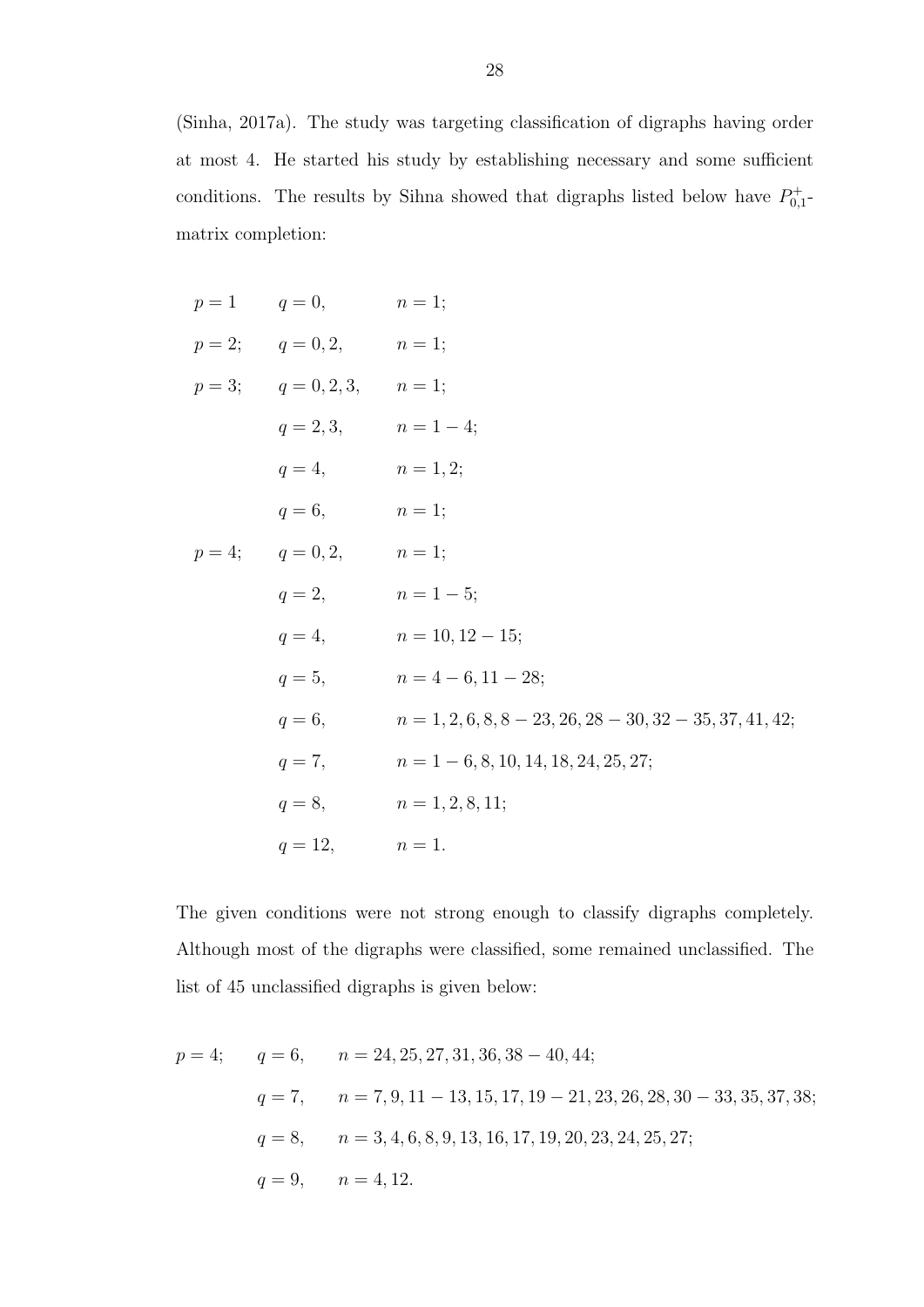(Sinha, 2017a). The study was targeting classification of digraphs having order at most 4. He started his study by establishing necessary and some sufficient conditions. The results by Sihna showed that digraphs listed below have $P_{0,1}^{+}$-matrix completion:

$p = 1 \qquad q = 0, \qquad n = 1;$

$p = 2; \qquad q = 0, 2, \qquad n = 1;$

$p = 3; \qquad q = 0, 2, 3, \qquad n = 1;$

$\qquad q = 2, 3, \qquad n = 1 - 4;$

$\qquad q = 4, \qquad n = 1, 2;$

$\qquad q = 6, \qquad n = 1;$

$p = 4; \qquad q = 0, 2, \qquad n = 1;$

$\qquad q = 2, \qquad n = 1 - 5;$

$\qquad q = 4, \qquad n = 10, 12 - 15;$

$\qquad q = 5, \qquad n = 4 - 6, 11 - 28;$

$\qquad q = 6, \qquad n = 1, 2, 6, 8, 8 - 23, 26, 28 - 30, 32 - 35, 37, 41, 42;$

$\qquad q = 7, \qquad n = 1 - 6, 8, 10, 14, 18, 24, 25, 27;$

$\qquad q = 8, \qquad n = 1, 2, 8, 11;$

$\qquad q = 12, \qquad n = 1.$

The given conditions were not strong enough to classify digraphs completely. Although most of the digraphs were classified, some remained unclassified. The list of 45 unclassified digraphs is given below:

$p = 4; \qquad q = 6, \qquad n = 24, 25, 27, 31, 36, 38 - 40, 44;$

$\qquad q = 7, \qquad n = 7, 9, 11 - 13, 15, 17, 19 - 21, 23, 26, 28, 30 - 33, 35, 37, 38;$

$\qquad q = 8, \qquad n = 3, 4, 6, 8, 9, 13, 16, 17, 19, 20, 23, 24, 25, 27;$

$\qquad q = 9, \qquad n = 4, 12.$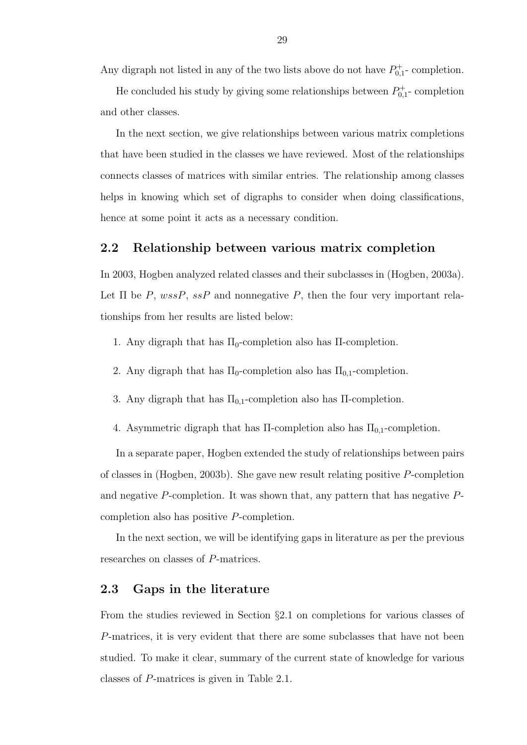Any digraph not listed in any of the two lists above do not have $P_{0,1}^{+}$- completion.

He concluded his study by giving some relationships between $P_{0,1}^{+}$- completion and other classes.

In the next section, we give relationships between various matrix completions that have been studied in the classes we have reviewed. Most of the relationships connects classes of matrices with similar entries. The relationship among classes helps in knowing which set of digraphs to consider when doing classifications, hence at some point it acts as a necessary condition.

## 2.2 Relationship between various matrix completion

In 2003, Hogben analyzed related classes and their subclasses in (Hogben, 2003a). Let $\Pi$ be $P$, $wssP$, $ssP$ and nonnegative $P$, then the four very important relationships from her results are listed below:

1. Any digraph that has $\Pi_0$-completion also has $\Pi$-completion.
2. Any digraph that has $\Pi_0$-completion also has $\Pi_{0,1}$-completion.
3. Any digraph that has $\Pi_{0,1}$-completion also has $\Pi$-completion.
4. Asymmetric digraph that has $\Pi$-completion also has $\Pi_{0,1}$-completion.

In a separate paper, Hogben extended the study of relationships between pairs of classes in (Hogben, 2003b). She gave new result relating positive $P$-completion and negative $P$-completion. It was shown that, any pattern that has negative $P$-completion also has positive $P$-completion.

In the next section, we will be identifying gaps in literature as per the previous researches on classes of $P$-matrices.

## 2.3 Gaps in the literature

From the studies reviewed in Section §2.1 on completions for various classes of $P$-matrices, it is very evident that there are some subclasses that have not been studied. To make it clear, summary of the current state of knowledge for various classes of $P$-matrices is given in Table 2.1.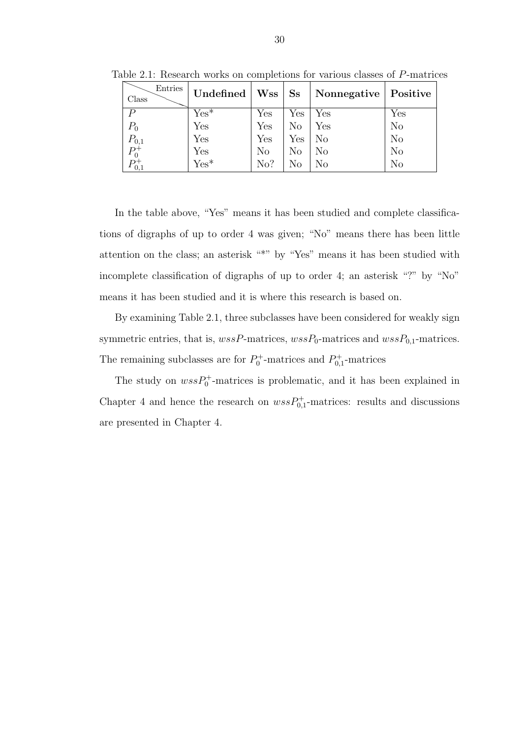Table 2.1: Research works on completions for various classes of $P$-matrices

| Entries / Class | **Undefined** | **Wss** | **Ss** | **Nonnegative** | **Positive** |
|---|---|---|---|---|---|
| $P$ | Yes* | Yes | Yes | Yes | Yes |
| $P_0$ | Yes | Yes | No | Yes | No |
| $P_{0,1}$ | Yes | Yes | Yes | No | No |
| $P_0^+$ | Yes | No | No | No | No |
| $P_{0,1}^+$ | Yes* | No? | No | No | No |

In the table above, "Yes" means it has been studied and complete classifications of digraphs of up to order 4 was given; "No" means there has been little attention on the class; an asterisk "*" by "Yes" means it has been studied with incomplete classification of digraphs of up to order 4; an asterisk "?" by "No" means it has been studied and it is where this research is based on.

By examining Table 2.1, three subclasses have been considered for weakly sign symmetric entries, that is, $wssP$-matrices, $wssP_0$-matrices and $wssP_{0,1}$-matrices. The remaining subclasses are for $P_0^+$-matrices and $P_{0,1}^+$-matrices

The study on $wssP_0^+$-matrices is problematic, and it has been explained in Chapter 4 and hence the research on $wssP_{0,1}^+$-matrices: results and discussions are presented in Chapter 4.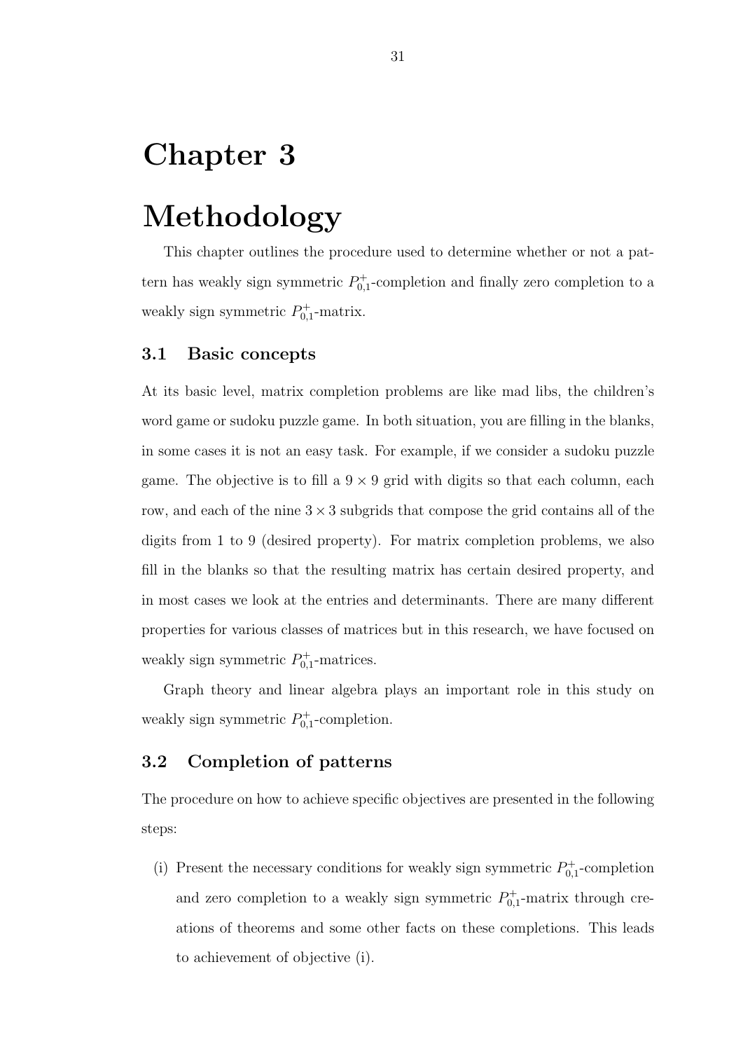# Chapter 3

# Methodology

This chapter outlines the procedure used to determine whether or not a pattern has weakly sign symmetric $P_{0,1}^{+}$-completion and finally zero completion to a weakly sign symmetric $P_{0,1}^{+}$-matrix.

## 3.1 Basic concepts

At its basic level, matrix completion problems are like mad libs, the children's word game or sudoku puzzle game. In both situation, you are filling in the blanks, in some cases it is not an easy task. For example, if we consider a sudoku puzzle game. The objective is to fill a $9 \times 9$ grid with digits so that each column, each row, and each of the nine $3 \times 3$ subgrids that compose the grid contains all of the digits from 1 to 9 (desired property). For matrix completion problems, we also fill in the blanks so that the resulting matrix has certain desired property, and in most cases we look at the entries and determinants. There are many different properties for various classes of matrices but in this research, we have focused on weakly sign symmetric $P_{0,1}^{+}$-matrices.

Graph theory and linear algebra plays an important role in this study on weakly sign symmetric $P_{0,1}^{+}$-completion.

## 3.2 Completion of patterns

The procedure on how to achieve specific objectives are presented in the following steps:

(i) Present the necessary conditions for weakly sign symmetric $P_{0,1}^{+}$-completion and zero completion to a weakly sign symmetric $P_{0,1}^{+}$-matrix through creations of theorems and some other facts on these completions. This leads to achievement of objective (i).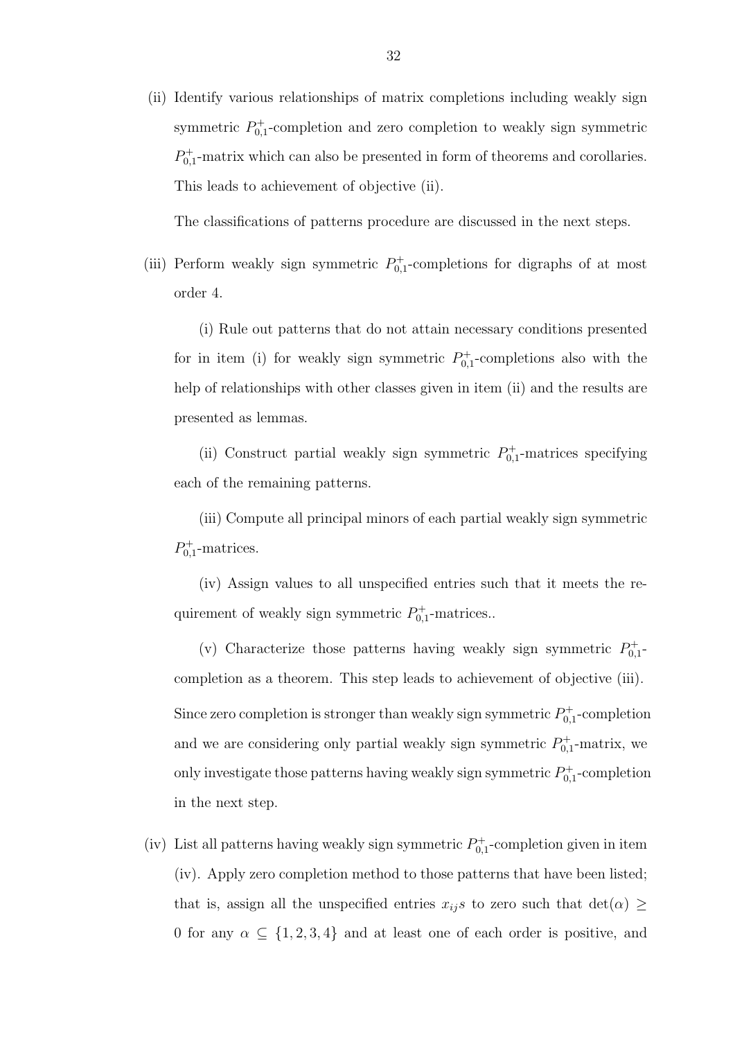(ii) Identify various relationships of matrix completions including weakly sign symmetric $P_{0,1}^{+}$-completion and zero completion to weakly sign symmetric $P_{0,1}^{+}$-matrix which can also be presented in form of theorems and corollaries. This leads to achievement of objective (ii).

The classifications of patterns procedure are discussed in the next steps.

(iii) Perform weakly sign symmetric $P_{0,1}^{+}$-completions for digraphs of at most order 4.

(i) Rule out patterns that do not attain necessary conditions presented for in item (i) for weakly sign symmetric $P_{0,1}^{+}$-completions also with the help of relationships with other classes given in item (ii) and the results are presented as lemmas.

(ii) Construct partial weakly sign symmetric $P_{0,1}^{+}$-matrices specifying each of the remaining patterns.

(iii) Compute all principal minors of each partial weakly sign symmetric $P_{0,1}^{+}$-matrices.

(iv) Assign values to all unspecified entries such that it meets the requirement of weakly sign symmetric $P_{0,1}^{+}$-matrices..

(v) Characterize those patterns having weakly sign symmetric $P_{0,1}^{+}$-completion as a theorem. This step leads to achievement of objective (iii).

Since zero completion is stronger than weakly sign symmetric $P_{0,1}^{+}$-completion and we are considering only partial weakly sign symmetric $P_{0,1}^{+}$-matrix, we only investigate those patterns having weakly sign symmetric $P_{0,1}^{+}$-completion in the next step.

(iv) List all patterns having weakly sign symmetric $P_{0,1}^{+}$-completion given in item (iv). Apply zero completion method to those patterns that have been listed; that is, assign all the unspecified entries $x_{ij}s$ to zero such that $\det(\alpha) \geq 0$ for any $\alpha \subseteq \{1, 2, 3, 4\}$ and at least one of each order is positive, and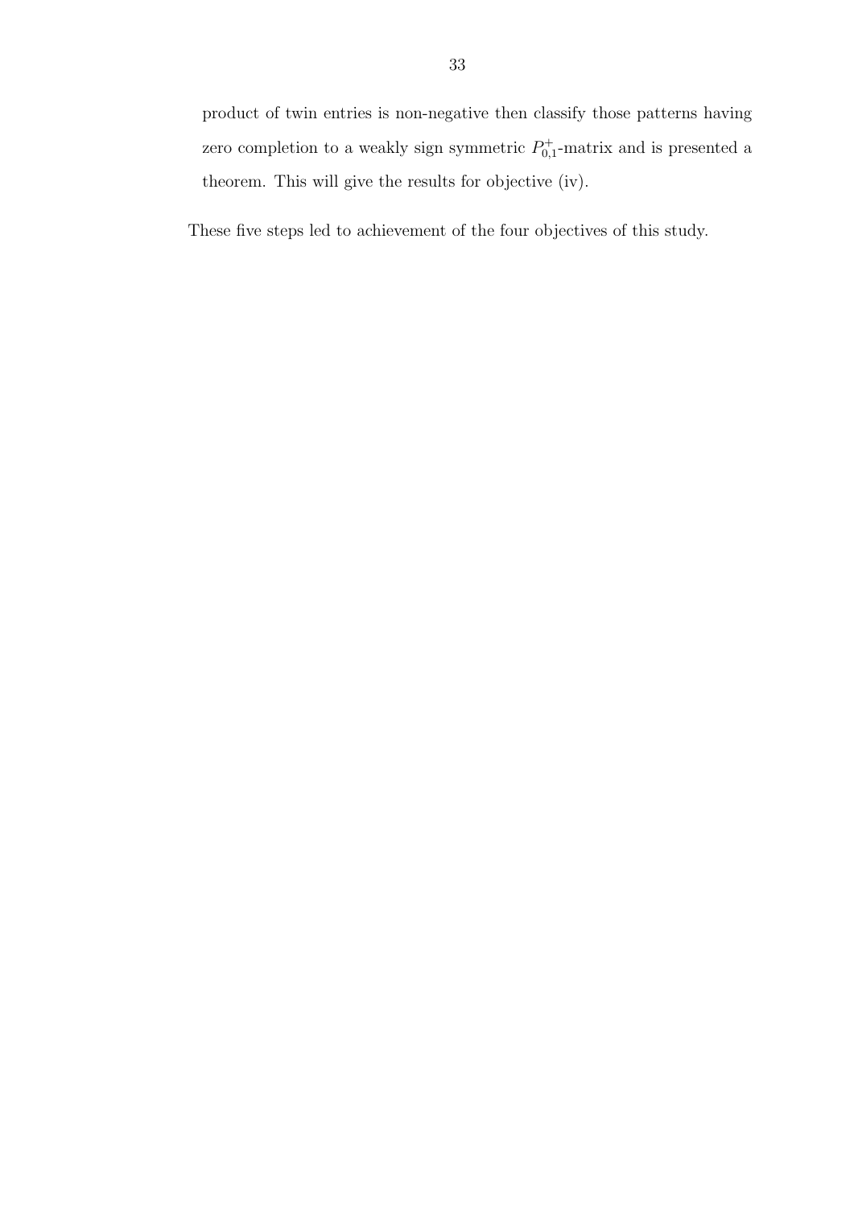product of twin entries is non-negative then classify those patterns having zero completion to a weakly sign symmetric $P_{0,1}^{+}$-matrix and is presented a theorem. This will give the results for objective (iv).

These five steps led to achievement of the four objectives of this study.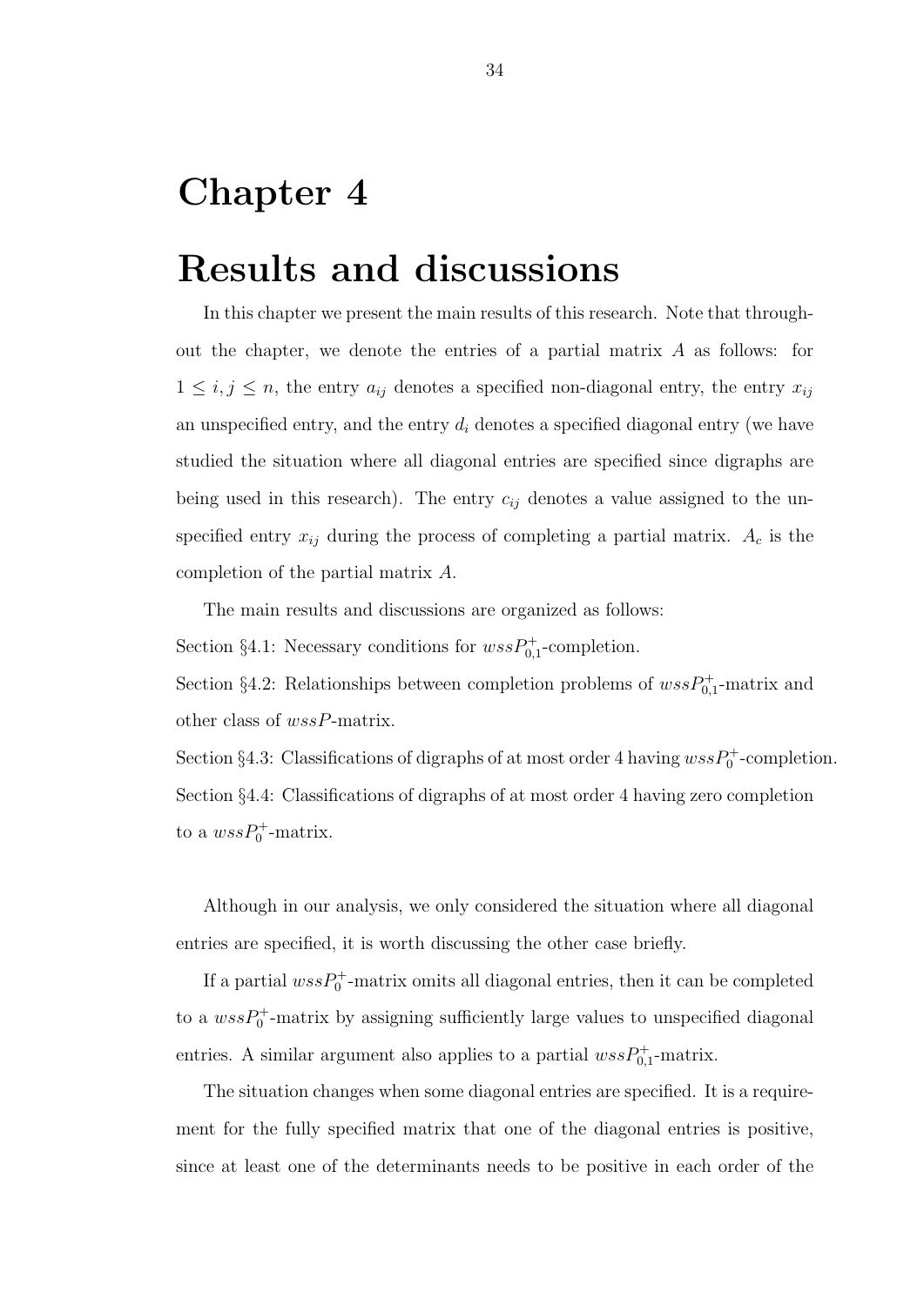# Chapter 4

# Results and discussions

In this chapter we present the main results of this research. Note that throughout the chapter, we denote the entries of a partial matrix $A$ as follows: for $1 \leq i, j \leq n$, the entry $a_{ij}$ denotes a specified non-diagonal entry, the entry $x_{ij}$ an unspecified entry, and the entry $d_i$ denotes a specified diagonal entry (we have studied the situation where all diagonal entries are specified since digraphs are being used in this research). The entry $c_{ij}$ denotes a value assigned to the unspecified entry $x_{ij}$ during the process of completing a partial matrix. $A_c$ is the completion of the partial matrix $A$.

The main results and discussions are organized as follows:

Section §4.1: Necessary conditions for $wssP_{0,1}^{+}$-completion.

Section §4.2: Relationships between completion problems of $wssP_{0,1}^{+}$-matrix and other class of $wssP$-matrix.

Section §4.3: Classifications of digraphs of at most order 4 having $wssP_{0}^{+}$-completion.

Section §4.4: Classifications of digraphs of at most order 4 having zero completion to a $wssP_{0}^{+}$-matrix.

Although in our analysis, we only considered the situation where all diagonal entries are specified, it is worth discussing the other case briefly.

If a partial $wssP_{0}^{+}$-matrix omits all diagonal entries, then it can be completed to a $wssP_{0}^{+}$-matrix by assigning sufficiently large values to unspecified diagonal entries. A similar argument also applies to a partial $wssP_{0,1}^{+}$-matrix.

The situation changes when some diagonal entries are specified. It is a requirement for the fully specified matrix that one of the diagonal entries is positive, since at least one of the determinants needs to be positive in each order of the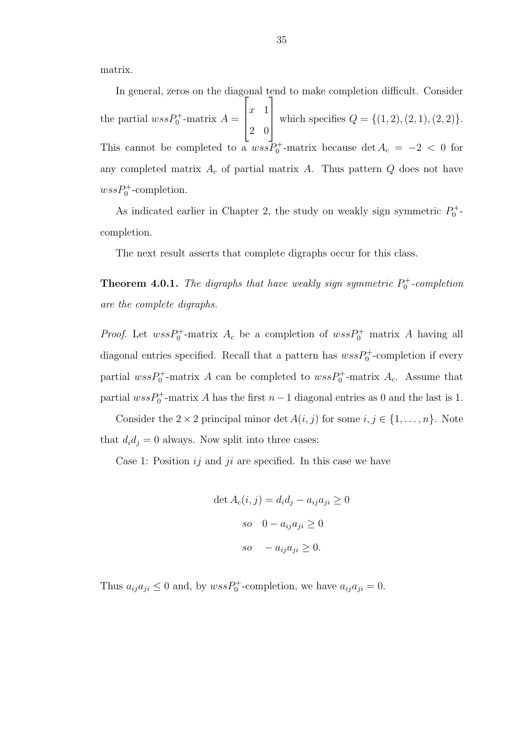matrix.

In general, zeros on the diagonal tend to make completion difficult. Consider the partial $wssP_0^+$-matrix $A = \begin{bmatrix} x & 1 \\ 2 & 0 \end{bmatrix}$ which specifies $Q = \{(1,2),(2,1),(2,2)\}$. This cannot be completed to a $wssP_0^+$-matrix because $\det A_c = -2 < 0$ for any completed matrix $A_c$ of partial matrix $A$. Thus pattern $Q$ does not have $wssP_0^+$-completion.

As indicated earlier in Chapter 2, the study on weakly sign symmetric $P_0^+$-completion.

The next result asserts that complete digraphs occur for this class.

**Theorem 4.0.1.** *The digraphs that have weakly sign symmetric $P_0^+$-completion are the complete digraphs.*

*Proof.* Let $wssP_0^+$-matrix $A_c$ be a completion of $wssP_0^+$ matrix $A$ having all diagonal entries specified. Recall that a pattern has $wssP_0^+$-completion if every partial $wssP_0^+$-matrix $A$ can be completed to $wssP_0^+$-matrix $A_c$. Assume that partial $wssP_0^+$-matrix $A$ has the first $n-1$ diagonal entries as 0 and the last is 1.

Consider the $2 \times 2$ principal minor $\det A(i,j)$ for some $i, j \in \{1, \ldots, n\}$. Note that $d_i d_j = 0$ always. Now split into three cases:

Case 1: Position $ij$ and $ji$ are specified. In this case we have

$$\det A_c(i,j) = d_i d_j - a_{ij}a_{ji} \geq 0$$
$$so \quad 0 - a_{ij}a_{ji} \geq 0$$
$$so \quad -a_{ij}a_{ji} \geq 0.$$

Thus $a_{ij}a_{ji} \leq 0$ and, by $wssP_0^+$-completion, we have $a_{ij}a_{ji} = 0$.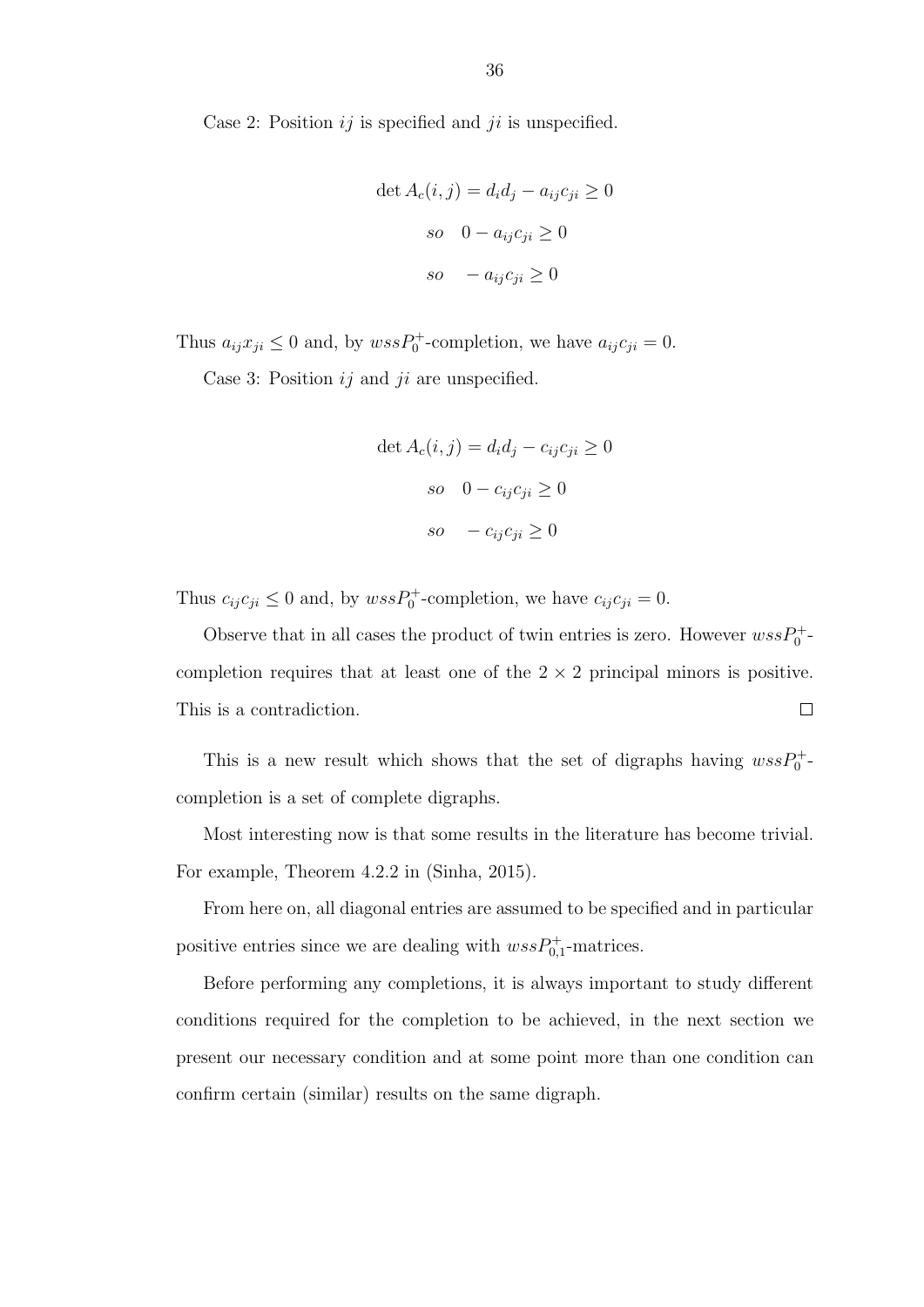Case 2: Position $ij$ is specified and $ji$ is unspecified.

$$\det A_c(i,j) = d_i d_j - a_{ij}c_{ji} \geq 0$$
$$so \quad 0 - a_{ij}c_{ji} \geq 0$$
$$so \quad -a_{ij}c_{ji} \geq 0$$

Thus $a_{ij}x_{ji} \leq 0$ and, by $wssP_0^+$-completion, we have $a_{ij}c_{ji} = 0$.

Case 3: Position $ij$ and $ji$ are unspecified.

$$\det A_c(i,j) = d_i d_j - c_{ij}c_{ji} \geq 0$$
$$so \quad 0 - c_{ij}c_{ji} \geq 0$$
$$so \quad -c_{ij}c_{ji} \geq 0$$

Thus $c_{ij}c_{ji} \leq 0$ and, by $wssP_0^+$-completion, we have $c_{ij}c_{ji} = 0$.

Observe that in all cases the product of twin entries is zero. However $wssP_0^+$-completion requires that at least one of the $2 \times 2$ principal minors is positive. This is a contradiction. □

This is a new result which shows that the set of digraphs having $wssP_0^+$-completion is a set of complete digraphs.

Most interesting now is that some results in the literature has become trivial. For example, Theorem 4.2.2 in (Sinha, 2015).

From here on, all diagonal entries are assumed to be specified and in particular positive entries since we are dealing with $wssP_{0,1}^+$-matrices.

Before performing any completions, it is always important to study different conditions required for the completion to be achieved, in the next section we present our necessary condition and at some point more than one condition can confirm certain (similar) results on the same digraph.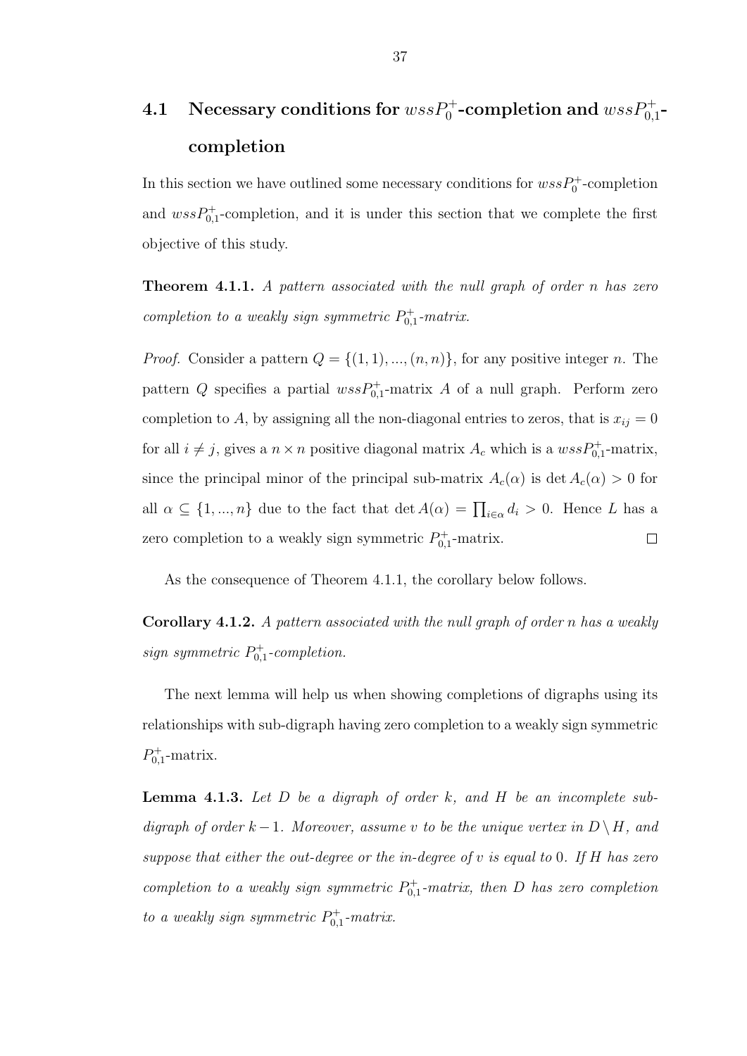## 4.1 Necessary conditions for $wssP_0^+$-completion and $wssP_{0,1}^+$-completion

In this section we have outlined some necessary conditions for $wssP_0^+$-completion and $wssP_{0,1}^+$-completion, and it is under this section that we complete the first objective of this study.

**Theorem 4.1.1.** *A pattern associated with the null graph of order n has zero completion to a weakly sign symmetric $P_{0,1}^+$-matrix.*

*Proof.* Consider a pattern $Q = \{(1,1), ..., (n,n)\}$, for any positive integer $n$. The pattern $Q$ specifies a partial $wssP_{0,1}^+$-matrix $A$ of a null graph. Perform zero completion to $A$, by assigning all the non-diagonal entries to zeros, that is $x_{ij} = 0$ for all $i \neq j$, gives a $n \times n$ positive diagonal matrix $A_c$ which is a $wssP_{0,1}^+$-matrix, since the principal minor of the principal sub-matrix $A_c(\alpha)$ is $\det A_c(\alpha) > 0$ for all $\alpha \subseteq \{1, ..., n\}$ due to the fact that $\det A(\alpha) = \prod_{i \in \alpha} d_i > 0$. Hence $L$ has a zero completion to a weakly sign symmetric $P_{0,1}^+$-matrix. $\square$

As the consequence of Theorem 4.1.1, the corollary below follows.

**Corollary 4.1.2.** *A pattern associated with the null graph of order n has a weakly sign symmetric $P_{0,1}^+$-completion.*

The next lemma will help us when showing completions of digraphs using its relationships with sub-digraph having zero completion to a weakly sign symmetric $P_{0,1}^+$-matrix.

**Lemma 4.1.3.** *Let $D$ be a digraph of order $k$, and $H$ be an incomplete sub-digraph of order $k-1$. Moreover, assume $v$ to be the unique vertex in $D \setminus H$, and suppose that either the out-degree or the in-degree of $v$ is equal to 0. If $H$ has zero completion to a weakly sign symmetric $P_{0,1}^+$-matrix, then $D$ has zero completion to a weakly sign symmetric $P_{0,1}^+$-matrix.*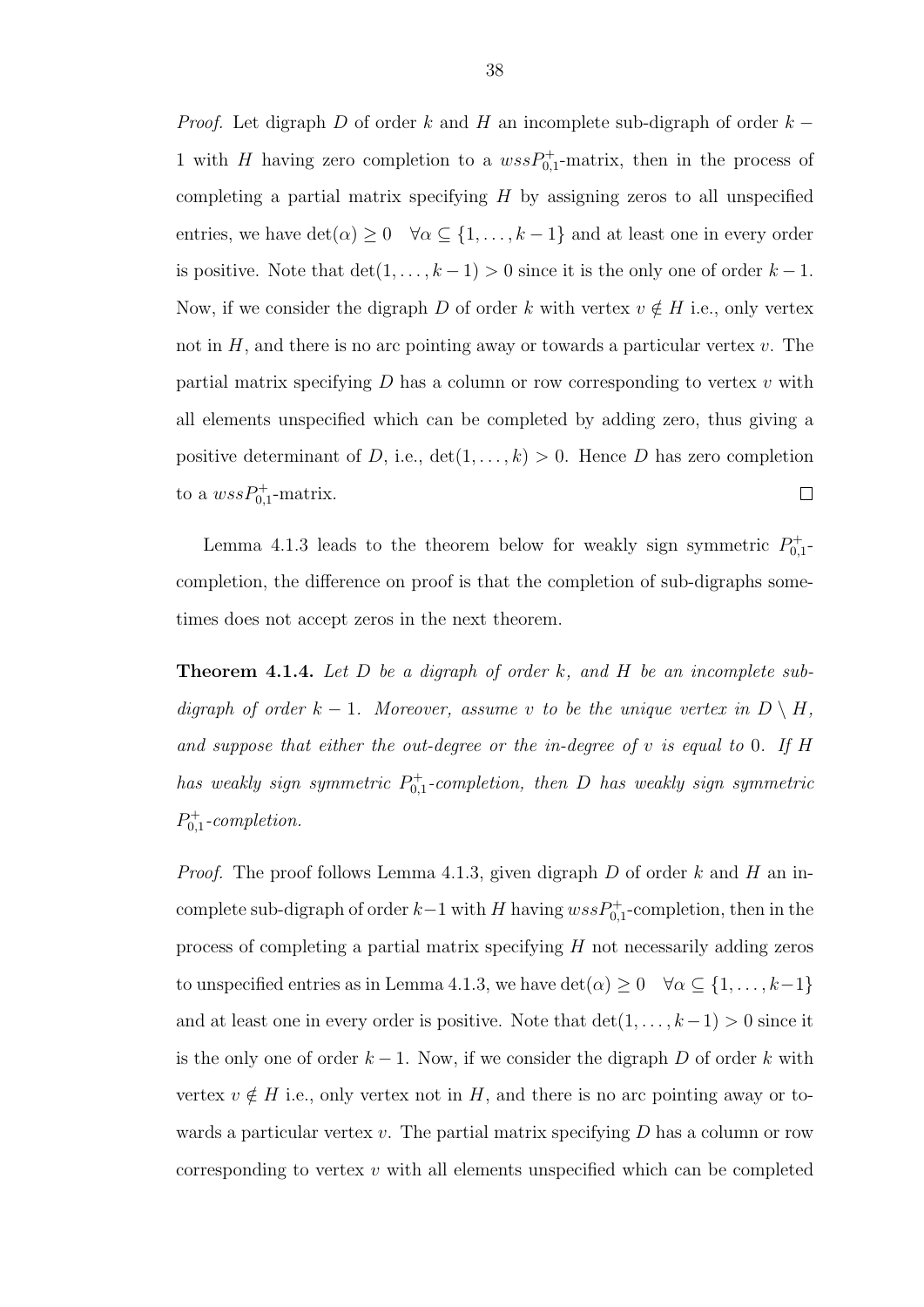*Proof.* Let digraph $D$ of order $k$ and $H$ an incomplete sub-digraph of order $k-1$ with $H$ having zero completion to a $wssP_{0,1}^{+}$-matrix, then in the process of completing a partial matrix specifying $H$ by assigning zeros to all unspecified entries, we have $\det(\alpha) \geq 0 \quad \forall \alpha \subseteq \{1, \ldots, k-1\}$ and at least one in every order is positive. Note that $\det(1, \ldots, k-1) > 0$ since it is the only one of order $k-1$. Now, if we consider the digraph $D$ of order $k$ with vertex $v \notin H$ i.e., only vertex not in $H$, and there is no arc pointing away or towards a particular vertex $v$. The partial matrix specifying $D$ has a column or row corresponding to vertex $v$ with all elements unspecified which can be completed by adding zero, thus giving a positive determinant of $D$, i.e., $\det(1, \ldots, k) > 0$. Hence $D$ has zero completion to a $wssP_{0,1}^{+}$-matrix. □

Lemma 4.1.3 leads to the theorem below for weakly sign symmetric $P_{0,1}^{+}$-completion, the difference on proof is that the completion of sub-digraphs sometimes does not accept zeros in the next theorem.

**Theorem 4.1.4.** *Let $D$ be a digraph of order $k$, and $H$ be an incomplete sub-digraph of order $k-1$. Moreover, assume $v$ to be the unique vertex in $D \setminus H$, and suppose that either the out-degree or the in-degree of $v$ is equal to $0$. If $H$ has weakly sign symmetric $P_{0,1}^{+}$-completion, then $D$ has weakly sign symmetric $P_{0,1}^{+}$-completion.*

*Proof.* The proof follows Lemma 4.1.3, given digraph $D$ of order $k$ and $H$ an incomplete sub-digraph of order $k-1$ with $H$ having $wssP_{0,1}^{+}$-completion, then in the process of completing a partial matrix specifying $H$ not necessarily adding zeros to unspecified entries as in Lemma 4.1.3, we have $\det(\alpha) \geq 0 \quad \forall \alpha \subseteq \{1, \ldots, k-1\}$ and at least one in every order is positive. Note that $\det(1, \ldots, k-1) > 0$ since it is the only one of order $k-1$. Now, if we consider the digraph $D$ of order $k$ with vertex $v \notin H$ i.e., only vertex not in $H$, and there is no arc pointing away or towards a particular vertex $v$. The partial matrix specifying $D$ has a column or row corresponding to vertex $v$ with all elements unspecified which can be completed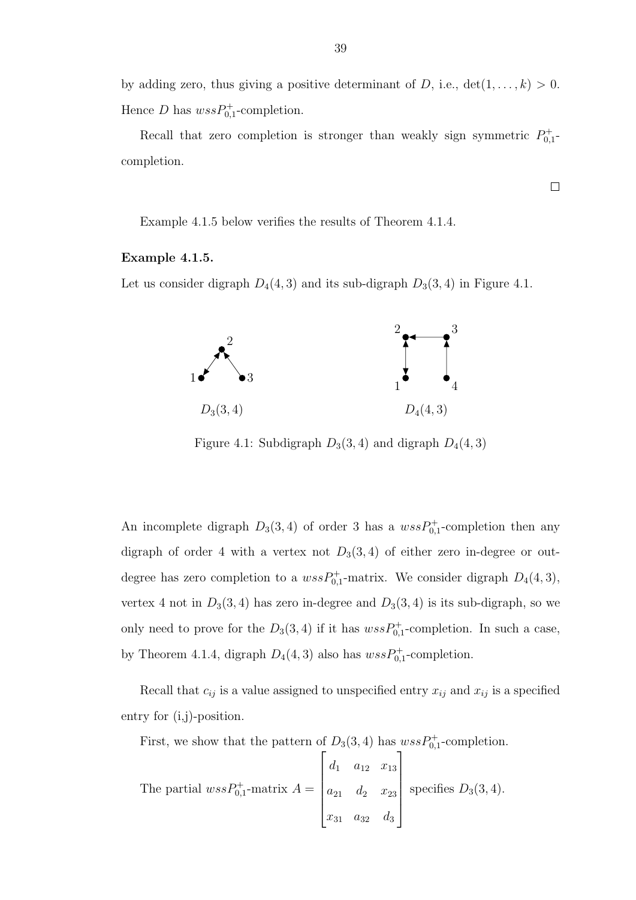by adding zero, thus giving a positive determinant of $D$, i.e., $\det(1,\ldots,k) > 0$. Hence $D$ has $wssP_{0,1}^{+}$-completion.

Recall that zero completion is stronger than weakly sign symmetric $P_{0,1}^{+}$-completion.

□

Example 4.1.5 below verifies the results of Theorem 4.1.4.

**Example 4.1.5.**

Let us consider digraph $D_4(4,3)$ and its sub-digraph $D_3(3,4)$ in Figure 4.1.

Figure 4.1: Subdigraph $D_3(3,4)$ and digraph $D_4(4,3)$

An incomplete digraph $D_3(3,4)$ of order 3 has a $wssP_{0,1}^{+}$-completion then any digraph of order 4 with a vertex not $D_3(3,4)$ of either zero in-degree or out-degree has zero completion to a $wssP_{0,1}^{+}$-matrix. We consider digraph $D_4(4,3)$, vertex 4 not in $D_3(3,4)$ has zero in-degree and $D_3(3,4)$ is its sub-digraph, so we only need to prove for the $D_3(3,4)$ if it has $wssP_{0,1}^{+}$-completion. In such a case, by Theorem 4.1.4, digraph $D_4(4,3)$ also has $wssP_{0,1}^{+}$-completion.

Recall that $c_{ij}$ is a value assigned to unspecified entry $x_{ij}$ and $x_{ij}$ is a specified entry for (i,j)-position.

First, we show that the pattern of $D_3(3,4)$ has $wssP_{0,1}^{+}$-completion.

The partial $wssP_{0,1}^{+}$-matrix $A = \begin{bmatrix} d_1 & a_{12} & x_{13} \\ a_{21} & d_2 & x_{23} \\ x_{31} & a_{32} & d_3 \end{bmatrix}$ specifies $D_3(3,4)$.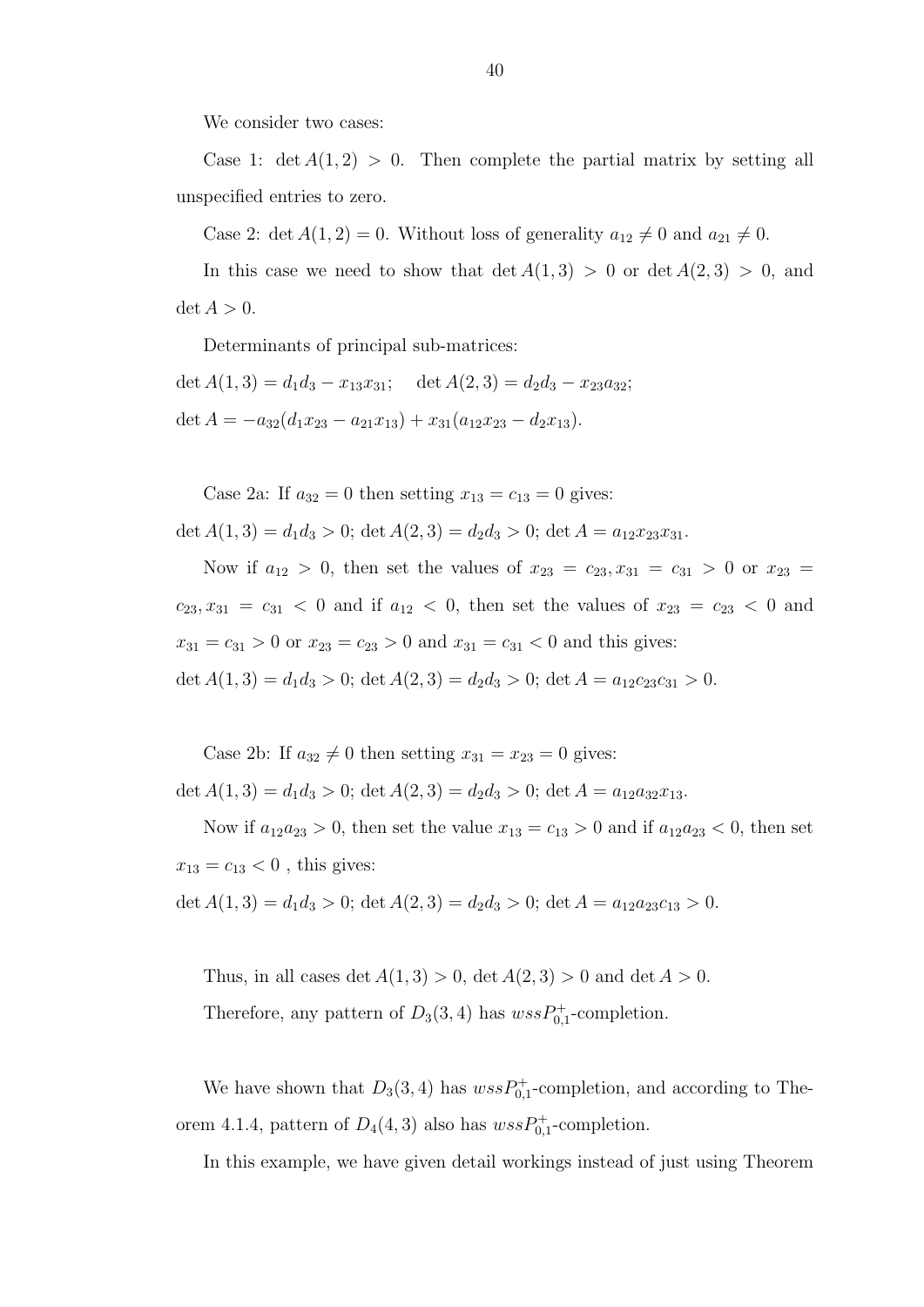We consider two cases:

Case 1: $\det A(1,2) > 0$. Then complete the partial matrix by setting all unspecified entries to zero.

Case 2: $\det A(1,2) = 0$. Without loss of generality $a_{12} \neq 0$ and $a_{21} \neq 0$.

In this case we need to show that $\det A(1,3) > 0$ or $\det A(2,3) > 0$, and $\det A > 0$.

Determinants of principal sub-matrices:

$\det A(1,3) = d_1 d_3 - x_{13} x_{31}$; $\quad \det A(2,3) = d_2 d_3 - x_{23} a_{32}$;

$\det A = -a_{32}(d_1 x_{23} - a_{21} x_{13}) + x_{31}(a_{12} x_{23} - d_2 x_{13})$.

Case 2a: If $a_{32} = 0$ then setting $x_{13} = c_{13} = 0$ gives:

$\det A(1,3) = d_1 d_3 > 0$; $\det A(2,3) = d_2 d_3 > 0$; $\det A = a_{12} x_{23} x_{31}$.

Now if $a_{12} > 0$, then set the values of $x_{23} = c_{23}, x_{31} = c_{31} > 0$ or $x_{23} = c_{23}, x_{31} = c_{31} < 0$ and if $a_{12} < 0$, then set the values of $x_{23} = c_{23} < 0$ and $x_{31} = c_{31} > 0$ or $x_{23} = c_{23} > 0$ and $x_{31} = c_{31} < 0$ and this gives:

$\det A(1,3) = d_1 d_3 > 0$; $\det A(2,3) = d_2 d_3 > 0$; $\det A = a_{12} c_{23} c_{31} > 0$.

Case 2b: If $a_{32} \neq 0$ then setting $x_{31} = x_{23} = 0$ gives:

$\det A(1,3) = d_1 d_3 > 0$; $\det A(2,3) = d_2 d_3 > 0$; $\det A = a_{12} a_{32} x_{13}$.

Now if $a_{12} a_{23} > 0$, then set the value $x_{13} = c_{13} > 0$ and if $a_{12} a_{23} < 0$, then set $x_{13} = c_{13} < 0$ , this gives:

$\det A(1,3) = d_1 d_3 > 0$; $\det A(2,3) = d_2 d_3 > 0$; $\det A = a_{12} a_{23} c_{13} > 0$.

Thus, in all cases $\det A(1,3) > 0$, $\det A(2,3) > 0$ and $\det A > 0$.

Therefore, any pattern of $D_3(3,4)$ has $wssP_{0,1}^{+}$-completion.

We have shown that $D_3(3,4)$ has $wssP_{0,1}^{+}$-completion, and according to Theorem 4.1.4, pattern of $D_4(4,3)$ also has $wssP_{0,1}^{+}$-completion.

In this example, we have given detail workings instead of just using Theorem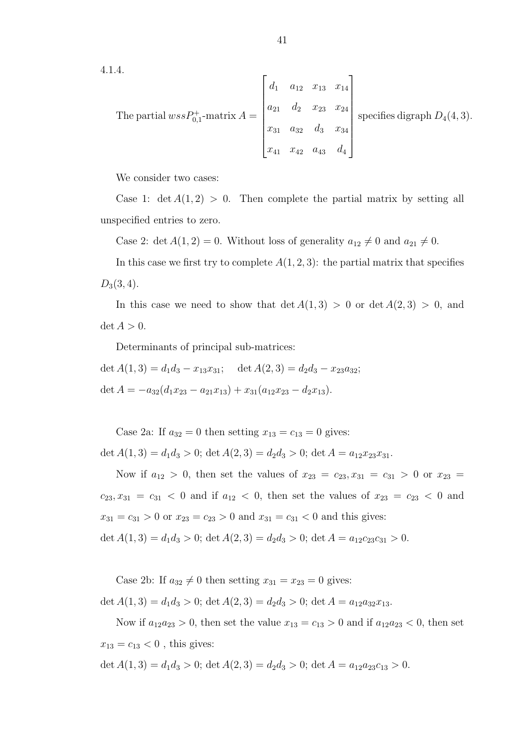4.1.4.

The partial $wssP_{0,1}^{+}$-matrix $A = \begin{bmatrix} d_1 & a_{12} & x_{13} & x_{14} \\ a_{21} & d_2 & x_{23} & x_{24} \\ x_{31} & a_{32} & d_3 & x_{34} \\ x_{41} & x_{42} & a_{43} & d_4 \end{bmatrix}$ specifies digraph $D_4(4,3)$.

We consider two cases:

Case 1: $\det A(1,2) > 0$. Then complete the partial matrix by setting all unspecified entries to zero.

Case 2: $\det A(1,2) = 0$. Without loss of generality $a_{12} \neq 0$ and $a_{21} \neq 0$.

In this case we first try to complete $A(1,2,3)$: the partial matrix that specifies $D_3(3,4)$.

In this case we need to show that $\det A(1,3) > 0$ or $\det A(2,3) > 0$, and $\det A > 0$.

Determinants of principal sub-matrices:

$\det A(1,3) = d_1d_3 - x_{13}x_{31}$; $\quad \det A(2,3) = d_2d_3 - x_{23}a_{32}$;

$\det A = -a_{32}(d_1x_{23} - a_{21}x_{13}) + x_{31}(a_{12}x_{23} - d_2x_{13})$.

Case 2a: If $a_{32} = 0$ then setting $x_{13} = c_{13} = 0$ gives:

$\det A(1,3) = d_1d_3 > 0$; $\det A(2,3) = d_2d_3 > 0$; $\det A = a_{12}x_{23}x_{31}$.

Now if $a_{12} > 0$, then set the values of $x_{23} = c_{23}, x_{31} = c_{31} > 0$ or $x_{23} = c_{23}, x_{31} = c_{31} < 0$ and if $a_{12} < 0$, then set the values of $x_{23} = c_{23} < 0$ and $x_{31} = c_{31} > 0$ or $x_{23} = c_{23} > 0$ and $x_{31} = c_{31} < 0$ and this gives:

$\det A(1,3) = d_1d_3 > 0$; $\det A(2,3) = d_2d_3 > 0$; $\det A = a_{12}c_{23}c_{31} > 0$.

Case 2b: If $a_{32} \neq 0$ then setting $x_{31} = x_{23} = 0$ gives:

$\det A(1,3) = d_1d_3 > 0$; $\det A(2,3) = d_2d_3 > 0$; $\det A = a_{12}a_{32}x_{13}$.

Now if $a_{12}a_{23} > 0$, then set the value $x_{13} = c_{13} > 0$ and if $a_{12}a_{23} < 0$, then set $x_{13} = c_{13} < 0$ , this gives:

$\det A(1,3) = d_1d_3 > 0$; $\det A(2,3) = d_2d_3 > 0$; $\det A = a_{12}a_{23}c_{13} > 0$.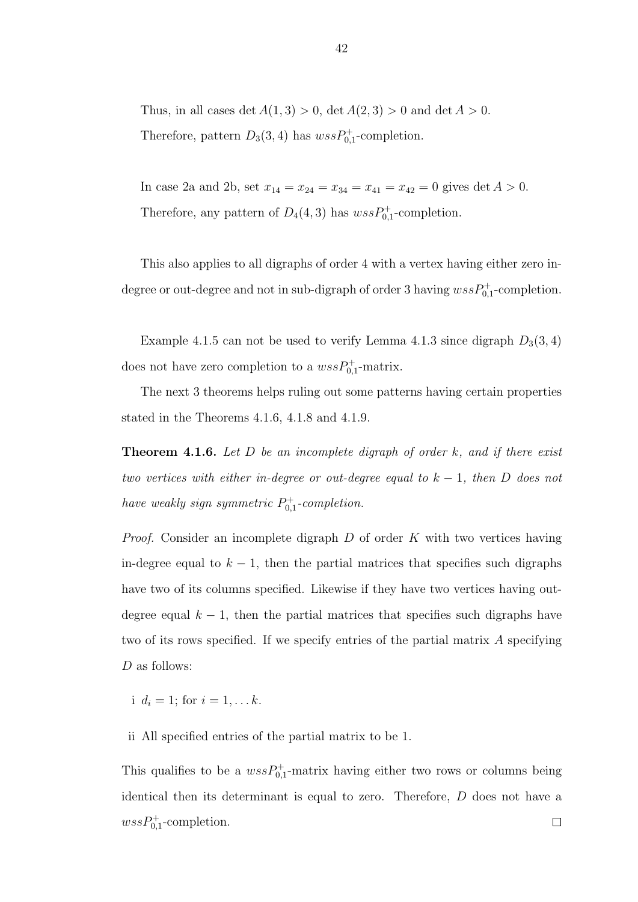Thus, in all cases $\det A(1,3) > 0$, $\det A(2,3) > 0$ and $\det A > 0$.

Therefore, pattern $D_3(3,4)$ has $wssP_{0,1}^{+}$-completion.

In case 2a and 2b, set $x_{14} = x_{24} = x_{34} = x_{41} = x_{42} = 0$ gives $\det A > 0$.

Therefore, any pattern of $D_4(4,3)$ has $wssP_{0,1}^{+}$-completion.

This also applies to all digraphs of order 4 with a vertex having either zero in-degree or out-degree and not in sub-digraph of order 3 having $wssP_{0,1}^{+}$-completion.

Example 4.1.5 can not be used to verify Lemma 4.1.3 since digraph $D_3(3,4)$ does not have zero completion to a $wssP_{0,1}^{+}$-matrix.

The next 3 theorems helps ruling out some patterns having certain properties stated in the Theorems 4.1.6, 4.1.8 and 4.1.9.

**Theorem 4.1.6.** *Let $D$ be an incomplete digraph of order $k$, and if there exist two vertices with either in-degree or out-degree equal to $k-1$, then $D$ does not have weakly sign symmetric $P_{0,1}^{+}$-completion.*

*Proof.* Consider an incomplete digraph $D$ of order $K$ with two vertices having in-degree equal to $k-1$, then the partial matrices that specifies such digraphs have two of its columns specified. Likewise if they have two vertices having out-degree equal $k-1$, then the partial matrices that specifies such digraphs have two of its rows specified. If we specify entries of the partial matrix $A$ specifying $D$ as follows:

i $d_i = 1$; for $i = 1, \dots k$.

ii All specified entries of the partial matrix to be 1.

This qualifies to be a $wssP_{0,1}^{+}$-matrix having either two rows or columns being identical then its determinant is equal to zero. Therefore, $D$ does not have a $wssP_{0,1}^{+}$-completion. ☐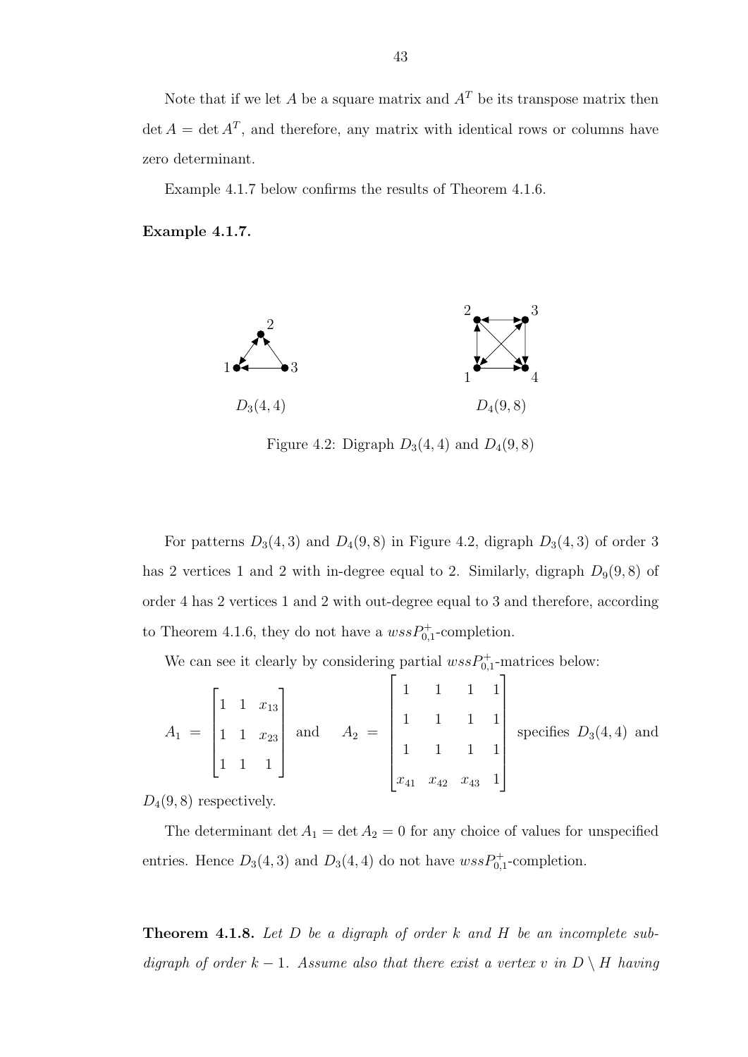Note that if we let $A$ be a square matrix and $A^T$ be its transpose matrix then $\det A = \det A^T$, and therefore, any matrix with identical rows or columns have zero determinant.

Example 4.1.7 below confirms the results of Theorem 4.1.6.

**Example 4.1.7.**

2

1 3

$D_3(4,4)$

2 3

1 4

$D_4(9,8)$

Figure 4.2: Digraph $D_3(4,4)$ and $D_4(9,8)$

For patterns $D_3(4,3)$ and $D_4(9,8)$ in Figure 4.2, digraph $D_3(4,3)$ of order 3 has 2 vertices 1 and 2 with in-degree equal to 2. Similarly, digraph $D_9(9,8)$ of order 4 has 2 vertices 1 and 2 with out-degree equal to 3 and therefore, according to Theorem 4.1.6, they do not have a $wssP_{0,1}^{+}$-completion.

We can see it clearly by considering partial $wssP_{0,1}^{+}$-matrices below:

$$A_1 = \begin{bmatrix} 1 & 1 & x_{13} \\ 1 & 1 & x_{23} \\ 1 & 1 & 1 \end{bmatrix} \quad \text{and} \quad A_2 = \begin{bmatrix} 1 & 1 & 1 & 1 \\ 1 & 1 & 1 & 1 \\ 1 & 1 & 1 & 1 \\ x_{41} & x_{42} & x_{43} & 1 \end{bmatrix}$$

specifies $D_3(4,4)$ and $D_4(9,8)$ respectively.

The determinant $\det A_1 = \det A_2 = 0$ for any choice of values for unspecified entries. Hence $D_3(4,3)$ and $D_3(4,4)$ do not have $wssP_{0,1}^{+}$-completion.

**Theorem 4.1.8.** *Let $D$ be a digraph of order $k$ and $H$ be an incomplete subdigraph of order $k-1$. Assume also that there exist a vertex $v$ in $D \setminus H$ having*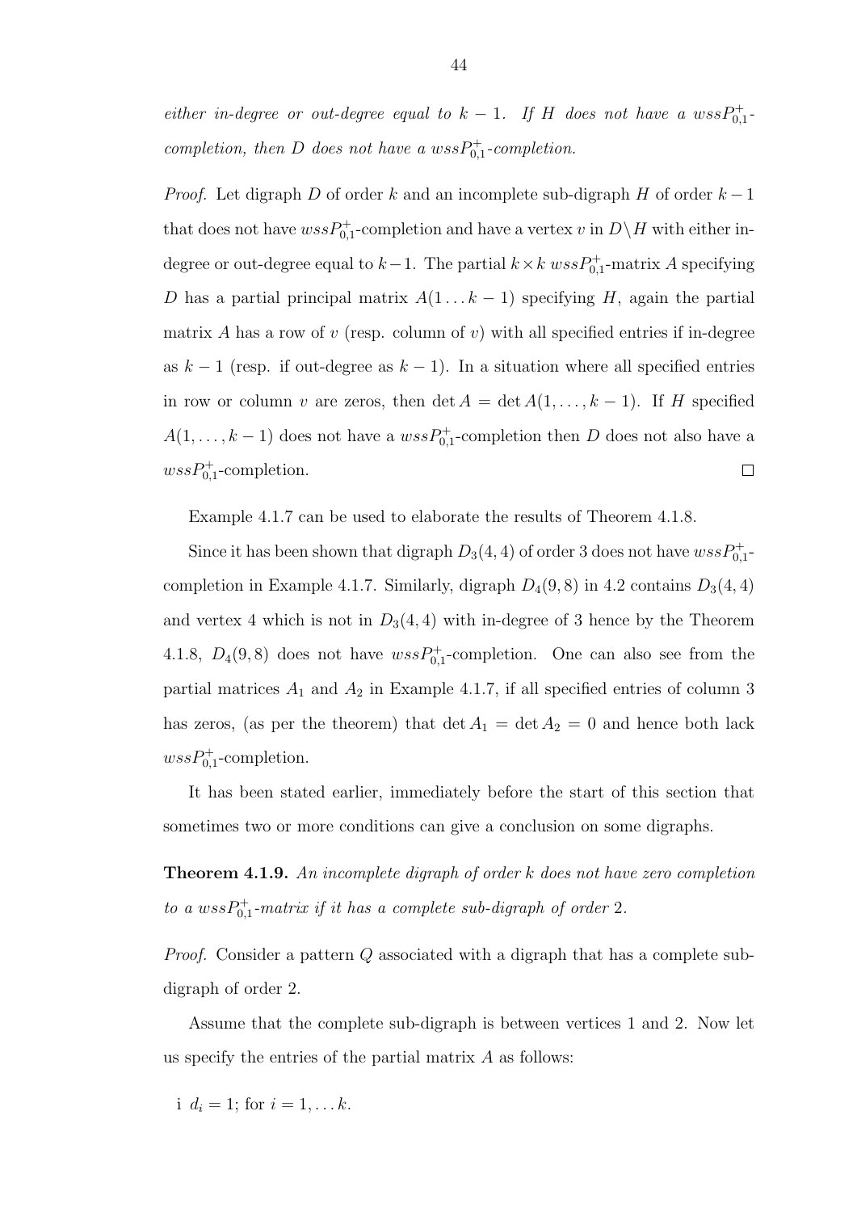*either in-degree or out-degree equal to $k-1$. If $H$ does not have a $wssP_{0,1}^{+}$-completion, then $D$ does not have a $wssP_{0,1}^{+}$-completion.*

*Proof.* Let digraph $D$ of order $k$ and an incomplete sub-digraph $H$ of order $k-1$ that does not have $wssP_{0,1}^{+}$-completion and have a vertex $v$ in $D\backslash H$ with either in-degree or out-degree equal to $k-1$. The partial $k \times k$ $wssP_{0,1}^{+}$-matrix $A$ specifying $D$ has a partial principal matrix $A(1 \ldots k-1)$ specifying $H$, again the partial matrix $A$ has a row of $v$ (resp. column of $v$) with all specified entries if in-degree as $k-1$ (resp. if out-degree as $k-1$). In a situation where all specified entries in row or column $v$ are zeros, then $\det A = \det A(1, \ldots, k-1)$. If $H$ specified $A(1, \ldots, k-1)$ does not have a $wssP_{0,1}^{+}$-completion then $D$ does not also have a $wssP_{0,1}^{+}$-completion. □

Example 4.1.7 can be used to elaborate the results of Theorem 4.1.8.

Since it has been shown that digraph $D_3(4,4)$ of order 3 does not have $wssP_{0,1}^{+}$-completion in Example 4.1.7. Similarly, digraph $D_4(9,8)$ in 4.2 contains $D_3(4,4)$ and vertex 4 which is not in $D_3(4,4)$ with in-degree of 3 hence by the Theorem 4.1.8, $D_4(9,8)$ does not have $wssP_{0,1}^{+}$-completion. One can also see from the partial matrices $A_1$ and $A_2$ in Example 4.1.7, if all specified entries of column 3 has zeros, (as per the theorem) that $\det A_1 = \det A_2 = 0$ and hence both lack $wssP_{0,1}^{+}$-completion.

It has been stated earlier, immediately before the start of this section that sometimes two or more conditions can give a conclusion on some digraphs.

**Theorem 4.1.9.** *An incomplete digraph of order $k$ does not have zero completion to a $wssP_{0,1}^{+}$-matrix if it has a complete sub-digraph of order 2.*

*Proof.* Consider a pattern $Q$ associated with a digraph that has a complete sub-digraph of order 2.

Assume that the complete sub-digraph is between vertices 1 and 2. Now let us specify the entries of the partial matrix $A$ as follows:

i $d_i = 1$; for $i = 1, \ldots k$.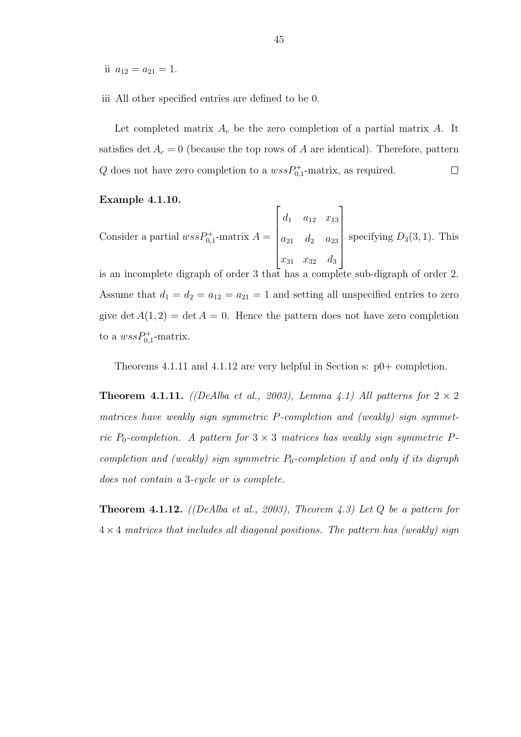ii $a_{12} = a_{21} = 1$.

iii All other specified entries are defined to be 0.

Let completed matrix $A_c$ be the zero completion of a partial matrix $A$. It satisfies $\det A_c = 0$ (because the top rows of $A$ are identical). Therefore, pattern $Q$ does not have zero completion to a $wssP^+_{0,1}$-matrix, as required. $\square$

**Example 4.1.10.**

Consider a partial $wssP^+_{0,1}$-matrix $A = \begin{bmatrix} d_1 & a_{12} & x_{13} \\ a_{21} & d_2 & a_{23} \\ x_{31} & x_{32} & d_3 \end{bmatrix}$ specifying $D_3(3,1)$. This is an incomplete digraph of order 3 that has a complete sub-digraph of order 2. Assume that $d_1 = d_2 = a_{12} = a_{21} = 1$ and setting all unspecified entries to zero give $\det A(1,2) = \det A = 0$. Hence the pattern does not have zero completion to a $wssP^+_{0,1}$-matrix.

Theorems 4.1.11 and 4.1.12 are very helpful in Section s: p0+ completion.

**Theorem 4.1.11.** *((DeAlba et al., 2003), Lemma 4.1) All patterns for $2 \times 2$ matrices have weakly sign symmetric $P$-completion and (weakly) sign symmetric $P_0$-completion. A pattern for $3 \times 3$ matrices has weakly sign symmetric $P$-completion and (weakly) sign symmetric $P_0$-completion if and only if its digraph does not contain a 3-cycle or is complete.*

**Theorem 4.1.12.** *((DeAlba et al., 2003), Theorem 4.3) Let $Q$ be a pattern for $4 \times 4$ matrices that includes all diagonal positions. The pattern has (weakly) sign*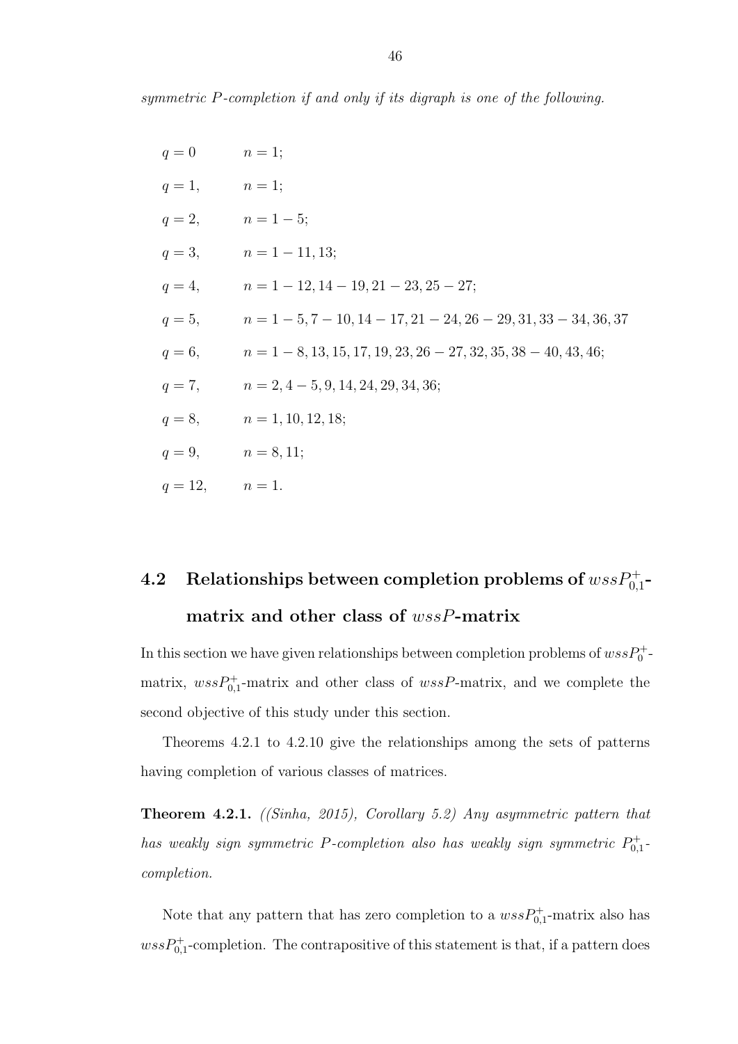*symmetric $P$-completion if and only if its digraph is one of the following.*

$q = 0$ $\quad n = 1;$

$q = 1,$ $\quad n = 1;$

$q = 2,$ $\quad n = 1 - 5;$

$q = 3,$ $\quad n = 1 - 11, 13;$

$q = 4,$ $\quad n = 1 - 12, 14 - 19, 21 - 23, 25 - 27;$

$q = 5,$ $\quad n = 1 - 5, 7 - 10, 14 - 17, 21 - 24, 26 - 29, 31, 33 - 34, 36, 37$

$q = 6,$ $\quad n = 1 - 8, 13, 15, 17, 19, 23, 26 - 27, 32, 35, 38 - 40, 43, 46;$

$q = 7,$ $\quad n = 2, 4 - 5, 9, 14, 24, 29, 34, 36;$

$q = 8,$ $\quad n = 1, 10, 12, 18;$

$q = 9,$ $\quad n = 8, 11;$

$q = 12,$ $\quad n = 1.$

## 4.2 Relationships between completion problems of $wssP_{0,1}^{+}$-matrix and other class of $wssP$-matrix

In this section we have given relationships between completion problems of $wssP_{0}^{+}$-matrix, $wssP_{0,1}^{+}$-matrix and other class of $wssP$-matrix, and we complete the second objective of this study under this section.

Theorems 4.2.1 to 4.2.10 give the relationships among the sets of patterns having completion of various classes of matrices.

**Theorem 4.2.1.** *((Sinha, 2015), Corollary 5.2) Any asymmetric pattern that has weakly sign symmetric $P$-completion also has weakly sign symmetric $P_{0,1}^{+}$-completion.*

Note that any pattern that has zero completion to a $wssP_{0,1}^{+}$-matrix also has $wssP_{0,1}^{+}$-completion. The contrapositive of this statement is that, if a pattern does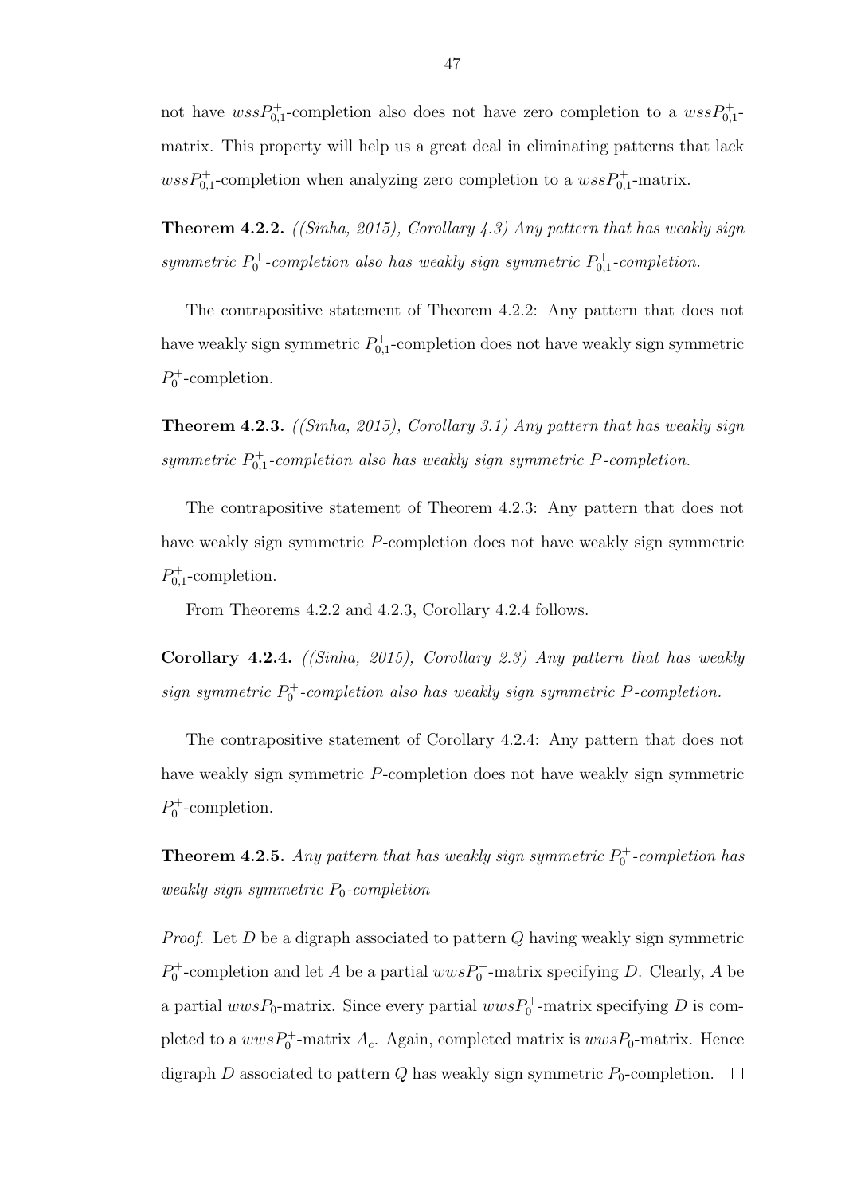not have $wssP^+_{0,1}$-completion also does not have zero completion to a $wssP^+_{0,1}$-matrix. This property will help us a great deal in eliminating patterns that lack $wssP^+_{0,1}$-completion when analyzing zero completion to a $wssP^+_{0,1}$-matrix.

**Theorem 4.2.2.** *((Sinha, 2015), Corollary 4.3) Any pattern that has weakly sign symmetric $P^+_0$-completion also has weakly sign symmetric $P^+_{0,1}$-completion.*

The contrapositive statement of Theorem 4.2.2: Any pattern that does not have weakly sign symmetric $P^+_{0,1}$-completion does not have weakly sign symmetric $P^+_0$-completion.

**Theorem 4.2.3.** *((Sinha, 2015), Corollary 3.1) Any pattern that has weakly sign symmetric $P^+_{0,1}$-completion also has weakly sign symmetric $P$-completion.*

The contrapositive statement of Theorem 4.2.3: Any pattern that does not have weakly sign symmetric $P$-completion does not have weakly sign symmetric $P^+_{0,1}$-completion.

From Theorems 4.2.2 and 4.2.3, Corollary 4.2.4 follows.

**Corollary 4.2.4.** *((Sinha, 2015), Corollary 2.3) Any pattern that has weakly sign symmetric $P^+_0$-completion also has weakly sign symmetric $P$-completion.*

The contrapositive statement of Corollary 4.2.4: Any pattern that does not have weakly sign symmetric $P$-completion does not have weakly sign symmetric $P^+_0$-completion.

**Theorem 4.2.5.** *Any pattern that has weakly sign symmetric $P^+_0$-completion has weakly sign symmetric $P_0$-completion*

*Proof.* Let $D$ be a digraph associated to pattern $Q$ having weakly sign symmetric $P^+_0$-completion and let $A$ be a partial $wwsP^+_0$-matrix specifying $D$. Clearly, $A$ be a partial $wwsP_0$-matrix. Since every partial $wwsP^+_0$-matrix specifying $D$ is completed to a $wwsP^+_0$-matrix $A_c$. Again, completed matrix is $wwsP_0$-matrix. Hence digraph $D$ associated to pattern $Q$ has weakly sign symmetric $P_0$-completion. □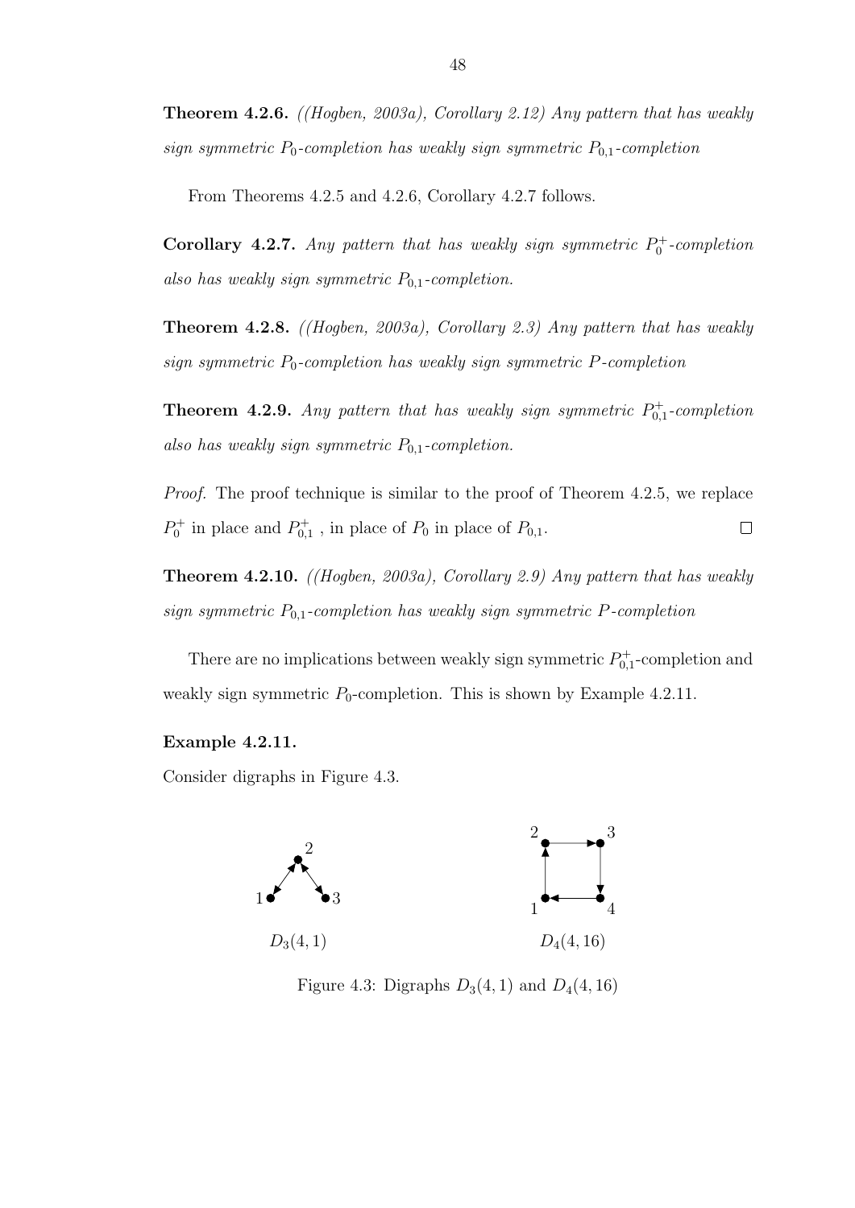**Theorem 4.2.6.** *((Hogben, 2003a), Corollary 2.12) Any pattern that has weakly sign symmetric $P_0$-completion has weakly sign symmetric $P_{0,1}$-completion*

From Theorems 4.2.5 and 4.2.6, Corollary 4.2.7 follows.

**Corollary 4.2.7.** *Any pattern that has weakly sign symmetric $P_0^+$-completion also has weakly sign symmetric $P_{0,1}$-completion.*

**Theorem 4.2.8.** *((Hogben, 2003a), Corollary 2.3) Any pattern that has weakly sign symmetric $P_0$-completion has weakly sign symmetric $P$-completion*

**Theorem 4.2.9.** *Any pattern that has weakly sign symmetric $P_{0,1}^+$-completion also has weakly sign symmetric $P_{0,1}$-completion.*

*Proof.* The proof technique is similar to the proof of Theorem 4.2.5, we replace $P_0^+$ in place and $P_{0,1}^+$ , in place of $P_0$ in place of $P_{0,1}$. □

**Theorem 4.2.10.** *((Hogben, 2003a), Corollary 2.9) Any pattern that has weakly sign symmetric $P_{0,1}$-completion has weakly sign symmetric $P$-completion*

There are no implications between weakly sign symmetric $P_{0,1}^+$-completion and weakly sign symmetric $P_0$-completion. This is shown by Example 4.2.11.

**Example 4.2.11.**

Consider digraphs in Figure 4.3.

$D_3(4,1)$

$D_4(4,16)$

Figure 4.3: Digraphs $D_3(4,1)$ and $D_4(4,16)$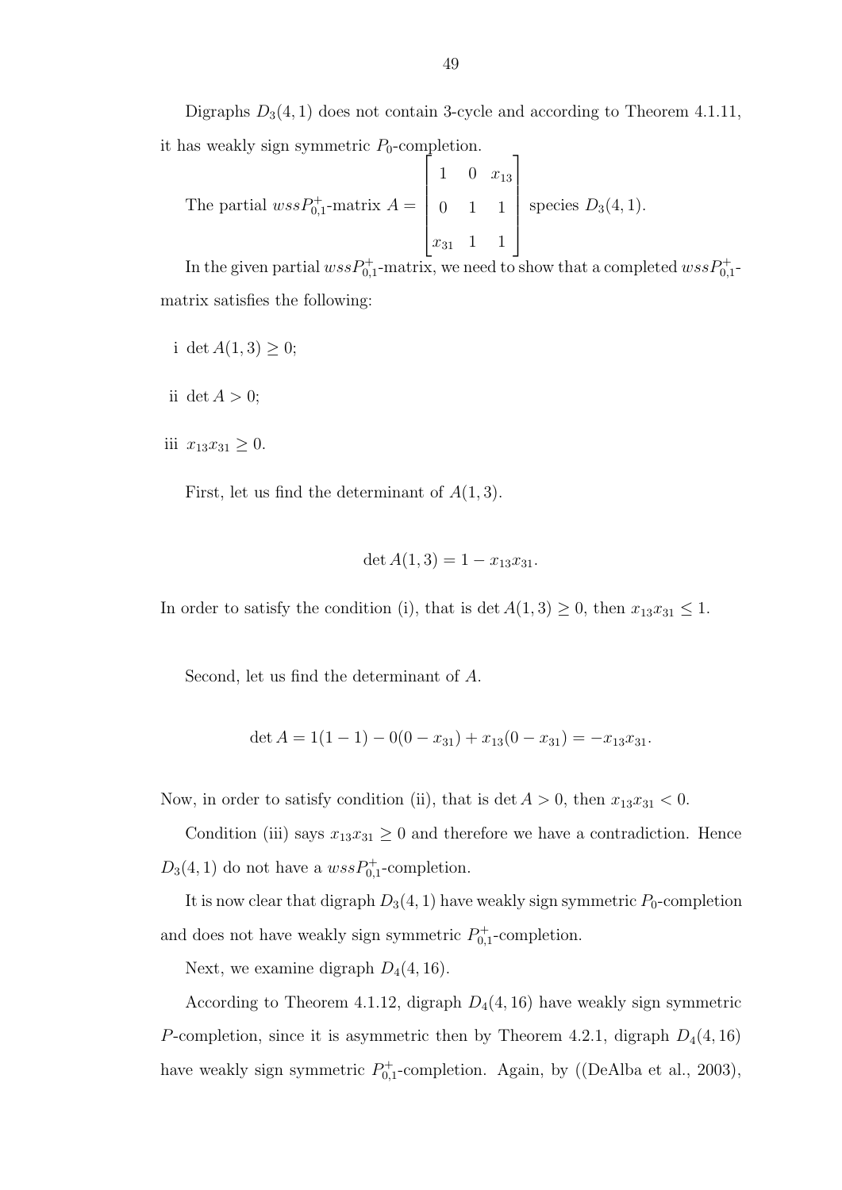Digraphs $D_3(4,1)$ does not contain 3-cycle and according to Theorem 4.1.11, it has weakly sign symmetric $P_0$-completion.

The partial $wssP_{0,1}^+$-matrix $A = \begin{bmatrix} 1 & 0 & x_{13} \\ 0 & 1 & 1 \\ x_{31} & 1 & 1 \end{bmatrix}$ species $D_3(4,1)$.

In the given partial $wssP_{0,1}^+$-matrix, we need to show that a completed $wssP_{0,1}^+$-matrix satisfies the following:

i $\det A(1,3) \geq 0$;

ii $\det A > 0$;

iii $x_{13}x_{31} \geq 0$.

First, let us find the determinant of $A(1,3)$.

$$\det A(1,3) = 1 - x_{13}x_{31}.$$

In order to satisfy the condition (i), that is $\det A(1,3) \geq 0$, then $x_{13}x_{31} \leq 1$.

Second, let us find the determinant of $A$.

$$\det A = 1(1-1) - 0(0 - x_{31}) + x_{13}(0 - x_{31}) = -x_{13}x_{31}.$$

Now, in order to satisfy condition (ii), that is $\det A > 0$, then $x_{13}x_{31} < 0$.

Condition (iii) says $x_{13}x_{31} \geq 0$ and therefore we have a contradiction. Hence $D_3(4,1)$ do not have a $wssP_{0,1}^+$-completion.

It is now clear that digraph $D_3(4,1)$ have weakly sign symmetric $P_0$-completion and does not have weakly sign symmetric $P_{0,1}^+$-completion.

Next, we examine digraph $D_4(4,16)$.

According to Theorem 4.1.12, digraph $D_4(4,16)$ have weakly sign symmetric $P$-completion, since it is asymmetric then by Theorem 4.2.1, digraph $D_4(4,16)$ have weakly sign symmetric $P_{0,1}^+$-completion. Again, by ((DeAlba et al., 2003),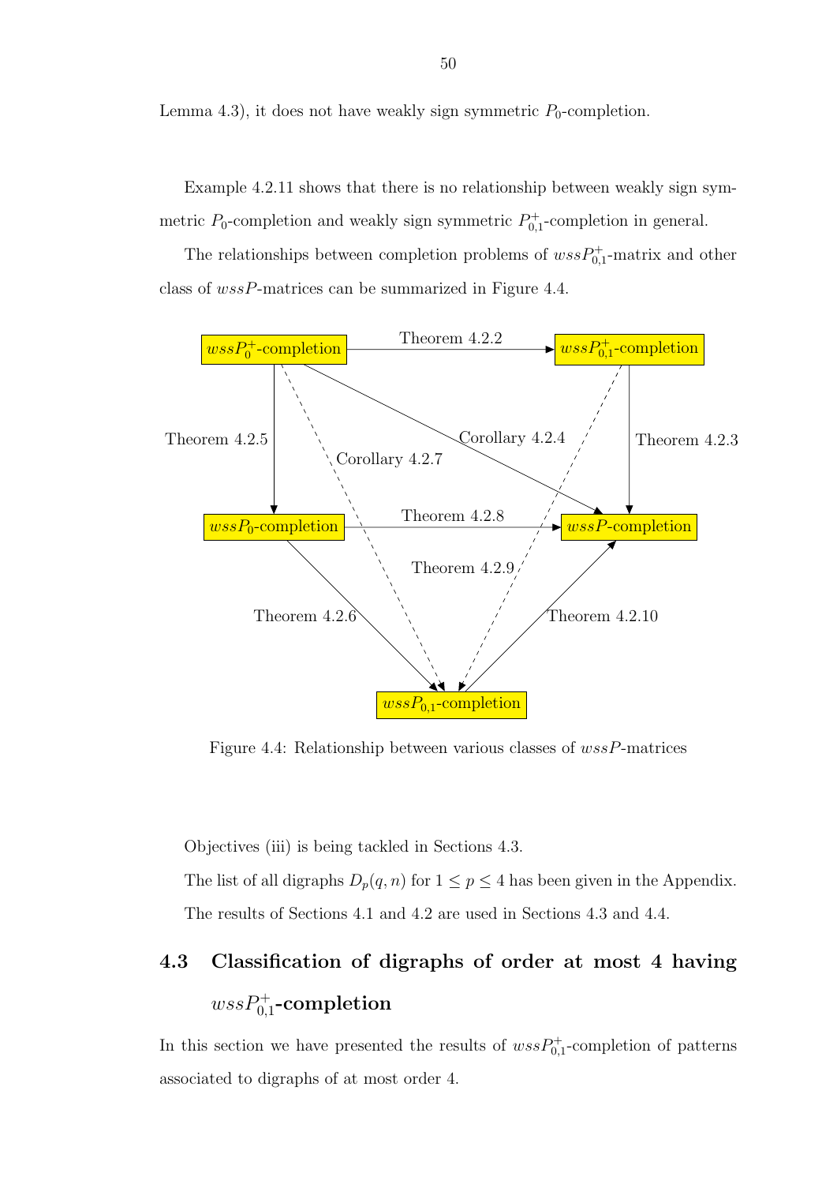Lemma 4.3), it does not have weakly sign symmetric $P_0$-completion.

Example 4.2.11 shows that there is no relationship between weakly sign symmetric $P_0$-completion and weakly sign symmetric $P_{0,1}^+$-completion in general.

The relationships between completion problems of $wssP_{0,1}^+$-matrix and other class of $wssP$-matrices can be summarized in Figure 4.4.

$wssP_0^+$-completion

$wssP_{0,1}^+$-completion

$wssP_0$-completion

$wssP$-completion

$wssP_{0,1}$-completion

Theorem 4.2.2

Theorem 4.2.5

Corollary 4.2.7

Corollary 4.2.4

Theorem 4.2.3

Theorem 4.2.8

Theorem 4.2.9

Theorem 4.2.6

Theorem 4.2.10

Figure 4.4: Relationship between various classes of $wssP$-matrices

Objectives (iii) is being tackled in Sections 4.3.

The list of all digraphs $D_p(q, n)$ for $1 \leq p \leq 4$ has been given in the Appendix.

The results of Sections 4.1 and 4.2 are used in Sections 4.3 and 4.4.

## 4.3 Classification of digraphs of order at most 4 having $wssP_{0,1}^+$-completion

In this section we have presented the results of $wssP_{0,1}^+$-completion of patterns associated to digraphs of at most order 4.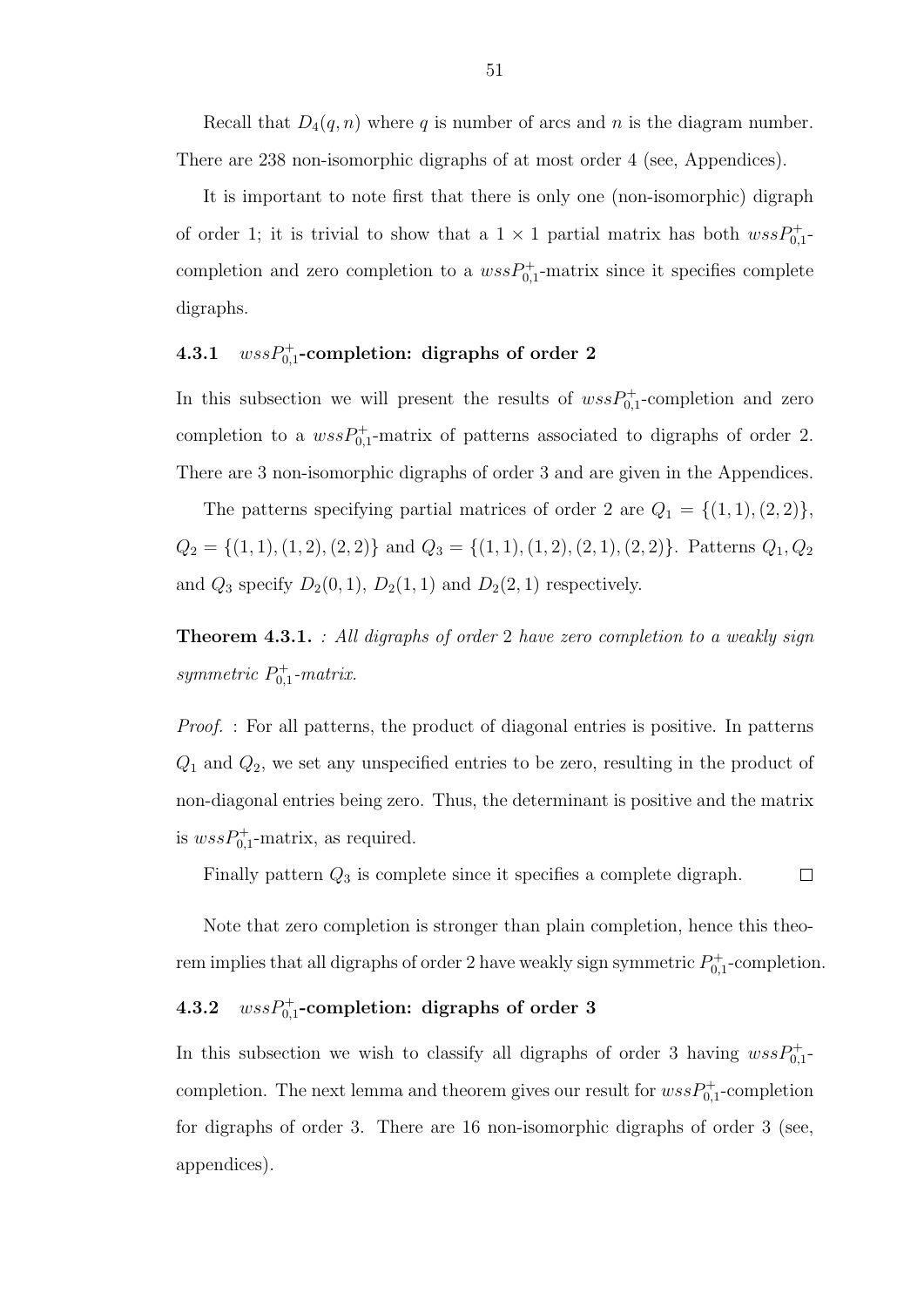Recall that $D_4(q, n)$ where $q$ is number of arcs and $n$ is the diagram number. There are 238 non-isomorphic digraphs of at most order 4 (see, Appendices).

It is important to note first that there is only one (non-isomorphic) digraph of order 1; it is trivial to show that a $1 \times 1$ partial matrix has both $wssP_{0,1}^{+}$-completion and zero completion to a $wssP_{0,1}^{+}$-matrix since it specifies complete digraphs.

### 4.3.1 $wssP_{0,1}^{+}$-completion: digraphs of order 2

In this subsection we will present the results of $wssP_{0,1}^{+}$-completion and zero completion to a $wssP_{0,1}^{+}$-matrix of patterns associated to digraphs of order 2. There are 3 non-isomorphic digraphs of order 3 and are given in the Appendices.

The patterns specifying partial matrices of order 2 are $Q_1 = \{(1,1),(2,2)\}$, $Q_2 = \{(1,1),(1,2),(2,2)\}$ and $Q_3 = \{(1,1),(1,2),(2,1),(2,2)\}$. Patterns $Q_1, Q_2$ and $Q_3$ specify $D_2(0,1)$, $D_2(1,1)$ and $D_2(2,1)$ respectively.

**Theorem 4.3.1.** *: All digraphs of order 2 have zero completion to a weakly sign symmetric $P_{0,1}^{+}$-matrix.*

*Proof.* : For all patterns, the product of diagonal entries is positive. In patterns $Q_1$ and $Q_2$, we set any unspecified entries to be zero, resulting in the product of non-diagonal entries being zero. Thus, the determinant is positive and the matrix is $wssP_{0,1}^{+}$-matrix, as required.

Finally pattern $Q_3$ is complete since it specifies a complete digraph. □

Note that zero completion is stronger than plain completion, hence this theorem implies that all digraphs of order 2 have weakly sign symmetric $P_{0,1}^{+}$-completion.

### 4.3.2 $wssP_{0,1}^{+}$-completion: digraphs of order 3

In this subsection we wish to classify all digraphs of order 3 having $wssP_{0,1}^{+}$-completion. The next lemma and theorem gives our result for $wssP_{0,1}^{+}$-completion for digraphs of order 3. There are 16 non-isomorphic digraphs of order 3 (see, appendices).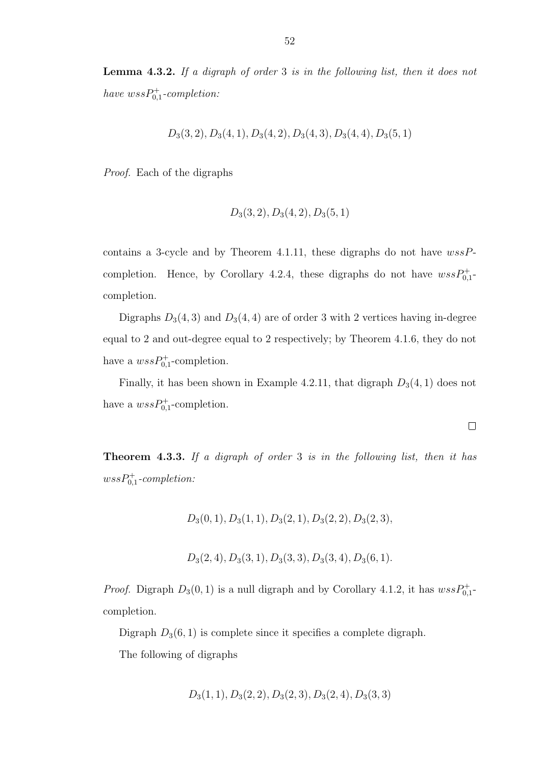**Lemma 4.3.2.** *If a digraph of order* 3 *is in the following list, then it does not have* $wssP_{0,1}^{+}$*-completion:*

$$D_3(3,2), D_3(4,1), D_3(4,2), D_3(4,3), D_3(4,4), D_3(5,1)$$

*Proof.* Each of the digraphs

$$D_3(3,2), D_3(4,2), D_3(5,1)$$

contains a 3-cycle and by Theorem 4.1.11, these digraphs do not have $wssP$-completion. Hence, by Corollary 4.2.4, these digraphs do not have $wssP_{0,1}^{+}$-completion.

Digraphs $D_3(4,3)$ and $D_3(4,4)$ are of order 3 with 2 vertices having in-degree equal to 2 and out-degree equal to 2 respectively; by Theorem 4.1.6, they do not have a $wssP_{0,1}^{+}$-completion.

Finally, it has been shown in Example 4.2.11, that digraph $D_3(4,1)$ does not have a $wssP_{0,1}^{+}$-completion.

□

**Theorem 4.3.3.** *If a digraph of order* 3 *is in the following list, then it has* $wssP_{0,1}^{+}$*-completion:*

$$D_3(0,1), D_3(1,1), D_3(2,1), D_3(2,2), D_3(2,3),$$

$$D_3(2,4), D_3(3,1), D_3(3,3), D_3(3,4), D_3(6,1).$$

*Proof.* Digraph $D_3(0,1)$ is a null digraph and by Corollary 4.1.2, it has $wssP_{0,1}^{+}$-completion.

Digraph $D_3(6,1)$ is complete since it specifies a complete digraph.

The following of digraphs

$$D_3(1,1), D_3(2,2), D_3(2,3), D_3(2,4), D_3(3,3)$$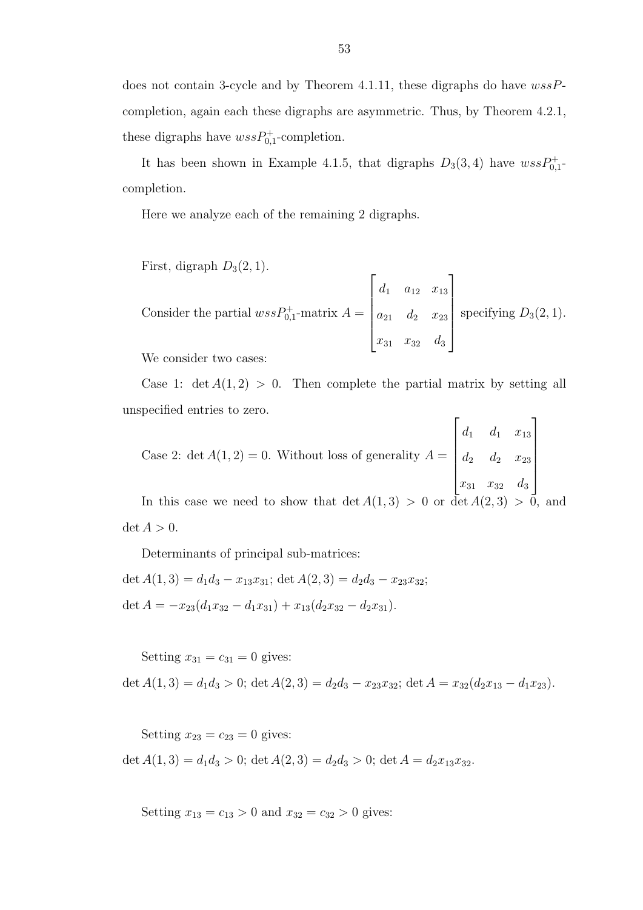does not contain 3-cycle and by Theorem 4.1.11, these digraphs do have $wssP$-completion, again each these digraphs are asymmetric. Thus, by Theorem 4.2.1, these digraphs have $wssP^+_{0,1}$-completion.

It has been shown in Example 4.1.5, that digraphs $D_3(3,4)$ have $wssP^+_{0,1}$-completion.

Here we analyze each of the remaining 2 digraphs.

First, digraph $D_3(2,1)$.

Consider the partial $wssP^+_{0,1}$-matrix $A = \begin{bmatrix} d_1 & a_{12} & x_{13} \\ a_{21} & d_2 & x_{23} \\ x_{31} & x_{32} & d_3 \end{bmatrix}$ specifying $D_3(2,1)$.

We consider two cases:

Case 1: $\det A(1,2) > 0$. Then complete the partial matrix by setting all unspecified entries to zero.

Case 2: $\det A(1,2) = 0$. Without loss of generality $A = \begin{bmatrix} d_1 & d_1 & x_{13} \\ d_2 & d_2 & x_{23} \\ x_{31} & x_{32} & d_3 \end{bmatrix}$

In this case we need to show that $\det A(1,3) > 0$ or $\det A(2,3) > 0$, and $\det A > 0$.

Determinants of principal sub-matrices:

$\det A(1,3) = d_1 d_3 - x_{13}x_{31}$; $\det A(2,3) = d_2 d_3 - x_{23}x_{32}$;

$\det A = -x_{23}(d_1 x_{32} - d_1 x_{31}) + x_{13}(d_2 x_{32} - d_2 x_{31})$.

Setting $x_{31} = c_{31} = 0$ gives:

$\det A(1,3) = d_1 d_3 > 0$; $\det A(2,3) = d_2 d_3 - x_{23}x_{32}$; $\det A = x_{32}(d_2 x_{13} - d_1 x_{23})$.

Setting $x_{23} = c_{23} = 0$ gives:

$\det A(1,3) = d_1 d_3 > 0$; $\det A(2,3) = d_2 d_3 > 0$; $\det A = d_2 x_{13} x_{32}$.

Setting $x_{13} = c_{13} > 0$ and $x_{32} = c_{32} > 0$ gives: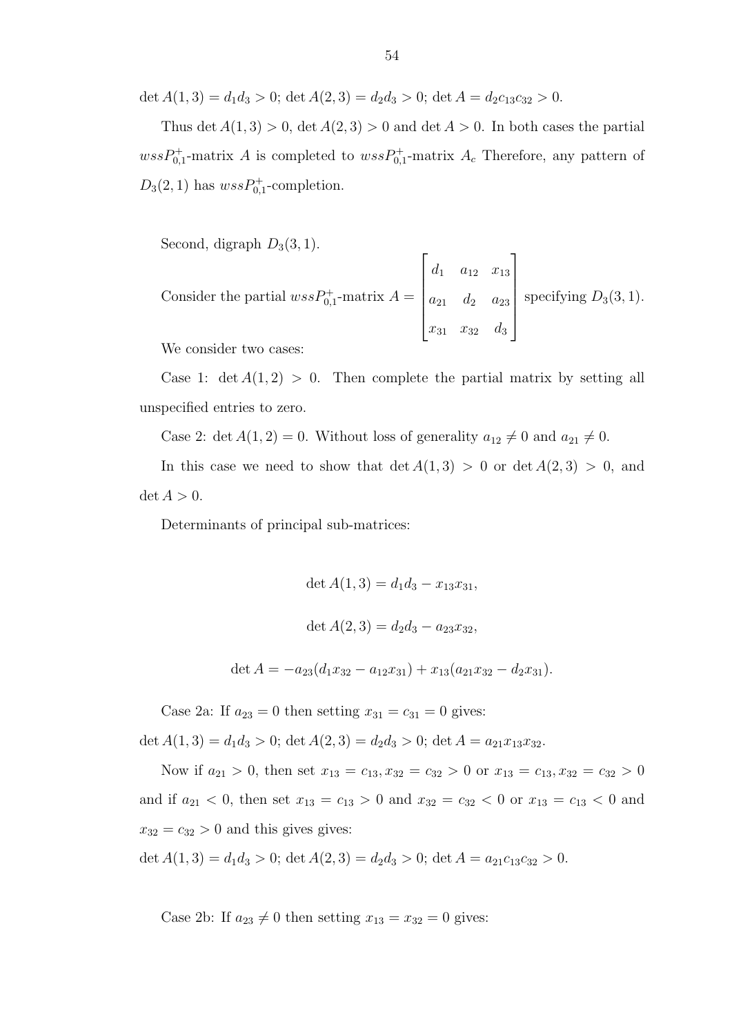$\det A(1,3) = d_1 d_3 > 0$; $\det A(2,3) = d_2 d_3 > 0$; $\det A = d_2 c_{13} c_{32} > 0$.

Thus $\det A(1,3) > 0$, $\det A(2,3) > 0$ and $\det A > 0$. In both cases the partial $wssP_{0,1}^{+}$-matrix $A$ is completed to $wssP_{0,1}^{+}$-matrix $A_c$ Therefore, any pattern of $D_3(2,1)$ has $wssP_{0,1}^{+}$-completion.

Second, digraph $D_3(3,1)$.

Consider the partial $wssP_{0,1}^{+}$-matrix $A = \begin{bmatrix} d_1 & a_{12} & x_{13} \\ a_{21} & d_2 & a_{23} \\ x_{31} & x_{32} & d_3 \end{bmatrix}$ specifying $D_3(3,1)$.

We consider two cases:

Case 1: $\det A(1,2) > 0$. Then complete the partial matrix by setting all unspecified entries to zero.

Case 2: $\det A(1,2) = 0$. Without loss of generality $a_{12} \neq 0$ and $a_{21} \neq 0$.

In this case we need to show that $\det A(1,3) > 0$ or $\det A(2,3) > 0$, and $\det A > 0$.

Determinants of principal sub-matrices:

$$\det A(1,3) = d_1 d_3 - x_{13} x_{31},$$

$$\det A(2,3) = d_2 d_3 - a_{23} x_{32},$$

$$\det A = -a_{23}(d_1 x_{32} - a_{12} x_{31}) + x_{13}(a_{21} x_{32} - d_2 x_{31}).$$

Case 2a: If $a_{23} = 0$ then setting $x_{31} = c_{31} = 0$ gives:

$\det A(1,3) = d_1 d_3 > 0$; $\det A(2,3) = d_2 d_3 > 0$; $\det A = a_{21} x_{13} x_{32}$.

Now if $a_{21} > 0$, then set $x_{13} = c_{13}, x_{32} = c_{32} > 0$ or $x_{13} = c_{13}, x_{32} = c_{32} > 0$ and if $a_{21} < 0$, then set $x_{13} = c_{13} > 0$ and $x_{32} = c_{32} < 0$ or $x_{13} = c_{13} < 0$ and $x_{32} = c_{32} > 0$ and this gives gives:

$\det A(1,3) = d_1 d_3 > 0$; $\det A(2,3) = d_2 d_3 > 0$; $\det A = a_{21} c_{13} c_{32} > 0$.

Case 2b: If $a_{23} \neq 0$ then setting $x_{13} = x_{32} = 0$ gives: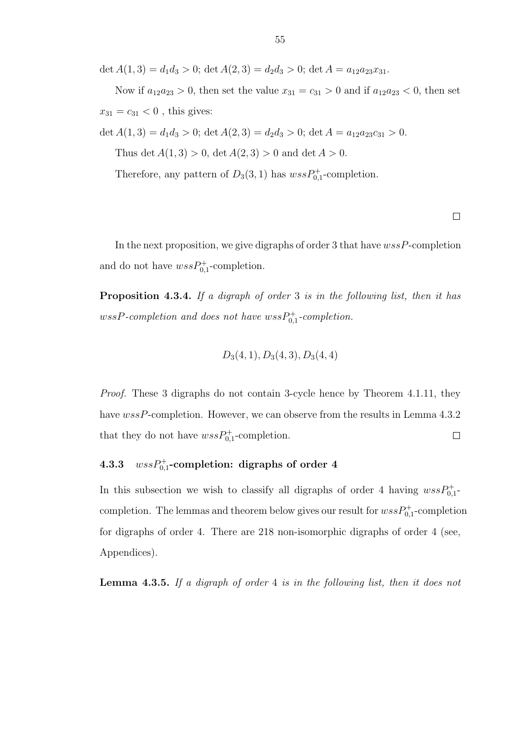$\det A(1,3) = d_1d_3 > 0$; $\det A(2,3) = d_2d_3 > 0$; $\det A = a_{12}a_{23}x_{31}$.

Now if $a_{12}a_{23} > 0$, then set the value $x_{31} = c_{31} > 0$ and if $a_{12}a_{23} < 0$, then set $x_{31} = c_{31} < 0$ , this gives:

$\det A(1,3) = d_1d_3 > 0$; $\det A(2,3) = d_2d_3 > 0$; $\det A = a_{12}a_{23}c_{31} > 0$.

Thus $\det A(1,3) > 0$, $\det A(2,3) > 0$ and $\det A > 0$.

Therefore, any pattern of $D_3(3,1)$ has $wssP^+_{0,1}$-completion.

□

In the next proposition, we give digraphs of order 3 that have $wssP$-completion and do not have $wssP^+_{0,1}$-completion.

**Proposition 4.3.4.** *If a digraph of order 3 is in the following list, then it has $wssP$-completion and does not have $wssP^+_{0,1}$-completion.*

$$D_3(4,1), D_3(4,3), D_3(4,4)$$

*Proof.* These 3 digraphs do not contain 3-cycle hence by Theorem 4.1.11, they have $wssP$-completion. However, we can observe from the results in Lemma 4.3.2 that they do not have $wssP^+_{0,1}$-completion. □

### 4.3.3 $wssP^+_{0,1}$-completion: digraphs of order 4

In this subsection we wish to classify all digraphs of order 4 having $wssP^+_{0,1}$-completion. The lemmas and theorem below gives our result for $wssP^+_{0,1}$-completion for digraphs of order 4. There are 218 non-isomorphic digraphs of order 4 (see, Appendices).

**Lemma 4.3.5.** *If a digraph of order 4 is in the following list, then it does not*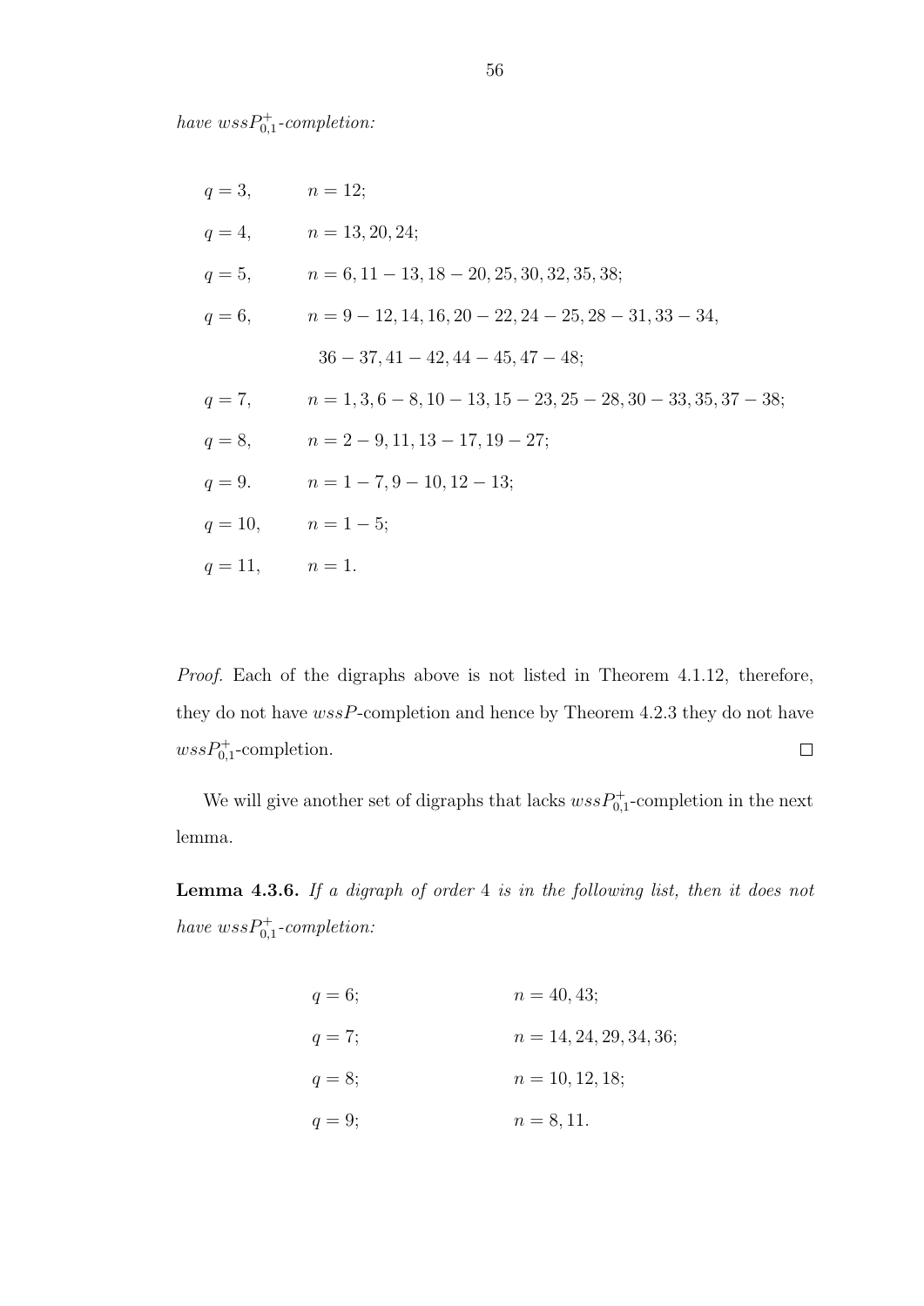*have $wssP^+_{0,1}$-completion:*

$q = 3, \quad n = 12;$

$q = 4, \quad n = 13, 20, 24;$

$q = 5, \quad n = 6, 11-13, 18-20, 25, 30, 32, 35, 38;$

$q = 6, \quad n = 9-12, 14, 16, 20-22, 24-25, 28-31, 33-34,$

$\quad 36-37, 41-42, 44-45, 47-48;$

$q = 7, \quad n = 1, 3, 6-8, 10-13, 15-23, 25-28, 30-33, 35, 37-38;$

$q = 8, \quad n = 2-9, 11, 13-17, 19-27;$

$q = 9. \quad n = 1-7, 9-10, 12-13;$

$q = 10, \quad n = 1-5;$

$q = 11, \quad n = 1.$

*Proof.* Each of the digraphs above is not listed in Theorem 4.1.12, therefore, they do not have $wssP$-completion and hence by Theorem 4.2.3 they do not have $wssP^+_{0,1}$-completion. □

We will give another set of digraphs that lacks $wssP^+_{0,1}$-completion in the next lemma.

**Lemma 4.3.6.** *If a digraph of order 4 is in the following list, then it does not have $wssP^+_{0,1}$-completion:*

$q = 6; \quad n = 40, 43;$

$q = 7; \quad n = 14, 24, 29, 34, 36;$

$q = 8; \quad n = 10, 12, 18;$

$q = 9; \quad n = 8, 11.$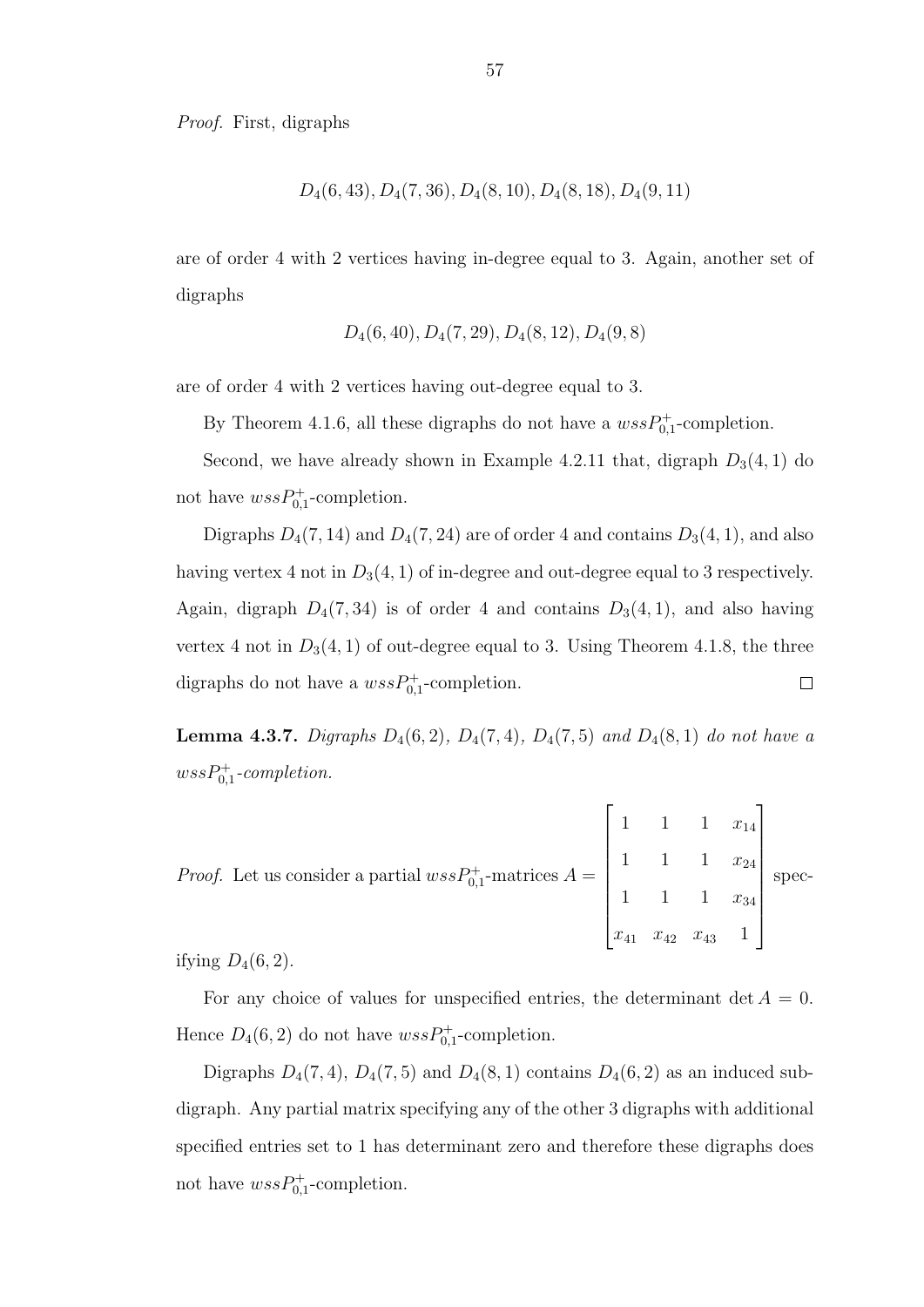*Proof.* First, digraphs

$$D_4(6, 43), D_4(7, 36), D_4(8, 10), D_4(8, 18), D_4(9, 11)$$

are of order 4 with 2 vertices having in-degree equal to 3. Again, another set of digraphs

$$D_4(6, 40), D_4(7, 29), D_4(8, 12), D_4(9, 8)$$

are of order 4 with 2 vertices having out-degree equal to 3.

By Theorem 4.1.6, all these digraphs do not have a $wssP_{0,1}^+$-completion.

Second, we have already shown in Example 4.2.11 that, digraph $D_3(4, 1)$ do not have $wssP_{0,1}^+$-completion.

Digraphs $D_4(7, 14)$ and $D_4(7, 24)$ are of order 4 and contains $D_3(4, 1)$, and also having vertex 4 not in $D_3(4, 1)$ of in-degree and out-degree equal to 3 respectively. Again, digraph $D_4(7, 34)$ is of order 4 and contains $D_3(4, 1)$, and also having vertex 4 not in $D_3(4, 1)$ of out-degree equal to 3. Using Theorem 4.1.8, the three digraphs do not have a $wssP_{0,1}^+$-completion. $\square$

**Lemma 4.3.7.** *Digraphs $D_4(6, 2)$, $D_4(7, 4)$, $D_4(7, 5)$ and $D_4(8, 1)$ do not have a $wssP_{0,1}^+$-completion.*

*Proof.* Let us consider a partial $wssP_{0,1}^+$-matrices $A = \begin{bmatrix} 1 & 1 & 1 & x_{14} \\ 1 & 1 & 1 & x_{24} \\ 1 & 1 & 1 & x_{34} \\ x_{41} & x_{42} & x_{43} & 1 \end{bmatrix}$ specifying $D_4(6, 2)$.

For any choice of values for unspecified entries, the determinant $\det A = 0$. Hence $D_4(6, 2)$ do not have $wssP_{0,1}^+$-completion.

Digraphs $D_4(7, 4)$, $D_4(7, 5)$ and $D_4(8, 1)$ contains $D_4(6, 2)$ as an induced subdigraph. Any partial matrix specifying any of the other 3 digraphs with additional specified entries set to 1 has determinant zero and therefore these digraphs does not have $wssP_{0,1}^+$-completion.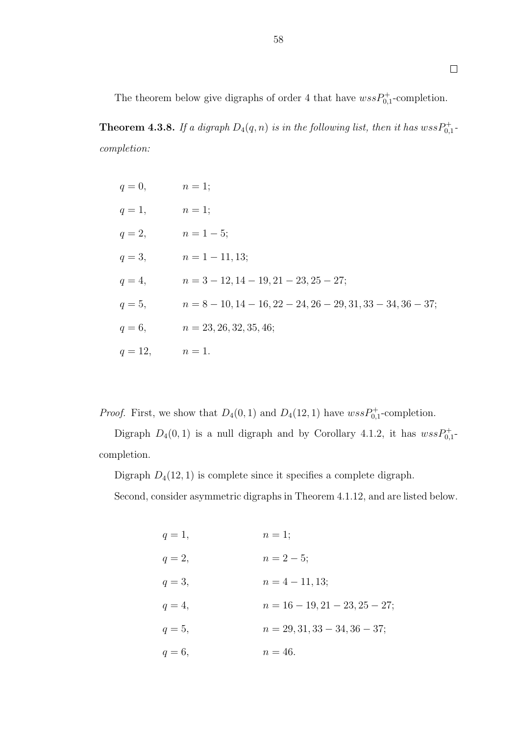□

The theorem below give digraphs of order 4 that have $wssP^+_{0,1}$-completion.

**Theorem 4.3.8.** *If a digraph $D_4(q,n)$ is in the following list, then it has $wssP^+_{0,1}$-completion:*

$q = 0, \quad n = 1;$

$q = 1, \quad n = 1;$

$q = 2, \quad n = 1-5;$

$q = 3, \quad n = 1-11, 13;$

$q = 4, \quad n = 3-12, 14-19, 21-23, 25-27;$

$q = 5, \quad n = 8-10, 14-16, 22-24, 26-29, 31, 33-34, 36-37;$

$q = 6, \quad n = 23, 26, 32, 35, 46;$

$q = 12, \quad n = 1.$

*Proof.* First, we show that $D_4(0,1)$ and $D_4(12,1)$ have $wssP^+_{0,1}$-completion.

Digraph $D_4(0,1)$ is a null digraph and by Corollary 4.1.2, it has $wssP^+_{0,1}$-completion.

Digraph $D_4(12,1)$ is complete since it specifies a complete digraph.

Second, consider asymmetric digraphs in Theorem 4.1.12, and are listed below.

$q = 1, \quad n = 1;$

$q = 2, \quad n = 2-5;$

$q = 3, \quad n = 4-11, 13;$

$q = 4, \quad n = 16-19, 21-23, 25-27;$

$q = 5, \quad n = 29, 31, 33-34, 36-37;$

$q = 6, \quad n = 46.$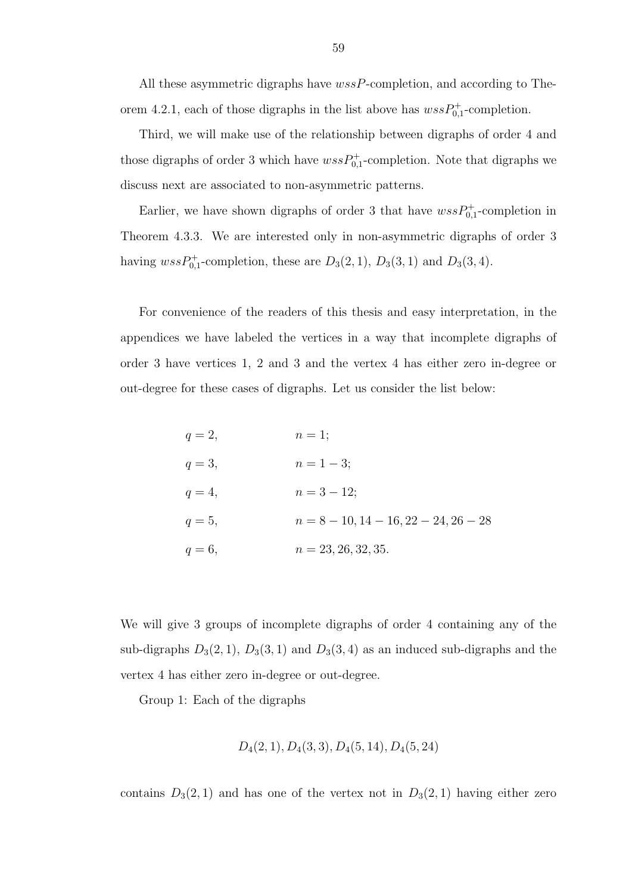All these asymmetric digraphs have $wssP$-completion, and according to Theorem 4.2.1, each of those digraphs in the list above has $wssP^+_{0,1}$-completion.

Third, we will make use of the relationship between digraphs of order 4 and those digraphs of order 3 which have $wssP^+_{0,1}$-completion. Note that digraphs we discuss next are associated to non-asymmetric patterns.

Earlier, we have shown digraphs of order 3 that have $wssP^+_{0,1}$-completion in Theorem 4.3.3. We are interested only in non-asymmetric digraphs of order 3 having $wssP^+_{0,1}$-completion, these are $D_3(2,1)$, $D_3(3,1)$ and $D_3(3,4)$.

For convenience of the readers of this thesis and easy interpretation, in the appendices we have labeled the vertices in a way that incomplete digraphs of order 3 have vertices 1, 2 and 3 and the vertex 4 has either zero in-degree or out-degree for these cases of digraphs. Let us consider the list below:

$q = 2$, $\quad n = 1$;

$q = 3$, $\quad n = 1 - 3$;

$q = 4$, $\quad n = 3 - 12$;

$q = 5$, $\quad n = 8 - 10, 14 - 16, 22 - 24, 26 - 28$

$q = 6$, $\quad n = 23, 26, 32, 35$.

We will give 3 groups of incomplete digraphs of order 4 containing any of the sub-digraphs $D_3(2,1)$, $D_3(3,1)$ and $D_3(3,4)$ as an induced sub-digraphs and the vertex 4 has either zero in-degree or out-degree.

Group 1: Each of the digraphs

$$D_4(2,1), D_4(3,3), D_4(5,14), D_4(5,24)$$

contains $D_3(2,1)$ and has one of the vertex not in $D_3(2,1)$ having either zero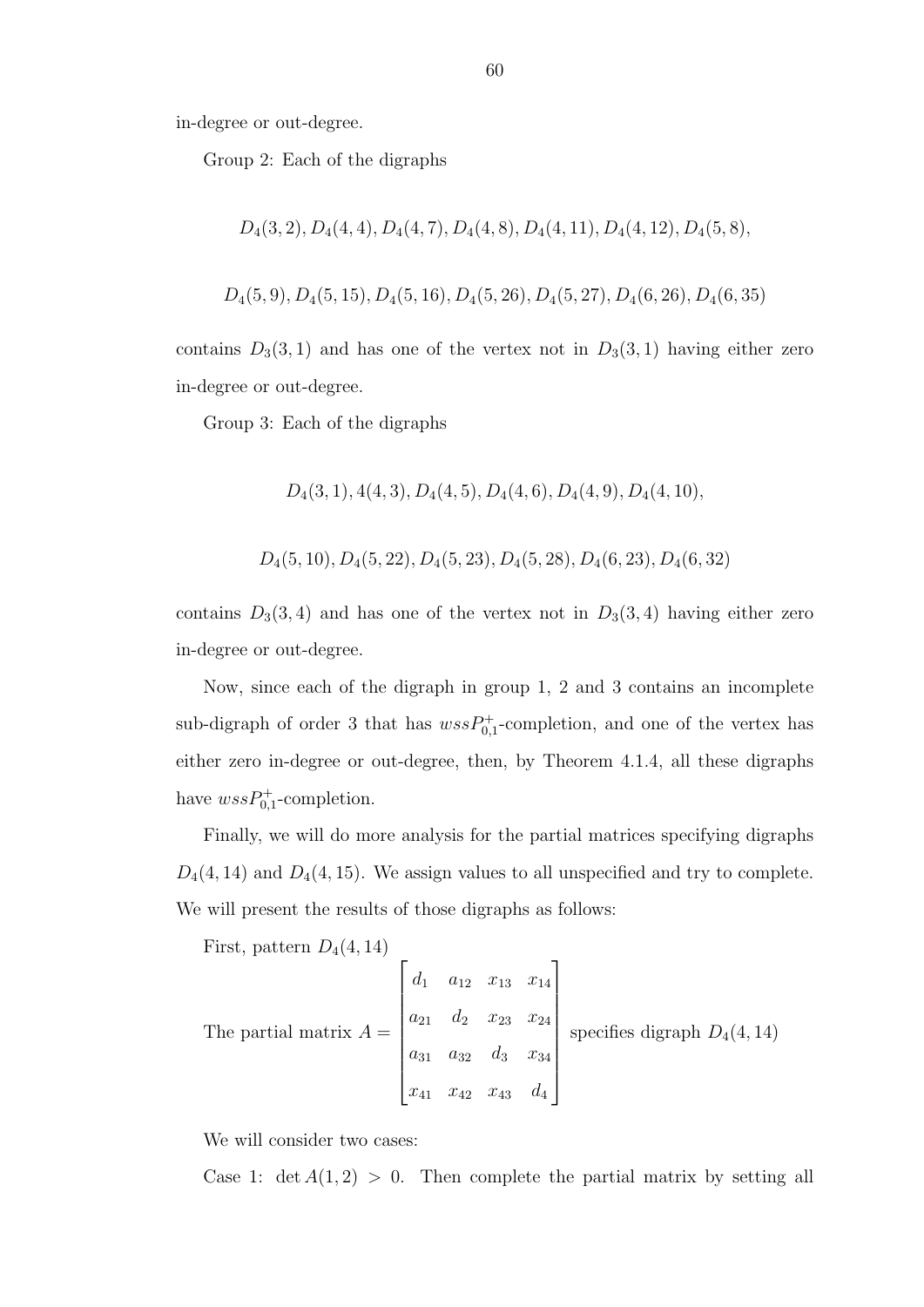in-degree or out-degree.

Group 2: Each of the digraphs

$$D_4(3,2), D_4(4,4), D_4(4,7), D_4(4,8), D_4(4,11), D_4(4,12), D_4(5,8),$$

$$D_4(5,9), D_4(5,15), D_4(5,16), D_4(5,26), D_4(5,27), D_4(6,26), D_4(6,35)$$

contains $D_3(3,1)$ and has one of the vertex not in $D_3(3,1)$ having either zero in-degree or out-degree.

Group 3: Each of the digraphs

$$D_4(3,1), 4(4,3), D_4(4,5), D_4(4,6), D_4(4,9), D_4(4,10),$$

$$D_4(5,10), D_4(5,22), D_4(5,23), D_4(5,28), D_4(6,23), D_4(6,32)$$

contains $D_3(3,4)$ and has one of the vertex not in $D_3(3,4)$ having either zero in-degree or out-degree.

Now, since each of the digraph in group 1, 2 and 3 contains an incomplete sub-digraph of order 3 that has $wssP^+_{0,1}$-completion, and one of the vertex has either zero in-degree or out-degree, then, by Theorem 4.1.4, all these digraphs have $wssP^+_{0,1}$-completion.

Finally, we will do more analysis for the partial matrices specifying digraphs $D_4(4,14)$ and $D_4(4,15)$. We assign values to all unspecified and try to complete. We will present the results of those digraphs as follows:

First, pattern $D_4(4,14)$

The partial matrix $A = \begin{bmatrix} d_1 & a_{12} & x_{13} & x_{14} \\ a_{21} & d_2 & x_{23} & x_{24} \\ a_{31} & a_{32} & d_3 & x_{34} \\ x_{41} & x_{42} & x_{43} & d_4 \end{bmatrix}$ specifies digraph $D_4(4,14)$

We will consider two cases:

Case 1: $\det A(1,2) > 0$. Then complete the partial matrix by setting all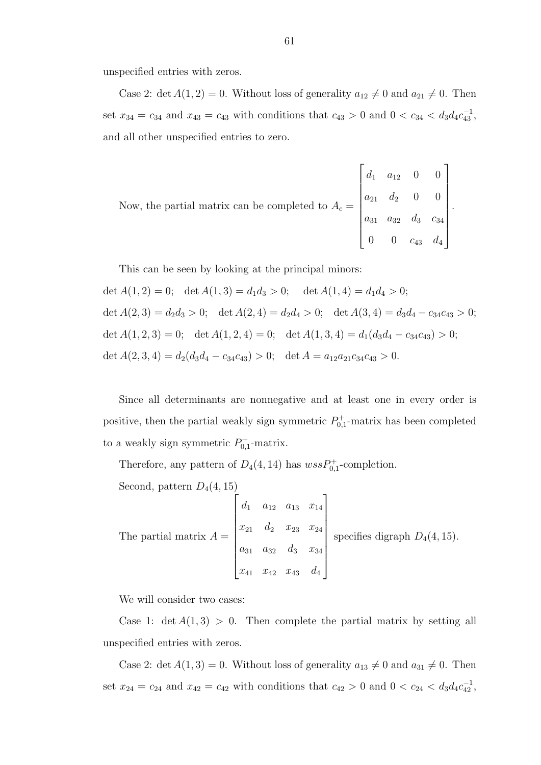unspecified entries with zeros.

Case 2: $\det A(1,2) = 0$. Without loss of generality $a_{12} \neq 0$ and $a_{21} \neq 0$. Then set $x_{34} = c_{34}$ and $x_{43} = c_{43}$ with conditions that $c_{43} > 0$ and $0 < c_{34} < d_3 d_4 c_{43}^{-1}$, and all other unspecified entries to zero.

Now, the partial matrix can be completed to $A_c = \begin{bmatrix} d_1 & a_{12} & 0 & 0 \\ a_{21} & d_2 & 0 & 0 \\ a_{31} & a_{32} & d_3 & c_{34} \\ 0 & 0 & c_{43} & d_4 \end{bmatrix}$.

This can be seen by looking at the principal minors:

$\det A(1,2) = 0;\quad \det A(1,3) = d_1 d_3 > 0;\quad \det A(1,4) = d_1 d_4 > 0;$

$\det A(2,3) = d_2 d_3 > 0;\quad \det A(2,4) = d_2 d_4 > 0;\quad \det A(3,4) = d_3 d_4 - c_{34} c_{43} > 0;$

$\det A(1,2,3) = 0;\quad \det A(1,2,4) = 0;\quad \det A(1,3,4) = d_1(d_3 d_4 - c_{34} c_{43}) > 0;$

$\det A(2,3,4) = d_2(d_3 d_4 - c_{34} c_{43}) > 0;\quad \det A = a_{12} a_{21} c_{34} c_{43} > 0.$

Since all determinants are nonnegative and at least one in every order is positive, then the partial weakly sign symmetric $P_{0,1}^{+}$-matrix has been completed to a weakly sign symmetric $P_{0,1}^{+}$-matrix.

Therefore, any pattern of $D_4(4,14)$ has $wssP_{0,1}^{+}$-completion.

Second, pattern $D_4(4,15)$

The partial matrix $A = \begin{bmatrix} d_1 & a_{12} & a_{13} & x_{14} \\ x_{21} & d_2 & x_{23} & x_{24} \\ a_{31} & a_{32} & d_3 & x_{34} \\ x_{41} & x_{42} & x_{43} & d_4 \end{bmatrix}$ specifies digraph $D_4(4,15)$.

We will consider two cases:

Case 1: $\det A(1,3) > 0$. Then complete the partial matrix by setting all unspecified entries with zeros.

Case 2: $\det A(1,3) = 0$. Without loss of generality $a_{13} \neq 0$ and $a_{31} \neq 0$. Then set $x_{24} = c_{24}$ and $x_{42} = c_{42}$ with conditions that $c_{42} > 0$ and $0 < c_{24} < d_3 d_4 c_{42}^{-1}$,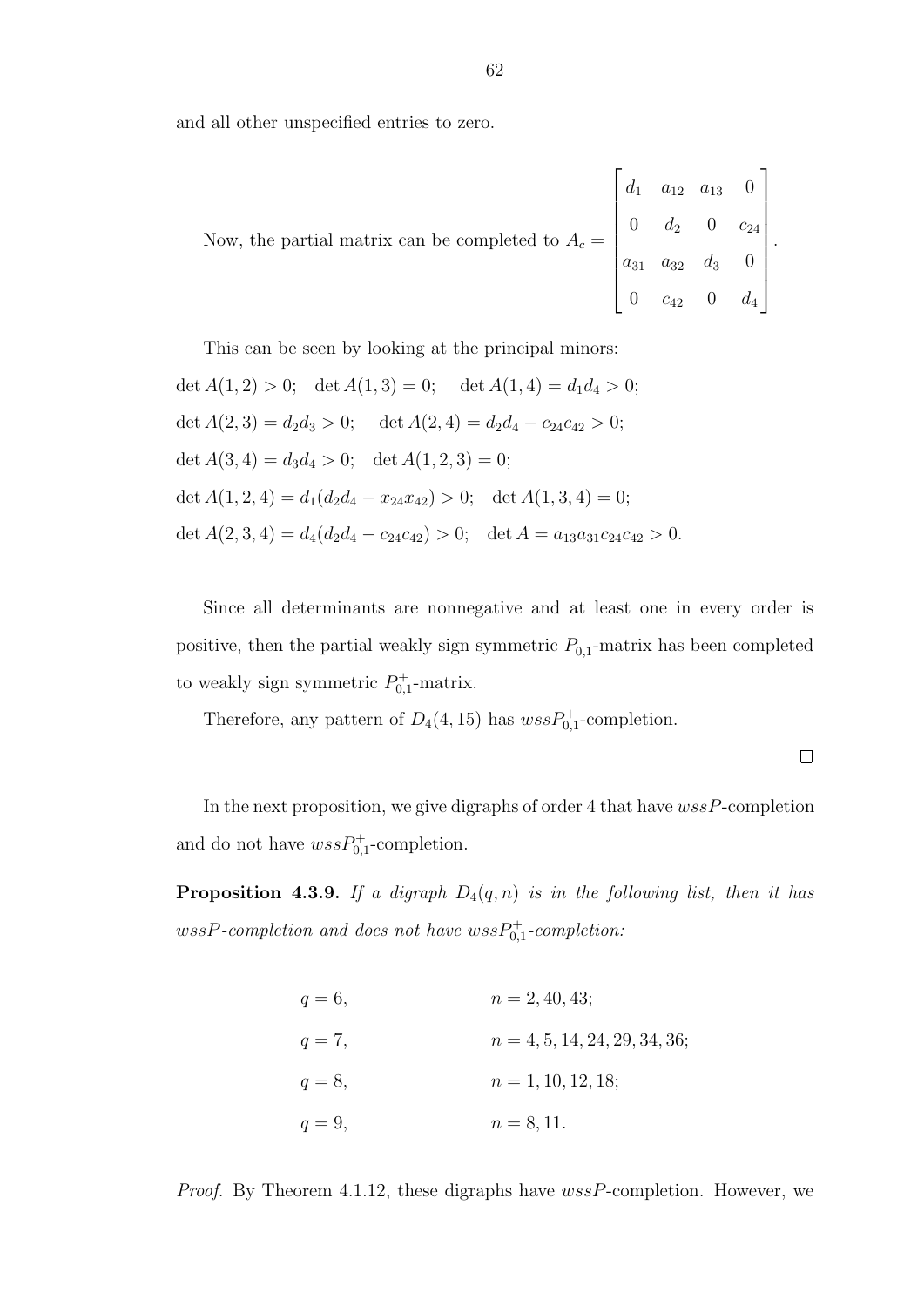and all other unspecified entries to zero.

Now, the partial matrix can be completed to $A_c = \begin{bmatrix} d_1 & a_{12} & a_{13} & 0 \\ 0 & d_2 & 0 & c_{24} \\ a_{31} & a_{32} & d_3 & 0 \\ 0 & c_{42} & 0 & d_4 \end{bmatrix}$.

This can be seen by looking at the principal minors:

$\det A(1,2) > 0$; $\det A(1,3) = 0$; $\det A(1,4) = d_1 d_4 > 0$;

$\det A(2,3) = d_2 d_3 > 0$; $\det A(2,4) = d_2 d_4 - c_{24}c_{42} > 0$;

$\det A(3,4) = d_3 d_4 > 0$; $\det A(1,2,3) = 0$;

$\det A(1,2,4) = d_1(d_2 d_4 - x_{24}x_{42}) > 0$; $\det A(1,3,4) = 0$;

$\det A(2,3,4) = d_4(d_2 d_4 - c_{24}c_{42}) > 0$; $\det A = a_{13}a_{31}c_{24}c_{42} > 0$.

Since all determinants are nonnegative and at least one in every order is positive, then the partial weakly sign symmetric $P_{0,1}^{+}$-matrix has been completed to weakly sign symmetric $P_{0,1}^{+}$-matrix.

Therefore, any pattern of $D_4(4,15)$ has $wssP_{0,1}^{+}$-completion.

□

In the next proposition, we give digraphs of order 4 that have $wssP$-completion and do not have $wssP_{0,1}^{+}$-completion.

**Proposition 4.3.9.** *If a digraph $D_4(q,n)$ is in the following list, then it has $wssP$-completion and does not have $wssP_{0,1}^{+}$-completion:*

$q = 6$, $n = 2, 40, 43$;

$q = 7$, $n = 4, 5, 14, 24, 29, 34, 36$;

$q = 8$, $n = 1, 10, 12, 18$;

$q = 9$, $n = 8, 11$.

*Proof.* By Theorem 4.1.12, these digraphs have $wssP$-completion. However, we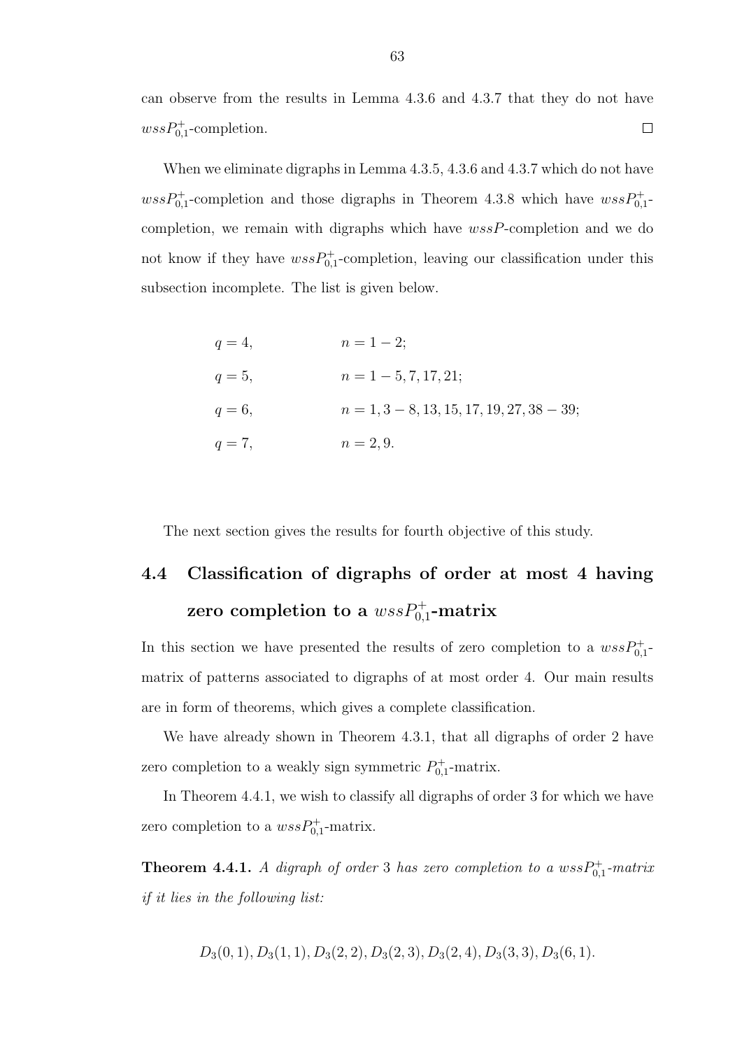can observe from the results in Lemma 4.3.6 and 4.3.7 that they do not have $wssP^+_{0,1}$-completion. □

When we eliminate digraphs in Lemma 4.3.5, 4.3.6 and 4.3.7 which do not have $wssP^+_{0,1}$-completion and those digraphs in Theorem 4.3.8 which have $wssP^+_{0,1}$-completion, we remain with digraphs which have $wssP$-completion and we do not know if they have $wssP^+_{0,1}$-completion, leaving our classification under this subsection incomplete. The list is given below.

$q = 4,$ $\quad n = 1 - 2;$

$q = 5,$ $\quad n = 1 - 5, 7, 17, 21;$

$q = 6,$ $\quad n = 1, 3 - 8, 13, 15, 17, 19, 27, 38 - 39;$

$q = 7,$ $\quad n = 2, 9.$

The next section gives the results for fourth objective of this study.

## 4.4 Classification of digraphs of order at most 4 having zero completion to a $wssP^+_{0,1}$-matrix

In this section we have presented the results of zero completion to a $wssP^+_{0,1}$-matrix of patterns associated to digraphs of at most order 4. Our main results are in form of theorems, which gives a complete classification.

We have already shown in Theorem 4.3.1, that all digraphs of order 2 have zero completion to a weakly sign symmetric $P^+_{0,1}$-matrix.

In Theorem 4.4.1, we wish to classify all digraphs of order 3 for which we have zero completion to a $wssP^+_{0,1}$-matrix.

**Theorem 4.4.1.** *A digraph of order 3 has zero completion to a $wssP^+_{0,1}$-matrix if it lies in the following list:*

$$D_3(0, 1), D_3(1, 1), D_3(2, 2), D_3(2, 3), D_3(2, 4), D_3(3, 3), D_3(6, 1).$$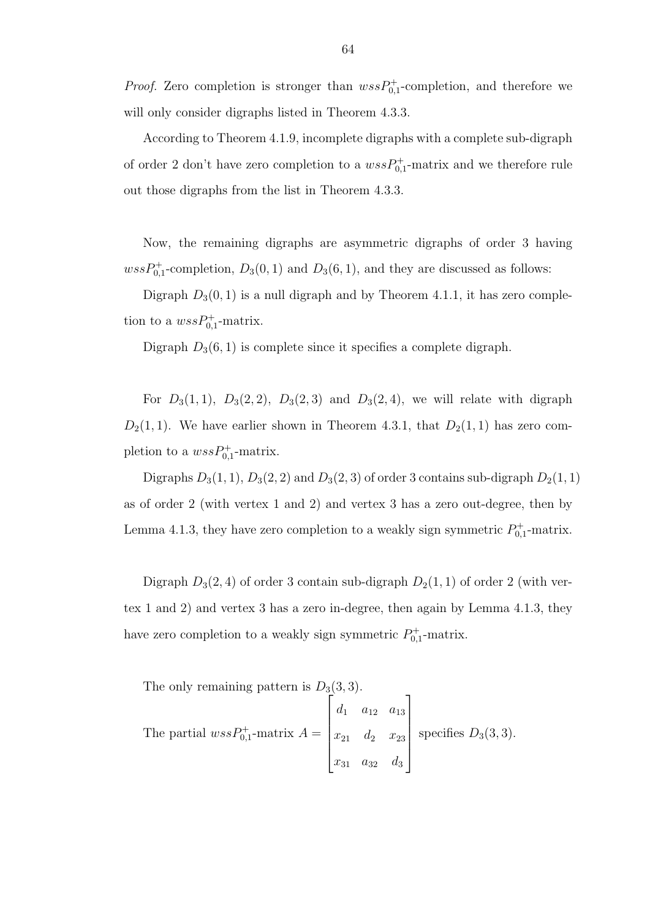*Proof.* Zero completion is stronger than $wssP_{0,1}^{+}$-completion, and therefore we will only consider digraphs listed in Theorem 4.3.3.

According to Theorem 4.1.9, incomplete digraphs with a complete sub-digraph of order 2 don't have zero completion to a $wssP_{0,1}^{+}$-matrix and we therefore rule out those digraphs from the list in Theorem 4.3.3.

Now, the remaining digraphs are asymmetric digraphs of order 3 having $wssP_{0,1}^{+}$-completion, $D_3(0,1)$ and $D_3(6,1)$, and they are discussed as follows:

Digraph $D_3(0,1)$ is a null digraph and by Theorem 4.1.1, it has zero completion to a $wssP_{0,1}^{+}$-matrix.

Digraph $D_3(6,1)$ is complete since it specifies a complete digraph.

For $D_3(1,1)$, $D_3(2,2)$, $D_3(2,3)$ and $D_3(2,4)$, we will relate with digraph $D_2(1,1)$. We have earlier shown in Theorem 4.3.1, that $D_2(1,1)$ has zero completion to a $wssP_{0,1}^{+}$-matrix.

Digraphs $D_3(1,1)$, $D_3(2,2)$ and $D_3(2,3)$ of order 3 contains sub-digraph $D_2(1,1)$ as of order 2 (with vertex 1 and 2) and vertex 3 has a zero out-degree, then by Lemma 4.1.3, they have zero completion to a weakly sign symmetric $P_{0,1}^{+}$-matrix.

Digraph $D_3(2,4)$ of order 3 contain sub-digraph $D_2(1,1)$ of order 2 (with vertex 1 and 2) and vertex 3 has a zero in-degree, then again by Lemma 4.1.3, they have zero completion to a weakly sign symmetric $P_{0,1}^{+}$-matrix.

The only remaining pattern is $D_3(3,3)$.

The partial $wssP_{0,1}^{+}$-matrix $A = \begin{bmatrix} d_1 & a_{12} & a_{13} \\ x_{21} & d_2 & x_{23} \\ x_{31} & a_{32} & d_3 \end{bmatrix}$ specifies $D_3(3,3)$.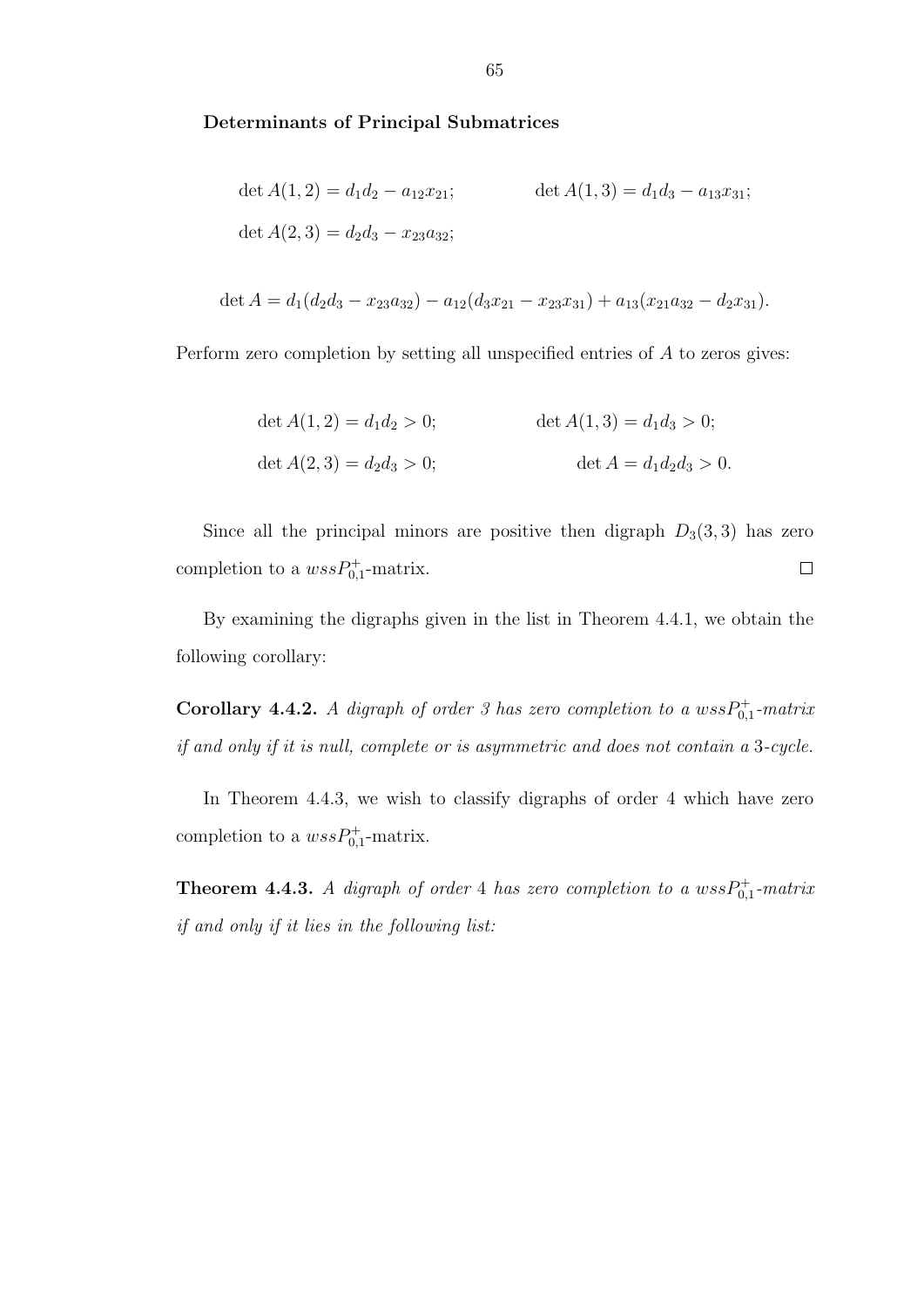**Determinants of Principal Submatrices**

$$\det A(1,2) = d_1 d_2 - a_{12}x_{21}; \qquad \det A(1,3) = d_1 d_3 - a_{13}x_{31};$$

$$\det A(2,3) = d_2 d_3 - x_{23}a_{32};$$

$$\det A = d_1(d_2 d_3 - x_{23}a_{32}) - a_{12}(d_3 x_{21} - x_{23}x_{31}) + a_{13}(x_{21}a_{32} - d_2 x_{31}).$$

Perform zero completion by setting all unspecified entries of $A$ to zeros gives:

$$\det A(1,2) = d_1 d_2 > 0; \qquad \det A(1,3) = d_1 d_3 > 0;$$

$$\det A(2,3) = d_2 d_3 > 0; \qquad \det A = d_1 d_2 d_3 > 0.$$

Since all the principal minors are positive then digraph $D_3(3,3)$ has zero completion to a $wssP_{0,1}^{+}$-matrix. $\square$

By examining the digraphs given in the list in Theorem 4.4.1, we obtain the following corollary:

**Corollary 4.4.2.** *A digraph of order 3 has zero completion to a $wssP_{0,1}^{+}$-matrix if and only if it is null, complete or is asymmetric and does not contain a 3-cycle.*

In Theorem 4.4.3, we wish to classify digraphs of order 4 which have zero completion to a $wssP_{0,1}^{+}$-matrix.

**Theorem 4.4.3.** *A digraph of order 4 has zero completion to a $wssP_{0,1}^{+}$-matrix if and only if it lies in the following list:*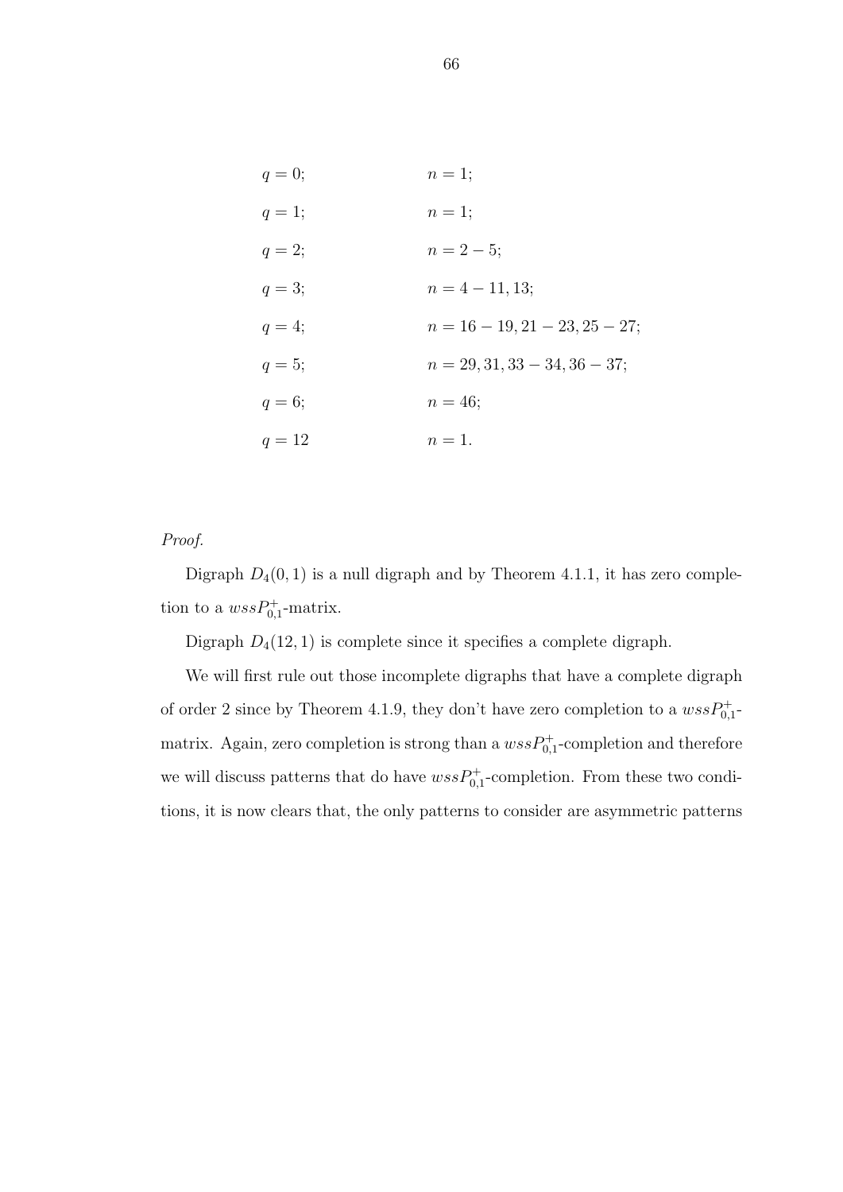| | |
|---|---|
| $q = 0;$ | $n = 1;$ |
| $q = 1;$ | $n = 1;$ |
| $q = 2;$ | $n = 2 - 5;$ |
| $q = 3;$ | $n = 4 - 11, 13;$ |
| $q = 4;$ | $n = 16 - 19, 21 - 23, 25 - 27;$ |
| $q = 5;$ | $n = 29, 31, 33 - 34, 36 - 37;$ |
| $q = 6;$ | $n = 46;$ |
| $q = 12$ | $n = 1.$ |

*Proof.*

Digraph $D_4(0, 1)$ is a null digraph and by Theorem 4.1.1, it has zero completion to a $wssP_{0,1}^{+}$-matrix.

Digraph $D_4(12, 1)$ is complete since it specifies a complete digraph.

We will first rule out those incomplete digraphs that have a complete digraph of order 2 since by Theorem 4.1.9, they don't have zero completion to a $wssP_{0,1}^{+}$-matrix. Again, zero completion is strong than a $wssP_{0,1}^{+}$-completion and therefore we will discuss patterns that do have $wssP_{0,1}^{+}$-completion. From these two conditions, it is now clears that, the only patterns to consider are asymmetric patterns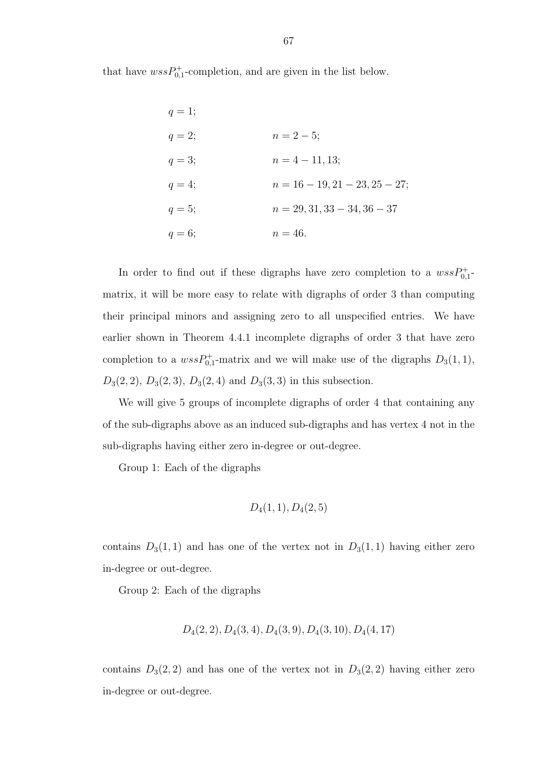that have $wssP_{0,1}^{+}$-completion, and are given in the list below.

| | |
|---|---|
| $q = 1;$ | |
| $q = 2;$ | $n = 2 - 5;$ |
| $q = 3;$ | $n = 4 - 11, 13;$ |
| $q = 4;$ | $n = 16 - 19, 21 - 23, 25 - 27;$ |
| $q = 5;$ | $n = 29, 31, 33 - 34, 36 - 37$ |
| $q = 6;$ | $n = 46.$ |

In order to find out if these digraphs have zero completion to a $wssP_{0,1}^{+}$-matrix, it will be more easy to relate with digraphs of order 3 than computing their principal minors and assigning zero to all unspecified entries. We have earlier shown in Theorem 4.4.1 incomplete digraphs of order 3 that have zero completion to a $wssP_{0,1}^{+}$-matrix and we will make use of the digraphs $D_3(1,1)$, $D_3(2,2)$, $D_3(2,3)$, $D_3(2,4)$ and $D_3(3,3)$ in this subsection.

We will give 5 groups of incomplete digraphs of order 4 that containing any of the sub-digraphs above as an induced sub-digraphs and has vertex 4 not in the sub-digraphs having either zero in-degree or out-degree.

Group 1: Each of the digraphs

$$D_4(1,1), D_4(2,5)$$

contains $D_3(1,1)$ and has one of the vertex not in $D_3(1,1)$ having either zero in-degree or out-degree.

Group 2: Each of the digraphs

$$D_4(2,2), D_4(3,4), D_4(3,9), D_4(3,10), D_4(4,17)$$

contains $D_3(2,2)$ and has one of the vertex not in $D_3(2,2)$ having either zero in-degree or out-degree.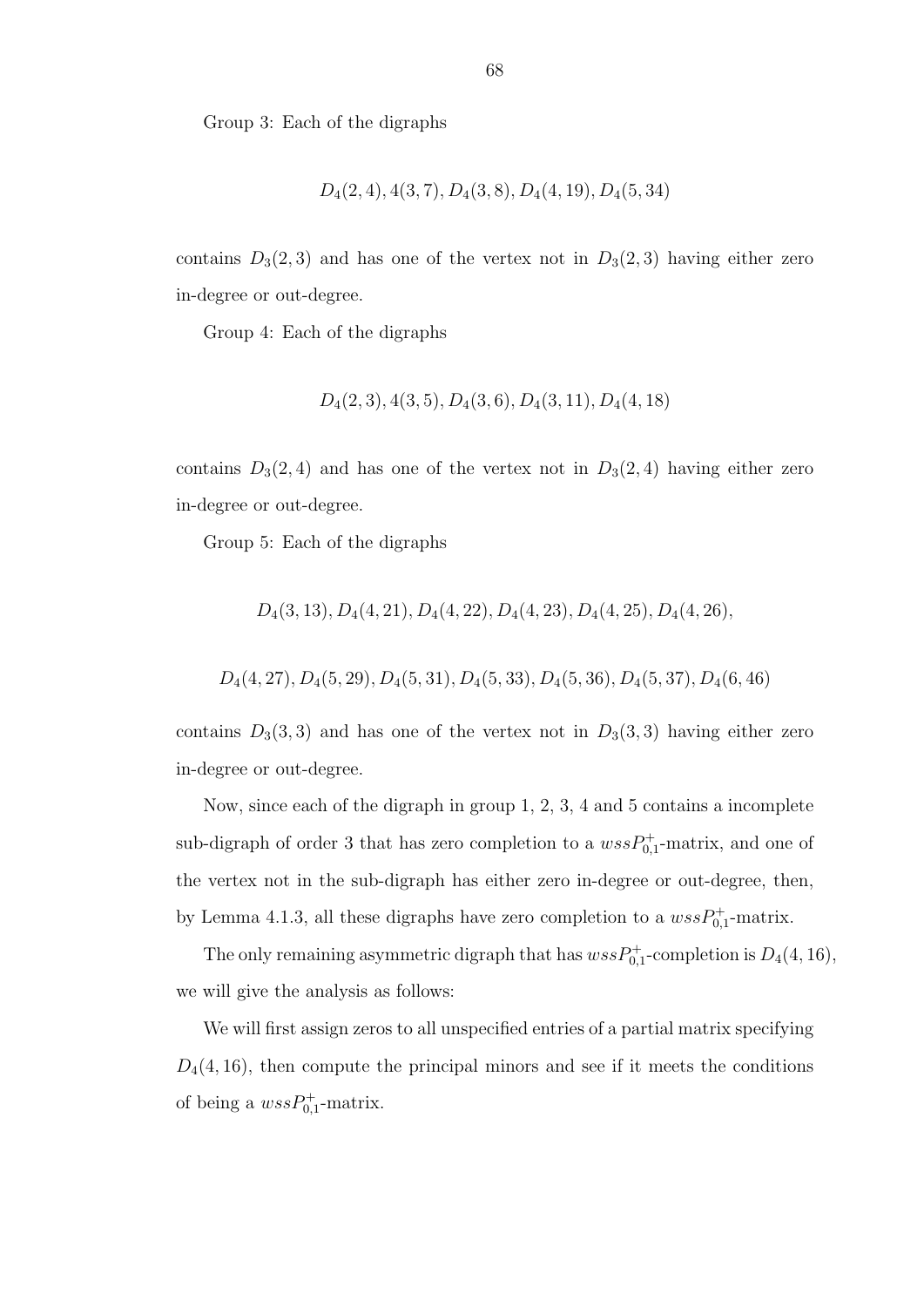Group 3: Each of the digraphs

$$D_4(2,4), 4(3,7), D_4(3,8), D_4(4,19), D_4(5,34)$$

contains $D_3(2,3)$ and has one of the vertex not in $D_3(2,3)$ having either zero in-degree or out-degree.

Group 4: Each of the digraphs

$$D_4(2,3), 4(3,5), D_4(3,6), D_4(3,11), D_4(4,18)$$

contains $D_3(2,4)$ and has one of the vertex not in $D_3(2,4)$ having either zero in-degree or out-degree.

Group 5: Each of the digraphs

$$D_4(3,13), D_4(4,21), D_4(4,22), D_4(4,23), D_4(4,25), D_4(4,26),$$

$$D_4(4,27), D_4(5,29), D_4(5,31), D_4(5,33), D_4(5,36), D_4(5,37), D_4(6,46)$$

contains $D_3(3,3)$ and has one of the vertex not in $D_3(3,3)$ having either zero in-degree or out-degree.

Now, since each of the digraph in group 1, 2, 3, 4 and 5 contains a incomplete sub-digraph of order 3 that has zero completion to a $wssP_{0,1}^+$-matrix, and one of the vertex not in the sub-digraph has either zero in-degree or out-degree, then, by Lemma 4.1.3, all these digraphs have zero completion to a $wssP_{0,1}^+$-matrix.

The only remaining asymmetric digraph that has $wssP_{0,1}^+$-completion is $D_4(4,16)$, we will give the analysis as follows:

We will first assign zeros to all unspecified entries of a partial matrix specifying $D_4(4,16)$, then compute the principal minors and see if it meets the conditions of being a $wssP_{0,1}^+$-matrix.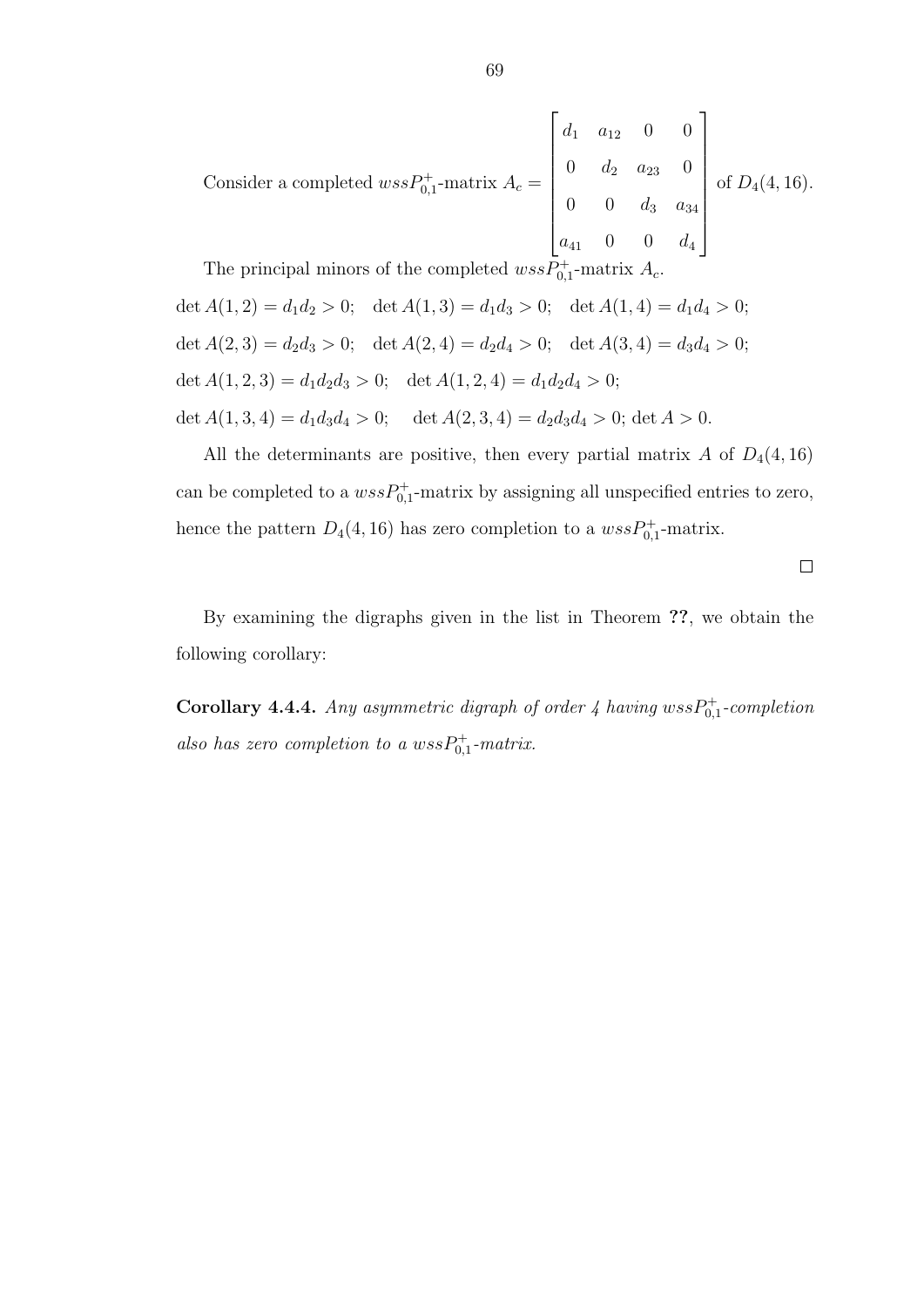Consider a completed $wssP_{0,1}^{+}$-matrix $A_c = \begin{bmatrix} d_1 & a_{12} & 0 & 0 \\ 0 & d_2 & a_{23} & 0 \\ 0 & 0 & d_3 & a_{34} \\ a_{41} & 0 & 0 & d_4 \end{bmatrix}$ of $D_4(4,16)$.

The principal minors of the completed $wssP_{0,1}^{+}$-matrix $A_c$.

$\det A(1,2) = d_1d_2 > 0$; $\det A(1,3) = d_1d_3 > 0$; $\det A(1,4) = d_1d_4 > 0$;

$\det A(2,3) = d_2d_3 > 0$; $\det A(2,4) = d_2d_4 > 0$; $\det A(3,4) = d_3d_4 > 0$;

$\det A(1,2,3) = d_1d_2d_3 > 0$; $\det A(1,2,4) = d_1d_2d_4 > 0$;

$\det A(1,3,4) = d_1d_3d_4 > 0$; $\det A(2,3,4) = d_2d_3d_4 > 0$; $\det A > 0$.

All the determinants are positive, then every partial matrix $A$ of $D_4(4,16)$ can be completed to a $wssP_{0,1}^{+}$-matrix by assigning all unspecified entries to zero, hence the pattern $D_4(4,16)$ has zero completion to a $wssP_{0,1}^{+}$-matrix.

$\square$

By examining the digraphs given in the list in Theorem **??**, we obtain the following corollary:

**Corollary 4.4.4.** *Any asymmetric digraph of order 4 having $wssP_{0,1}^{+}$-completion also has zero completion to a $wssP_{0,1}^{+}$-matrix.*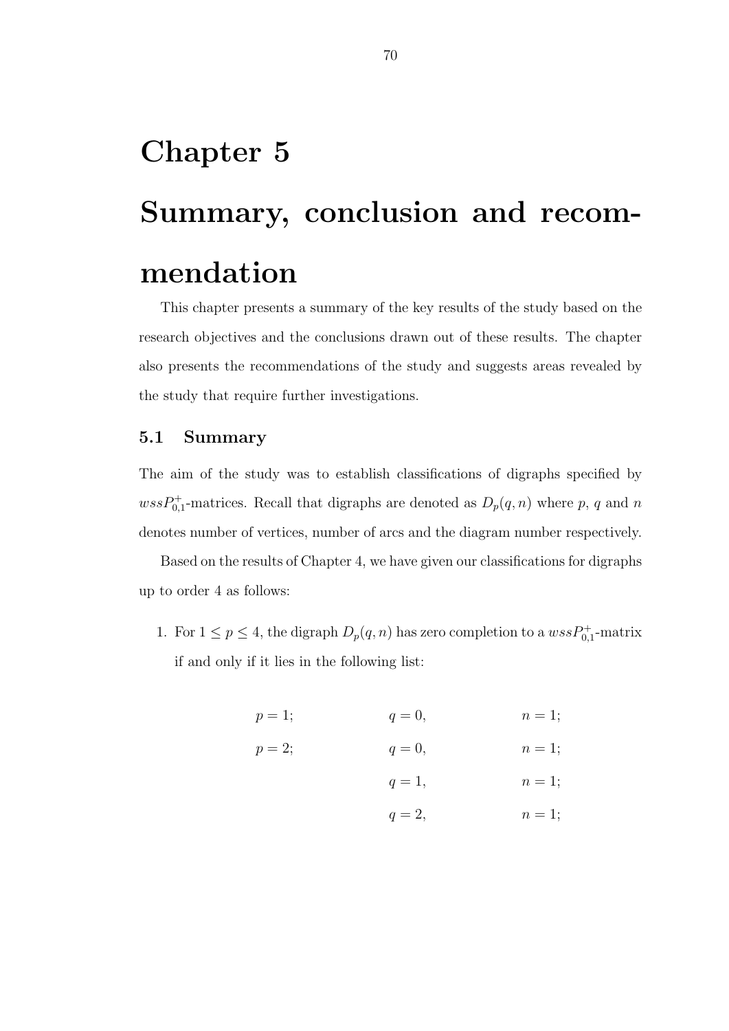# Chapter 5

# Summary, conclusion and recommendation

This chapter presents a summary of the key results of the study based on the research objectives and the conclusions drawn out of these results. The chapter also presents the recommendations of the study and suggests areas revealed by the study that require further investigations.

## 5.1 Summary

The aim of the study was to establish classifications of digraphs specified by $wssP^+_{0,1}$-matrices. Recall that digraphs are denoted as $D_p(q,n)$ where $p$, $q$ and $n$ denotes number of vertices, number of arcs and the diagram number respectively.

Based on the results of Chapter 4, we have given our classifications for digraphs up to order 4 as follows:

1. For $1 \leq p \leq 4$, the digraph $D_p(q,n)$ has zero completion to a $wssP^+_{0,1}$-matrix if and only if it lies in the following list:

| | | |
|---|---|---|
| $p = 1;$ | $q = 0,$ | $n = 1;$ |
| $p = 2;$ | $q = 0,$ | $n = 1;$ |
| | $q = 1,$ | $n = 1;$ |
| | $q = 2,$ | $n = 1;$ |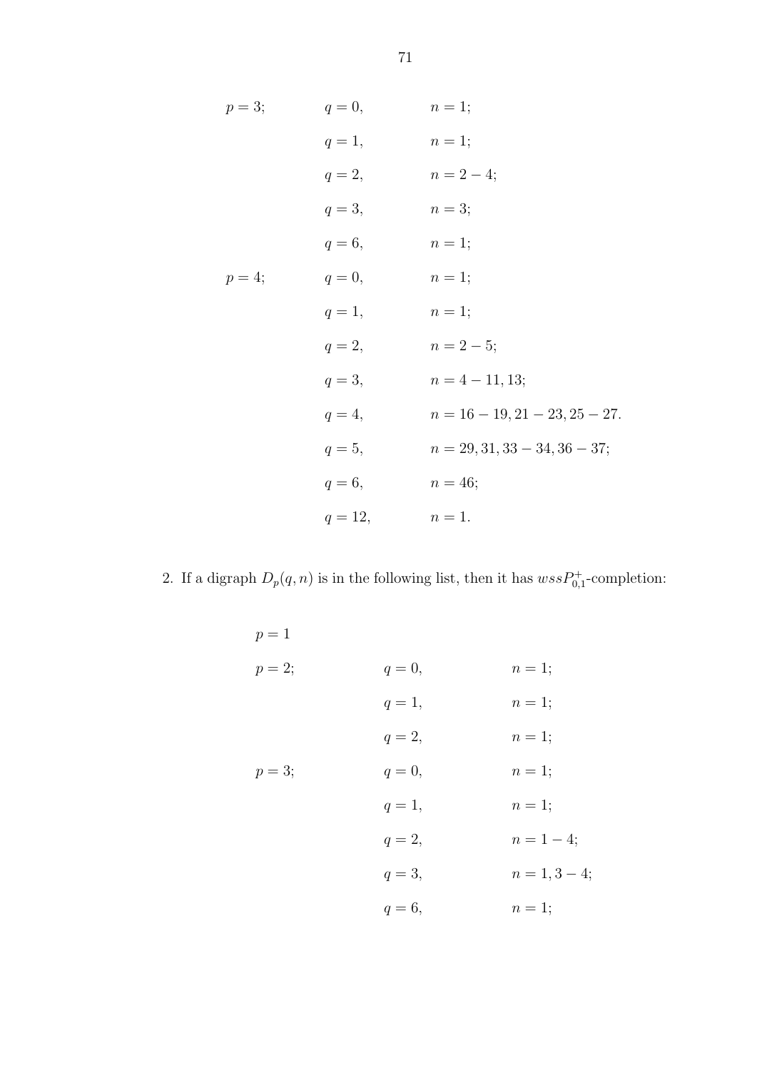| | | |
|---|---|---|
| $p = 3;$ | $q = 0,$ | $n = 1;$ |
| | $q = 1,$ | $n = 1;$ |
| | $q = 2,$ | $n = 2 - 4;$ |
| | $q = 3,$ | $n = 3;$ |
| | $q = 6,$ | $n = 1;$ |
| $p = 4;$ | $q = 0,$ | $n = 1;$ |
| | $q = 1,$ | $n = 1;$ |
| | $q = 2,$ | $n = 2 - 5;$ |
| | $q = 3,$ | $n = 4 - 11, 13;$ |
| | $q = 4,$ | $n = 16 - 19, 21 - 23, 25 - 27.$ |
| | $q = 5,$ | $n = 29, 31, 33 - 34, 36 - 37;$ |
| | $q = 6,$ | $n = 46;$ |
| | $q = 12,$ | $n = 1.$ |

2. If a digraph $D_p(q, n)$ is in the following list, then it has $wssP^+_{0,1}$-completion:

| | | |
|---|---|---|
| $p = 1$ | | |
| $p = 2;$ | $q = 0,$ | $n = 1;$ |
| | $q = 1,$ | $n = 1;$ |
| | $q = 2,$ | $n = 1;$ |
| $p = 3;$ | $q = 0,$ | $n = 1;$ |
| | $q = 1,$ | $n = 1;$ |
| | $q = 2,$ | $n = 1 - 4;$ |
| | $q = 3,$ | $n = 1, 3 - 4;$ |
| | $q = 6,$ | $n = 1;$ |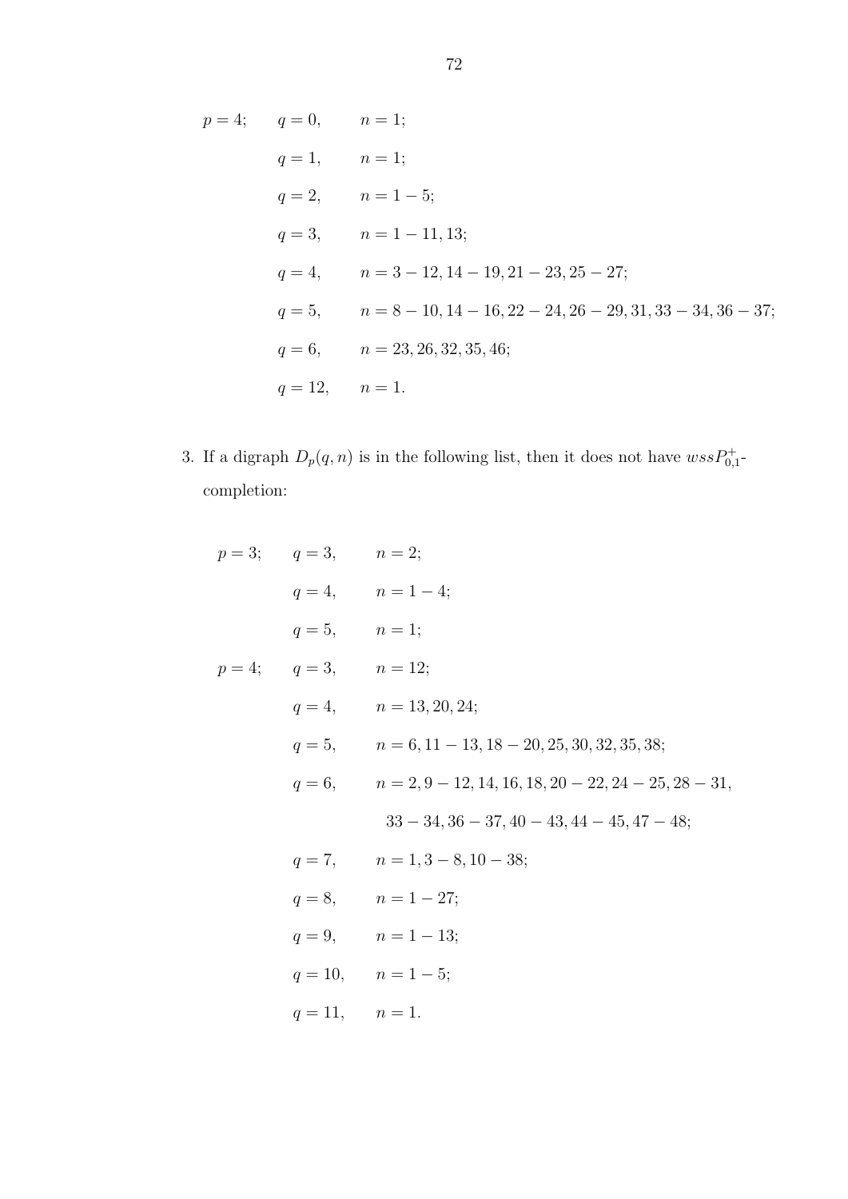$p = 4$; $q = 0$, $n = 1$;

$q = 1$, $n = 1$;

$q = 2$, $n = 1 - 5$;

$q = 3$, $n = 1 - 11, 13$;

$q = 4$, $n = 3 - 12, 14 - 19, 21 - 23, 25 - 27$;

$q = 5$, $n = 8 - 10, 14 - 16, 22 - 24, 26 - 29, 31, 33 - 34, 36 - 37$;

$q = 6$, $n = 23, 26, 32, 35, 46$;

$q = 12$, $n = 1$.

3. If a digraph $D_p(q, n)$ is in the following list, then it does not have $wssP_{0,1}^{+}$-completion:

$p = 3$; $q = 3$, $n = 2$;

$q = 4$, $n = 1 - 4$;

$q = 5$, $n = 1$;

$p = 4$; $q = 3$, $n = 12$;

$q = 4$, $n = 13, 20, 24$;

$q = 5$, $n = 6, 11 - 13, 18 - 20, 25, 30, 32, 35, 38$;

$q = 6$, $n = 2, 9 - 12, 14, 16, 18, 20 - 22, 24 - 25, 28 - 31,$
$33 - 34, 36 - 37, 40 - 43, 44 - 45, 47 - 48$;

$q = 7$, $n = 1, 3 - 8, 10 - 38$;

$q = 8$, $n = 1 - 27$;

$q = 9$, $n = 1 - 13$;

$q = 10$, $n = 1 - 5$;

$q = 11$, $n = 1$.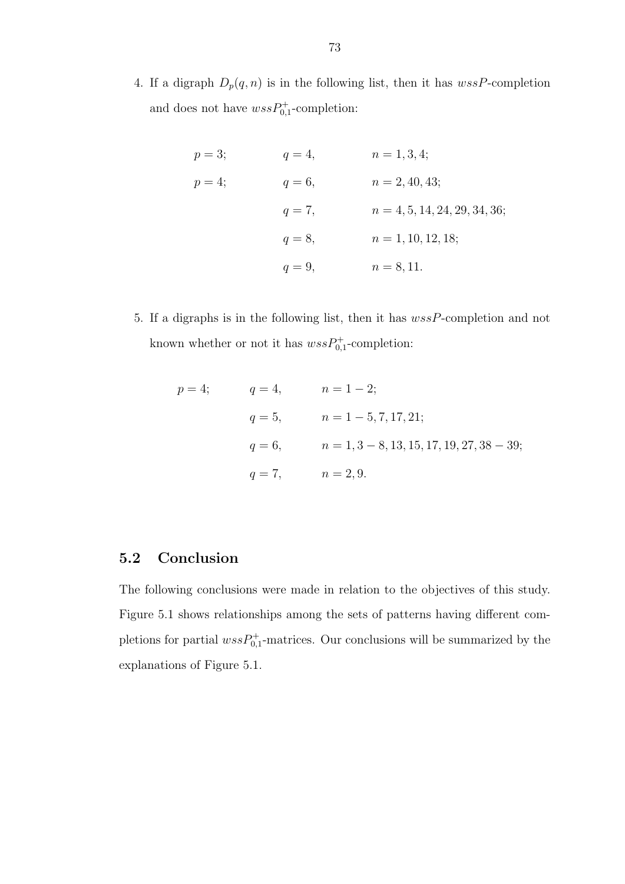4. If a digraph $D_p(q, n)$ is in the following list, then it has $wssP$-completion and does not have $wssP^+_{0,1}$-completion:

| | | |
|---|---|---|
| $p = 3;$ | $q = 4,$ | $n = 1, 3, 4;$ |
| $p = 4;$ | $q = 6,$ | $n = 2, 40, 43;$ |
| | $q = 7,$ | $n = 4, 5, 14, 24, 29, 34, 36;$ |
| | $q = 8,$ | $n = 1, 10, 12, 18;$ |
| | $q = 9,$ | $n = 8, 11.$ |

5. If a digraphs is in the following list, then it has $wssP$-completion and not known whether or not it has $wssP^+_{0,1}$-completion:

| | | |
|---|---|---|
| $p = 4;$ | $q = 4,$ | $n = 1 - 2;$ |
| | $q = 5,$ | $n = 1 - 5, 7, 17, 21;$ |
| | $q = 6,$ | $n = 1, 3 - 8, 13, 15, 17, 19, 27, 38 - 39;$ |
| | $q = 7,$ | $n = 2, 9.$ |

## 5.2 Conclusion

The following conclusions were made in relation to the objectives of this study. Figure 5.1 shows relationships among the sets of patterns having different completions for partial $wssP^+_{0,1}$-matrices. Our conclusions will be summarized by the explanations of Figure 5.1.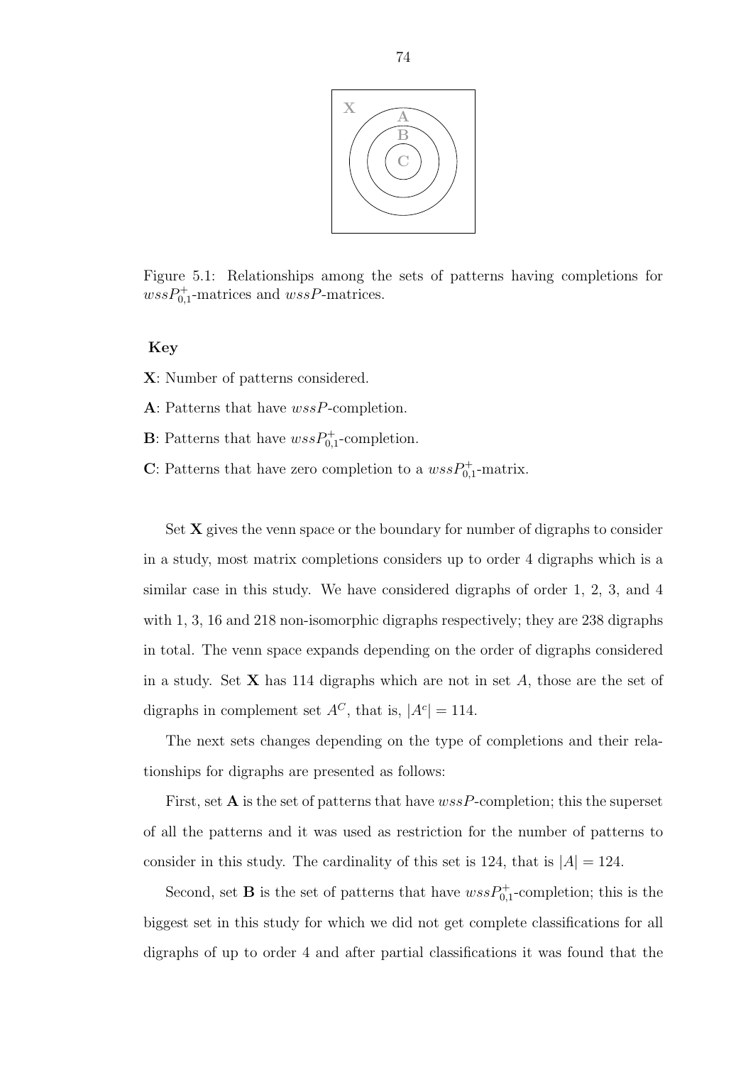X

A

B

C

Figure 5.1: Relationships among the sets of patterns having completions for $wssP_{0,1}^{+}$-matrices and $wssP$-matrices.

**Key**

**X**: Number of patterns considered.

**A**: Patterns that have $wssP$-completion.

**B**: Patterns that have $wssP_{0,1}^{+}$-completion.

**C**: Patterns that have zero completion to a $wssP_{0,1}^{+}$-matrix.

Set **X** gives the venn space or the boundary for number of digraphs to consider in a study, most matrix completions considers up to order 4 digraphs which is a similar case in this study. We have considered digraphs of order 1, 2, 3, and 4 with 1, 3, 16 and 218 non-isomorphic digraphs respectively; they are 238 digraphs in total. The venn space expands depending on the order of digraphs considered in a study. Set **X** has 114 digraphs which are not in set $A$, those are the set of digraphs in complement set $A^{C}$, that is, $|A^{c}| = 114$.

The next sets changes depending on the type of completions and their relationships for digraphs are presented as follows:

First, set **A** is the set of patterns that have $wssP$-completion; this the superset of all the patterns and it was used as restriction for the number of patterns to consider in this study. The cardinality of this set is 124, that is $|A| = 124$.

Second, set **B** is the set of patterns that have $wssP_{0,1}^{+}$-completion; this is the biggest set in this study for which we did not get complete classifications for all digraphs of up to order 4 and after partial classifications it was found that the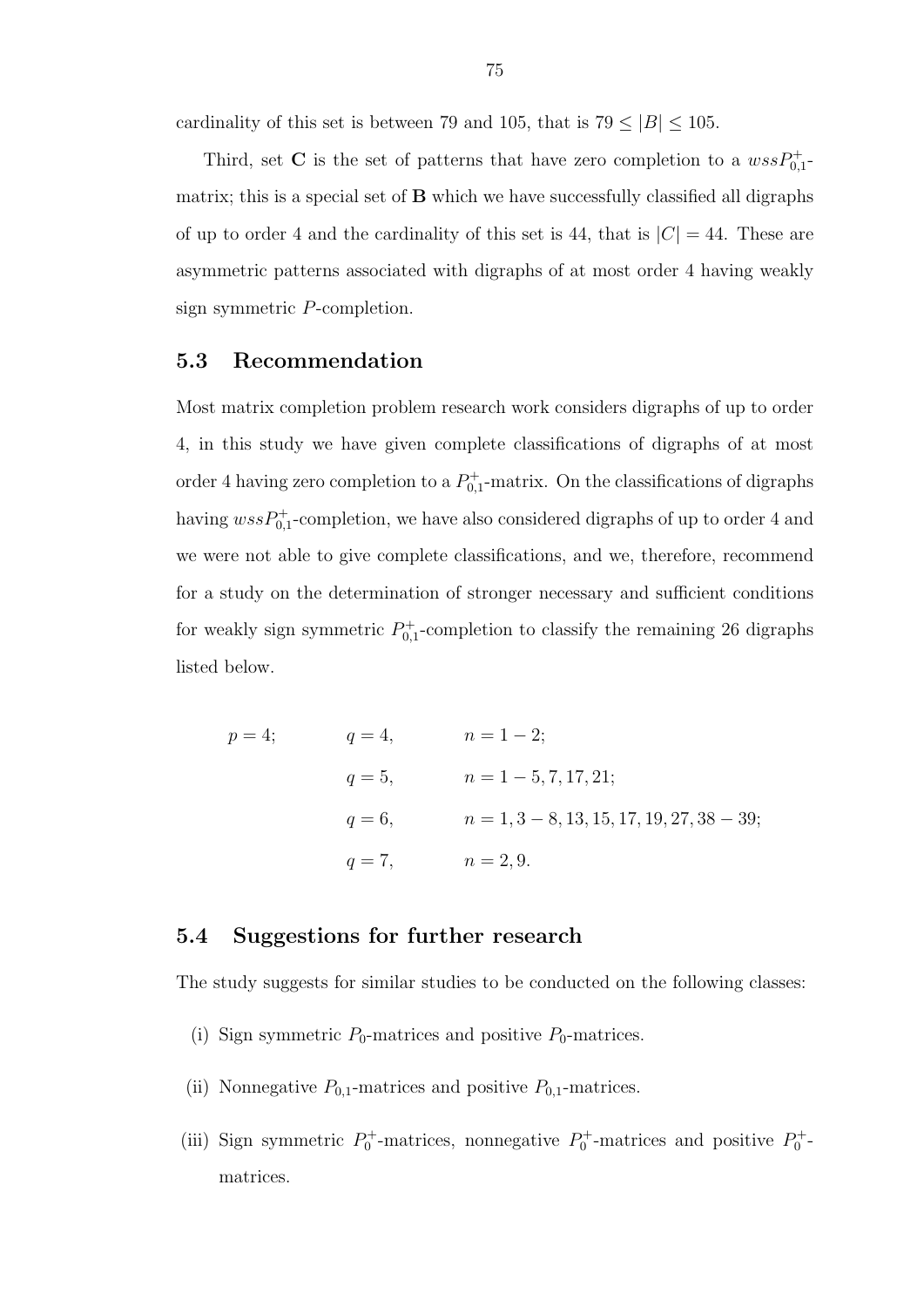cardinality of this set is between 79 and 105, that is $79 \leq |B| \leq 105$.

Third, set **C** is the set of patterns that have zero completion to a $wssP_{0,1}^{+}$-matrix; this is a special set of **B** which we have successfully classified all digraphs of up to order 4 and the cardinality of this set is 44, that is $|C| = 44$. These are asymmetric patterns associated with digraphs of at most order 4 having weakly sign symmetric $P$-completion.

## 5.3 Recommendation

Most matrix completion problem research work considers digraphs of up to order 4, in this study we have given complete classifications of digraphs of at most order 4 having zero completion to a $P_{0,1}^{+}$-matrix. On the classifications of digraphs having $wssP_{0,1}^{+}$-completion, we have also considered digraphs of up to order 4 and we were not able to give complete classifications, and we, therefore, recommend for a study on the determination of stronger necessary and sufficient conditions for weakly sign symmetric $P_{0,1}^{+}$-completion to classify the remaining 26 digraphs listed below.

$p = 4;\quad q = 4,\quad n = 1-2;$

$q = 5,\quad n = 1-5, 7, 17, 21;$

$q = 6,\quad n = 1, 3-8, 13, 15, 17, 19, 27, 38-39;$

$q = 7,\quad n = 2, 9.$

## 5.4 Suggestions for further research

The study suggests for similar studies to be conducted on the following classes:

(i) Sign symmetric $P_0$-matrices and positive $P_0$-matrices.

(ii) Nonnegative $P_{0,1}$-matrices and positive $P_{0,1}$-matrices.

(iii) Sign symmetric $P_0^{+}$-matrices, nonnegative $P_0^{+}$-matrices and positive $P_0^{+}$-matrices.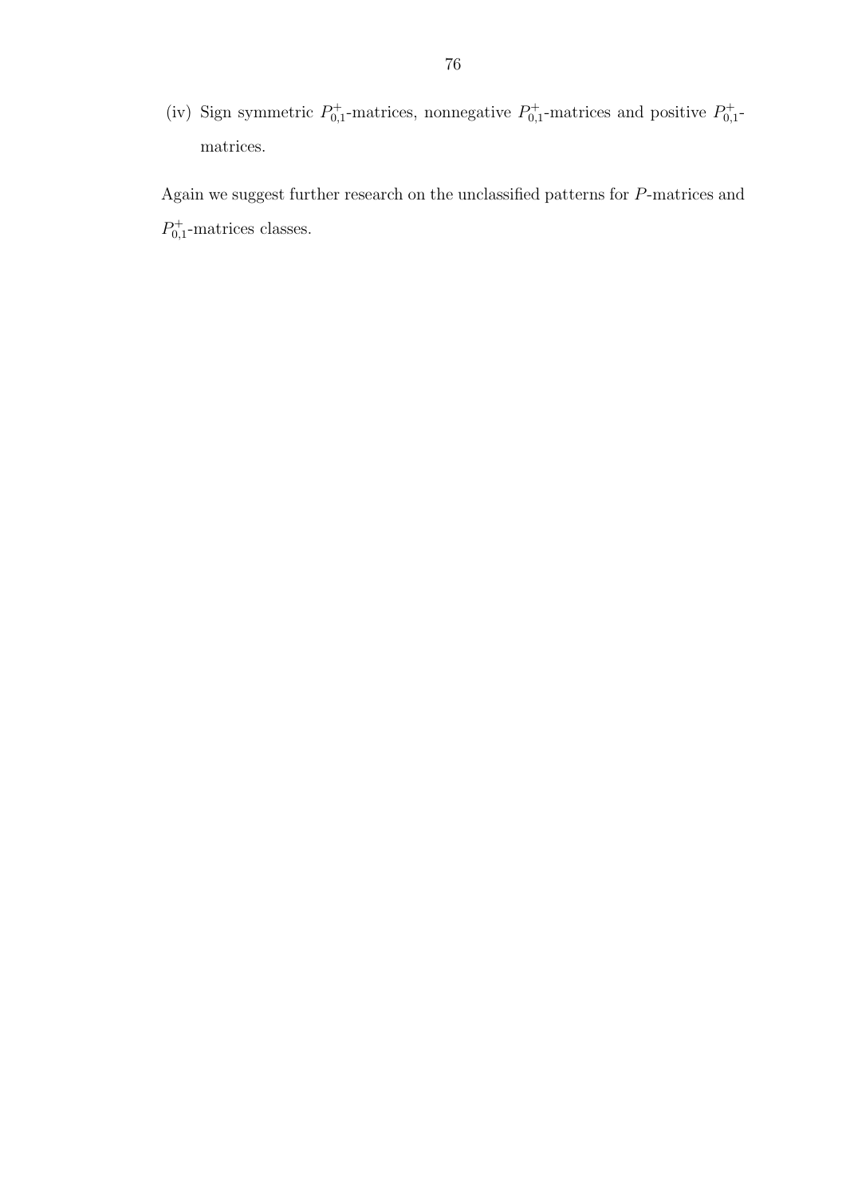(iv) Sign symmetric $P_{0,1}^{+}$-matrices, nonnegative $P_{0,1}^{+}$-matrices and positive $P_{0,1}^{+}$-matrices.

Again we suggest further research on the unclassified patterns for $P$-matrices and $P_{0,1}^{+}$-matrices classes.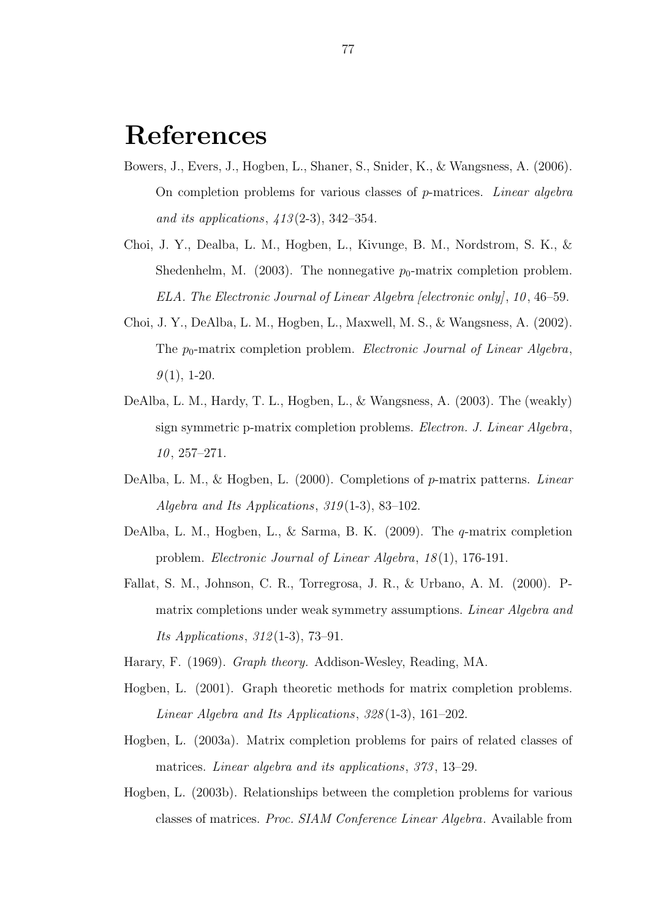# References

Bowers, J., Evers, J., Hogben, L., Shaner, S., Snider, K., & Wangsness, A. (2006). On completion problems for various classes of $p$-matrices. *Linear algebra and its applications*, *413*(2-3), 342–354.

Choi, J. Y., Dealba, L. M., Hogben, L., Kivunge, B. M., Nordstrom, S. K., & Shedenhelm, M. (2003). The nonnegative $p_0$-matrix completion problem. *ELA. The Electronic Journal of Linear Algebra [electronic only]*, *10*, 46–59.

Choi, J. Y., DeAlba, L. M., Hogben, L., Maxwell, M. S., & Wangsness, A. (2002). The $p_0$-matrix completion problem. *Electronic Journal of Linear Algebra*, *9*(1), 1-20.

DeAlba, L. M., Hardy, T. L., Hogben, L., & Wangsness, A. (2003). The (weakly) sign symmetric p-matrix completion problems. *Electron. J. Linear Algebra*, *10*, 257–271.

DeAlba, L. M., & Hogben, L. (2000). Completions of $p$-matrix patterns. *Linear Algebra and Its Applications*, *319*(1-3), 83–102.

DeAlba, L. M., Hogben, L., & Sarma, B. K. (2009). The $q$-matrix completion problem. *Electronic Journal of Linear Algebra*, *18*(1), 176-191.

Fallat, S. M., Johnson, C. R., Torregrosa, J. R., & Urbano, A. M. (2000). P-matrix completions under weak symmetry assumptions. *Linear Algebra and Its Applications*, *312*(1-3), 73–91.

Harary, F. (1969). *Graph theory.* Addison-Wesley, Reading, MA.

Hogben, L. (2001). Graph theoretic methods for matrix completion problems. *Linear Algebra and Its Applications*, *328*(1-3), 161–202.

Hogben, L. (2003a). Matrix completion problems for pairs of related classes of matrices. *Linear algebra and its applications*, *373*, 13–29.

Hogben, L. (2003b). Relationships between the completion problems for various classes of matrices. *Proc. SIAM Conference Linear Algebra*. Available from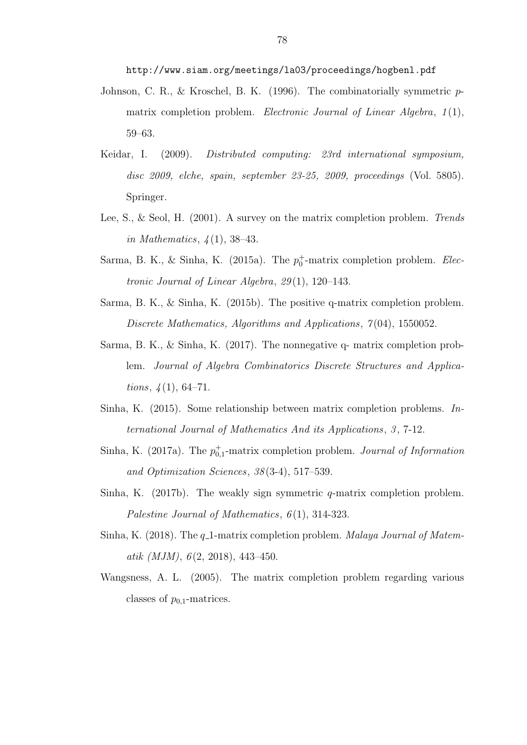http://www.siam.org/meetings/la03/proceedings/hogbenl.pdf

Johnson, C. R., & Kroschel, B. K. (1996). The combinatorially symmetric $p$-matrix completion problem. *Electronic Journal of Linear Algebra*, *1*(1), 59–63.

Keidar, I. (2009). *Distributed computing: 23rd international symposium, disc 2009, elche, spain, september 23-25, 2009, proceedings* (Vol. 5805). Springer.

Lee, S., & Seol, H. (2001). A survey on the matrix completion problem. *Trends in Mathematics*, *4*(1), 38–43.

Sarma, B. K., & Sinha, K. (2015a). The $p_0^+$-matrix completion problem. *Electronic Journal of Linear Algebra*, *29*(1), 120–143.

Sarma, B. K., & Sinha, K. (2015b). The positive q-matrix completion problem. *Discrete Mathematics, Algorithms and Applications*, *7*(04), 1550052.

Sarma, B. K., & Sinha, K. (2017). The nonnegative q- matrix completion problem. *Journal of Algebra Combinatorics Discrete Structures and Applications*, *4*(1), 64–71.

Sinha, K. (2015). Some relationship between matrix completion problems. *International Journal of Mathematics And its Applications*, *3*, 7-12.

Sinha, K. (2017a). The $p_{0,1}^+$-matrix completion problem. *Journal of Information and Optimization Sciences*, *38*(3-4), 517–539.

Sinha, K. (2017b). The weakly sign symmetric $q$-matrix completion problem. *Palestine Journal of Mathematics*, *6*(1), 314-323.

Sinha, K. (2018). The $q\_1$-matrix completion problem. *Malaya Journal of Matematik (MJM)*, *6*(2, 2018), 443–450.

Wangsness, A. L. (2005). The matrix completion problem regarding various classes of $p_{0,1}$-matrices.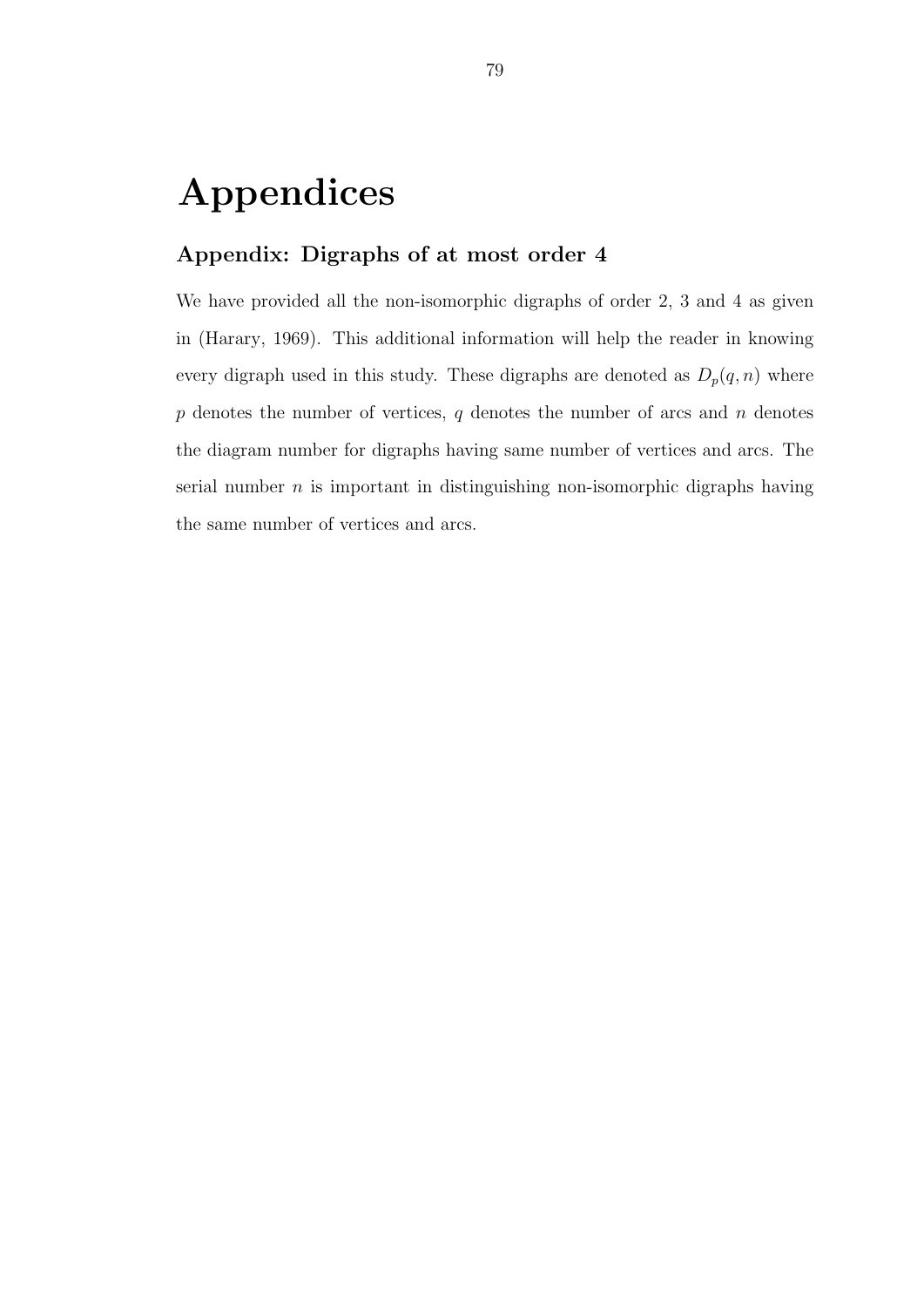# Appendices

## Appendix: Digraphs of at most order 4

We have provided all the non-isomorphic digraphs of order 2, 3 and 4 as given in (Harary, 1969). This additional information will help the reader in knowing every digraph used in this study. These digraphs are denoted as $D_p(q, n)$ where $p$ denotes the number of vertices, $q$ denotes the number of arcs and $n$ denotes the diagram number for digraphs having same number of vertices and arcs. The serial number $n$ is important in distinguishing non-isomorphic digraphs having the same number of vertices and arcs.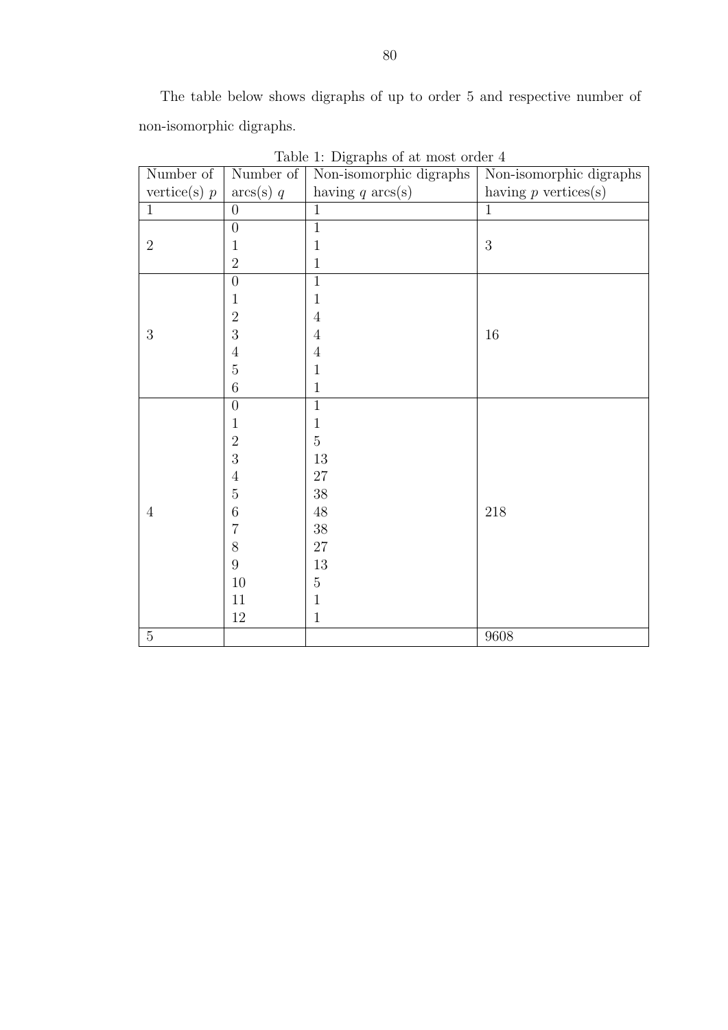The table below shows digraphs of up to order 5 and respective number of non-isomorphic digraphs.

Table 1: Digraphs of at most order 4

| Number of vertice(s) $p$ | Number of arcs(s) $q$ | Non-isomorphic digraphs having $q$ arcs(s) | Non-isomorphic digraphs having $p$ vertices(s) |
|---|---|---|---|
| 1 | 0 | 1 | 1 |
| 2 | 0 | 1 | 3 |
| | 1 | 1 | |
| | 2 | 1 | |
| 3 | 0 | 1 | 16 |
| | 1 | 1 | |
| | 2 | 4 | |
| | 3 | 4 | |
| | 4 | 4 | |
| | 5 | 1 | |
| | 6 | 1 | |
| 4 | 0 | 1 | 218 |
| | 1 | 1 | |
| | 2 | 5 | |
| | 3 | 13 | |
| | 4 | 27 | |
| | 5 | 38 | |
| | 6 | 48 | |
| | 7 | 38 | |
| | 8 | 27 | |
| | 9 | 13 | |
| | 10 | 5 | |
| | 11 | 1 | |
| | 12 | 1 | |
| 5 | | | 9608 |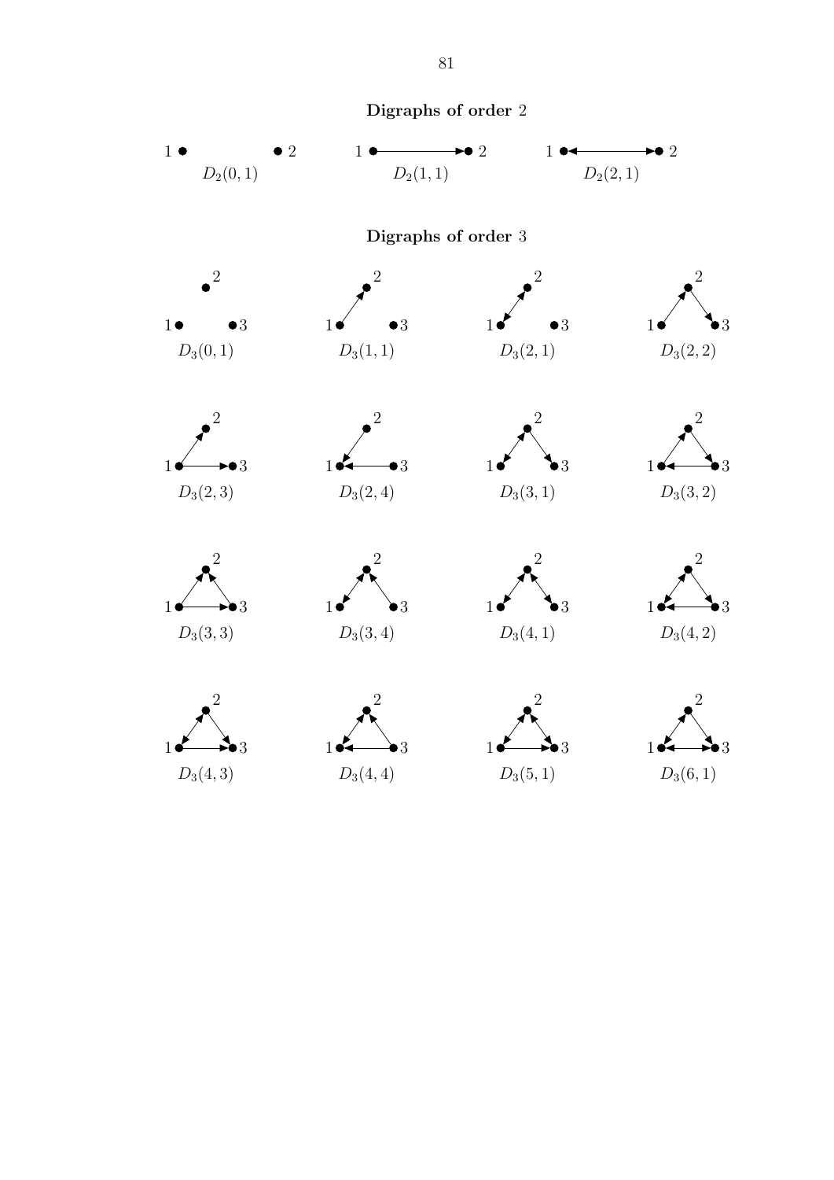**Digraphs of order 2**

1 2
$D_2(0,1)$

1 2
$D_2(1,1)$

1 2
$D_2(2,1)$

**Digraphs of order 3**

2
1 3
$D_3(0,1)$

2
1 3
$D_3(1,1)$

2
1 3
$D_3(2,1)$

2
1 3
$D_3(2,2)$

2
1 3
$D_3(2,3)$

2
1 3
$D_3(2,4)$

2
1 3
$D_3(3,1)$

2
1 3
$D_3(3,2)$

2
1 3
$D_3(3,3)$

2
1 3
$D_3(3,4)$

2
1 3
$D_3(4,1)$

2
1 3
$D_3(4,2)$

2
1 3
$D_3(4,3)$

2
1 3
$D_3(4,4)$

2
1 3
$D_3(5,1)$

2
1 3
$D_3(6,1)$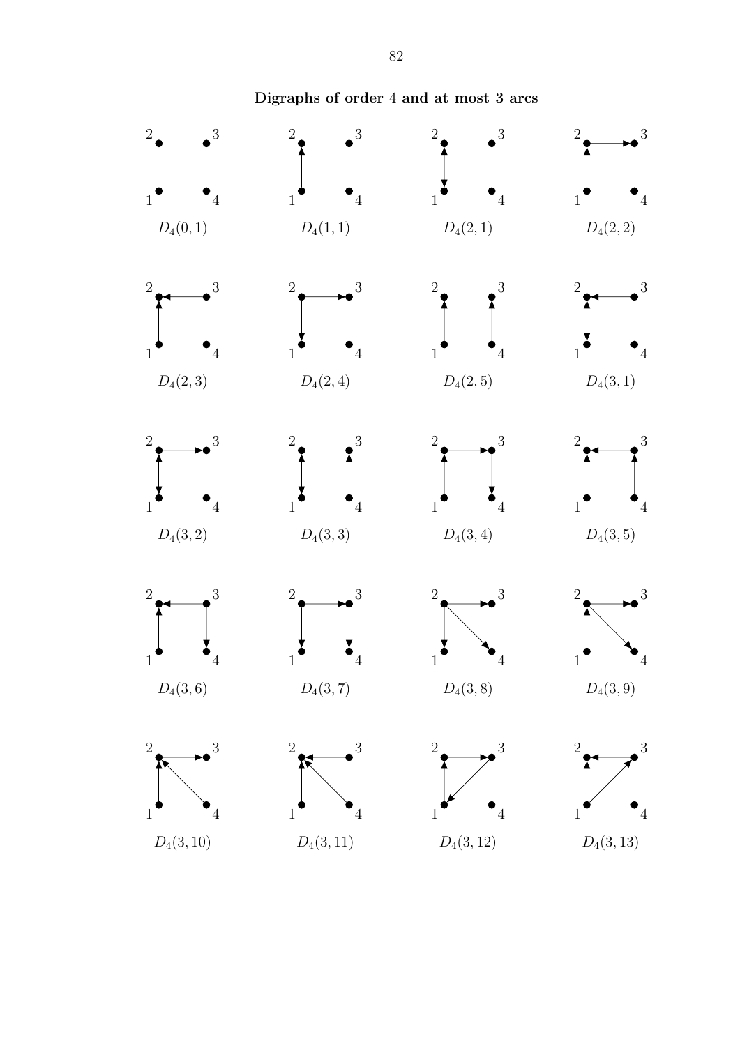**Digraphs of order 4 and at most 3 arcs**

2 3
1 4
$D_4(0,1)$

2 3
1 4
$D_4(1,1)$

2 3
1 4
$D_4(2,1)$

2 3
1 4
$D_4(2,2)$

2 3
1 4
$D_4(2,3)$

2 3
1 4
$D_4(2,4)$

2 3
1 4
$D_4(2,5)$

2 3
1 4
$D_4(3,1)$

2 3
1 4
$D_4(3,2)$

2 3
1 4
$D_4(3,3)$

2 3
1 4
$D_4(3,4)$

2 3
1 4
$D_4(3,5)$

2 3
1 4
$D_4(3,6)$

2 3
1 4
$D_4(3,7)$

2 3
1 4
$D_4(3,8)$

2 3
1 4
$D_4(3,9)$

2 3
1 4
$D_4(3,10)$

2 3
1 4
$D_4(3,11)$

2 3
1 4
$D_4(3,12)$

2 3
1 4
$D_4(3,13)$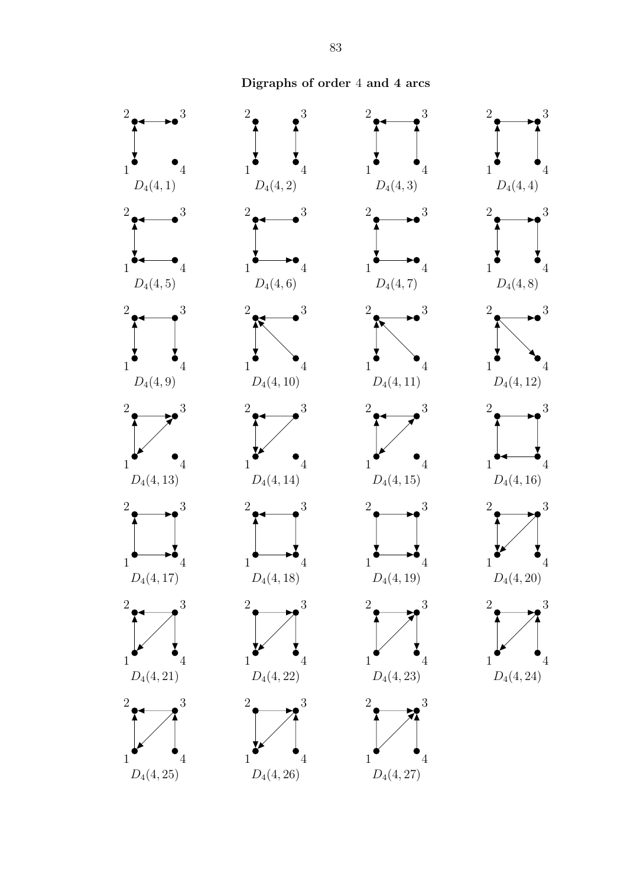**Digraphs of order 4 and 4 arcs**

$D_4(4,1)$ $D_4(4,2)$ $D_4(4,3)$ $D_4(4,4)$

$D_4(4,5)$ $D_4(4,6)$ $D_4(4,7)$ $D_4(4,8)$

$D_4(4,9)$ $D_4(4,10)$ $D_4(4,11)$ $D_4(4,12)$

$D_4(4,13)$ $D_4(4,14)$ $D_4(4,15)$ $D_4(4,16)$

$D_4(4,17)$ $D_4(4,18)$ $D_4(4,19)$ $D_4(4,20)$

$D_4(4,21)$ $D_4(4,22)$ $D_4(4,23)$ $D_4(4,24)$

$D_4(4,25)$ $D_4(4,26)$ $D_4(4,27)$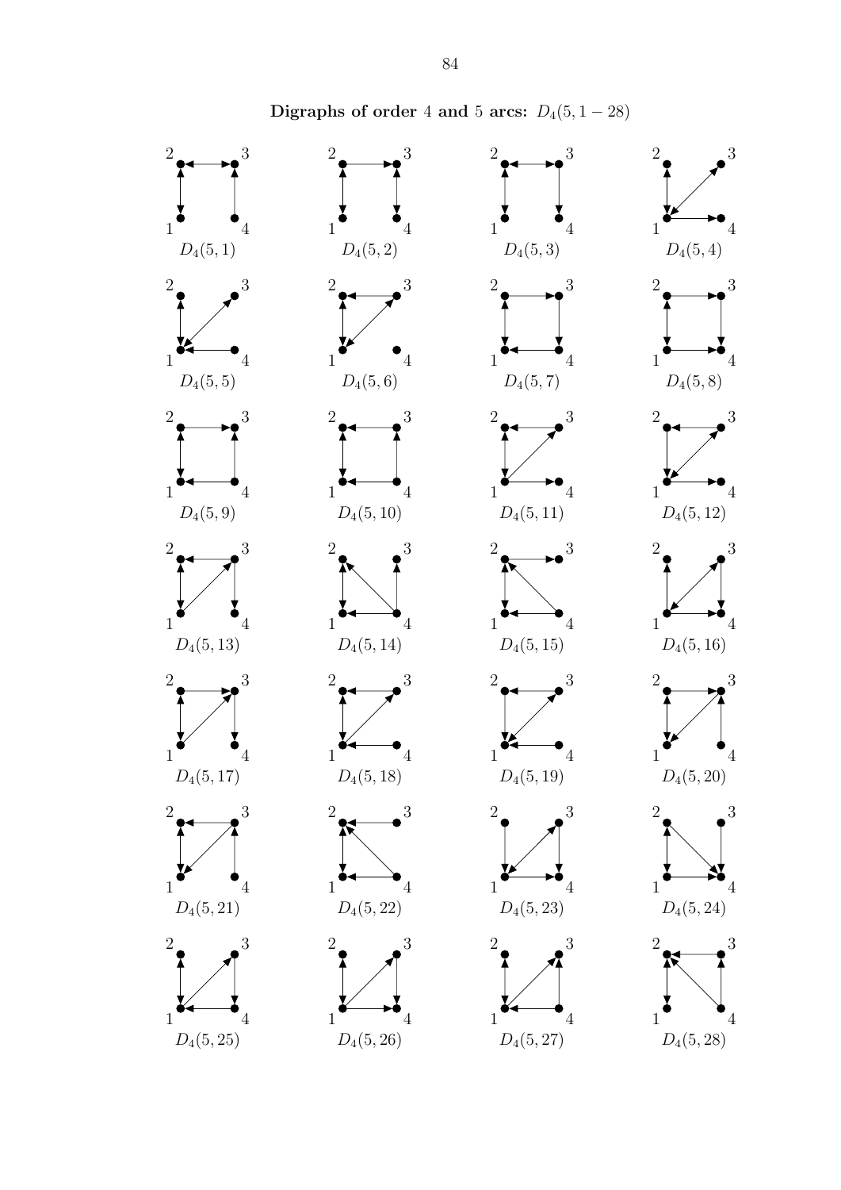**Digraphs of order 4 and 5 arcs:** $D_4(5, 1-28)$

$D_4(5,1)$ $D_4(5,2)$ $D_4(5,3)$ $D_4(5,4)$

$D_4(5,5)$ $D_4(5,6)$ $D_4(5,7)$ $D_4(5,8)$

$D_4(5,9)$ $D_4(5,10)$ $D_4(5,11)$ $D_4(5,12)$

$D_4(5,13)$ $D_4(5,14)$ $D_4(5,15)$ $D_4(5,16)$

$D_4(5,17)$ $D_4(5,18)$ $D_4(5,19)$ $D_4(5,20)$

$D_4(5,21)$ $D_4(5,22)$ $D_4(5,23)$ $D_4(5,24)$

$D_4(5,25)$ $D_4(5,26)$ $D_4(5,27)$ $D_4(5,28)$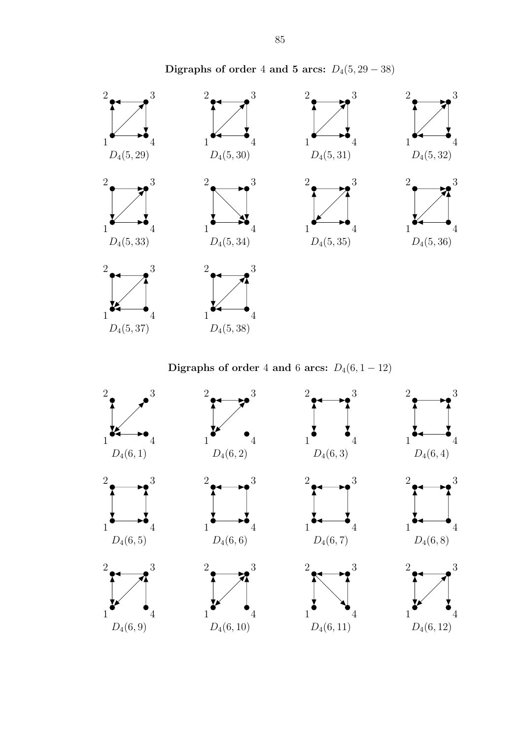**Digraphs of order 4 and 5 arcs:** $D_4(5, 29-38)$

2 3
1 4
$D_4(5, 29)$

2 3
1 4
$D_4(5, 30)$

2 3
1 4
$D_4(5, 31)$

2 3
1 4
$D_4(5, 32)$

2 3
1 4
$D_4(5, 33)$

2 3
1 4
$D_4(5, 34)$

2 3
1 4
$D_4(5, 35)$

2 3
1 4
$D_4(5, 36)$

2 3
1 4
$D_4(5, 37)$

2 3
1 4
$D_4(5, 38)$

**Digraphs of order 4 and 6 arcs:** $D_4(6, 1-12)$

2 3
1 4
$D_4(6, 1)$

2 3
1 4
$D_4(6, 2)$

2 3
1 4
$D_4(6, 3)$

2 3
1 4
$D_4(6, 4)$

2 3
1 4
$D_4(6, 5)$

2 3
1 4
$D_4(6, 6)$

2 3
1 4
$D_4(6, 7)$

2 3
1 4
$D_4(6, 8)$

2 3
1 4
$D_4(6, 9)$

2 3
1 4
$D_4(6, 10)$

2 3
1 4
$D_4(6, 11)$

2 3
1 4
$D_4(6, 12)$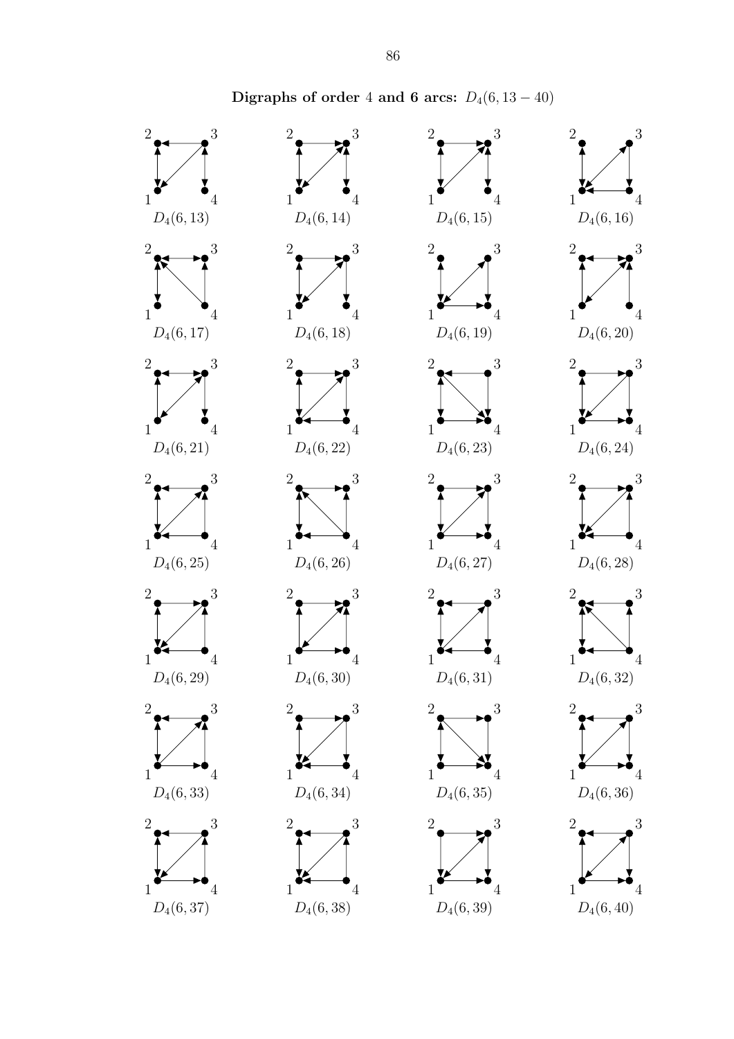**Digraphs of order 4 and 6 arcs:** $D_4(6, 13-40)$

$D_4(6,13)$ $D_4(6,14)$ $D_4(6,15)$ $D_4(6,16)$

$D_4(6,17)$ $D_4(6,18)$ $D_4(6,19)$ $D_4(6,20)$

$D_4(6,21)$ $D_4(6,22)$ $D_4(6,23)$ $D_4(6,24)$

$D_4(6,25)$ $D_4(6,26)$ $D_4(6,27)$ $D_4(6,28)$

$D_4(6,29)$ $D_4(6,30)$ $D_4(6,31)$ $D_4(6,32)$

$D_4(6,33)$ $D_4(6,34)$ $D_4(6,35)$ $D_4(6,36)$

$D_4(6,37)$ $D_4(6,38)$ $D_4(6,39)$ $D_4(6,40)$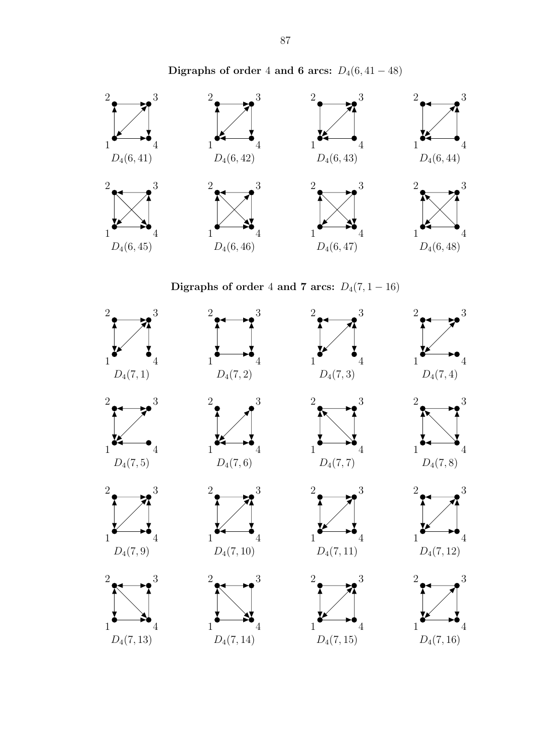**Digraphs of order 4 and 6 arcs:** $D_4(6, 41-48)$

2 3 1 4 $D_4(6,41)$

2 3 1 4 $D_4(6,42)$

2 3 1 4 $D_4(6,43)$

2 3 1 4 $D_4(6,44)$

2 3 1 4 $D_4(6,45)$

2 3 1 4 $D_4(6,46)$

2 3 1 4 $D_4(6,47)$

2 3 1 4 $D_4(6,48)$

**Digraphs of order 4 and 7 arcs:** $D_4(7, 1-16)$

2 3 1 4 $D_4(7,1)$

2 3 1 4 $D_4(7,2)$

2 3 1 4 $D_4(7,3)$

2 3 1 4 $D_4(7,4)$

2 3 1 4 $D_4(7,5)$

2 3 1 4 $D_4(7,6)$

2 3 1 4 $D_4(7,7)$

2 3 1 4 $D_4(7,8)$

2 3 1 4 $D_4(7,9)$

2 3 1 4 $D_4(7,10)$

2 3 1 4 $D_4(7,11)$

2 3 1 4 $D_4(7,12)$

2 3 1 4 $D_4(7,13)$

2 3 1 4 $D_4(7,14)$

2 3 1 4 $D_4(7,15)$

2 3 1 4 $D_4(7,16)$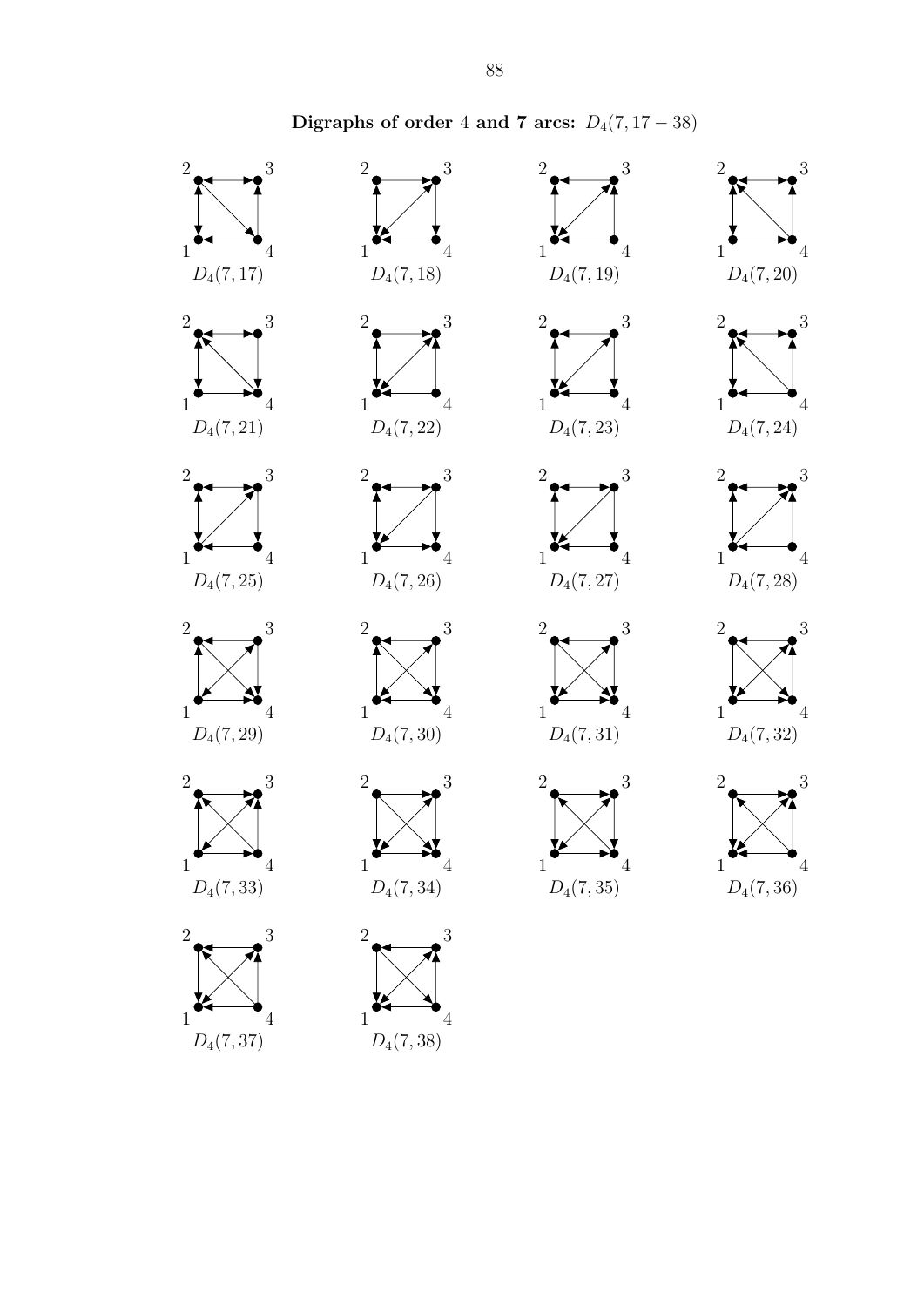**Digraphs of order 4 and 7 arcs:** $D_4(7, 17-38)$

2 3
1 4
$D_4(7,17)$

2 3
1 4
$D_4(7,18)$

2 3
1 4
$D_4(7,19)$

2 3
1 4
$D_4(7,20)$

2 3
1 4
$D_4(7,21)$

2 3
1 4
$D_4(7,22)$

2 3
1 4
$D_4(7,23)$

2 3
1 4
$D_4(7,24)$

2 3
1 4
$D_4(7,25)$

2 3
1 4
$D_4(7,26)$

2 3
1 4
$D_4(7,27)$

2 3
1 4
$D_4(7,28)$

2 3
1 4
$D_4(7,29)$

2 3
1 4
$D_4(7,30)$

2 3
1 4
$D_4(7,31)$

2 3
1 4
$D_4(7,32)$

2 3
1 4
$D_4(7,33)$

2 3
1 4
$D_4(7,34)$

2 3
1 4
$D_4(7,35)$

2 3
1 4
$D_4(7,36)$

2 3
1 4
$D_4(7,37)$

2 3
1 4
$D_4(7,38)$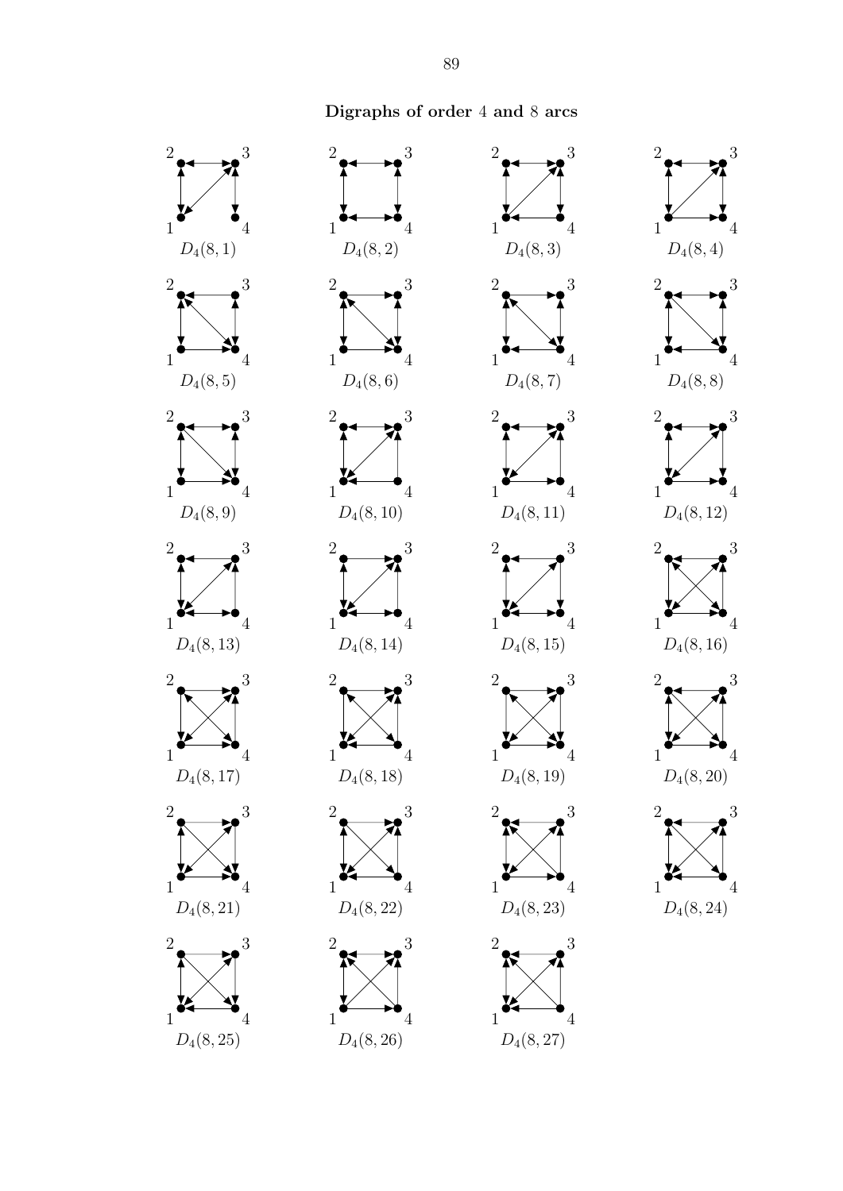**Digraphs of order 4 and 8 arcs**

2 3
1 4
$D_4(8,1)$

2 3
1 4
$D_4(8,2)$

2 3
1 4
$D_4(8,3)$

2 3
1 4
$D_4(8,4)$

2 3
1 4
$D_4(8,5)$

2 3
1 4
$D_4(8,6)$

2 3
1 4
$D_4(8,7)$

2 3
1 4
$D_4(8,8)$

2 3
1 4
$D_4(8,9)$

2 3
1 4
$D_4(8,10)$

2 3
1 4
$D_4(8,11)$

2 3
1 4
$D_4(8,12)$

2 3
1 4
$D_4(8,13)$

2 3
1 4
$D_4(8,14)$

2 3
1 4
$D_4(8,15)$

2 3
1 4
$D_4(8,16)$

2 3
1 4
$D_4(8,17)$

2 3
1 4
$D_4(8,18)$

2 3
1 4
$D_4(8,19)$

2 3
1 4
$D_4(8,20)$

2 3
1 4
$D_4(8,21)$

2 3
1 4
$D_4(8,22)$

2 3
1 4
$D_4(8,23)$

2 3
1 4
$D_4(8,24)$

2 3
1 4
$D_4(8,25)$

2 3
1 4
$D_4(8,26)$

2 3
1 4
$D_4(8,27)$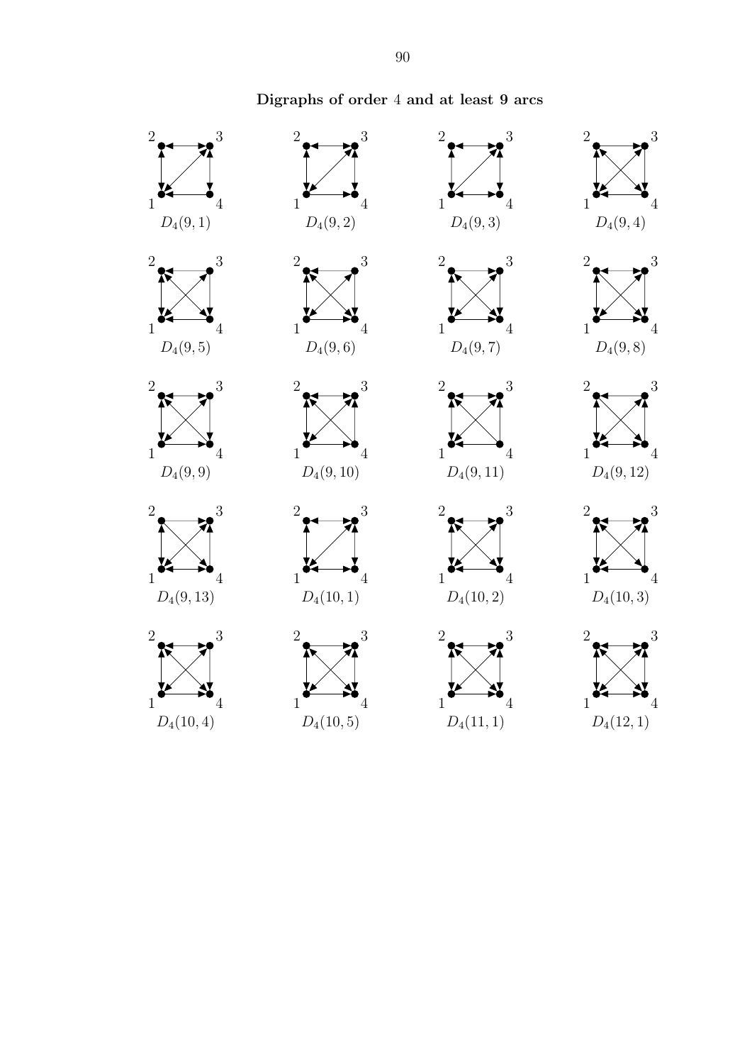**Digraphs of order 4 and at least 9 arcs**

2 3
1 4
$D_4(9,1)$

2 3
1 4
$D_4(9,2)$

2 3
1 4
$D_4(9,3)$

2 3
1 4
$D_4(9,4)$

2 3
1 4
$D_4(9,5)$

2 3
1 4
$D_4(9,6)$

2 3
1 4
$D_4(9,7)$

2 3
1 4
$D_4(9,8)$

2 3
1 4
$D_4(9,9)$

2 3
1 4
$D_4(9,10)$

2 3
1 4
$D_4(9,11)$

2 3
1 4
$D_4(9,12)$

2 3
1 4
$D_4(9,13)$

2 3
1 4
$D_4(10,1)$

2 3
1 4
$D_4(10,2)$

2 3
1 4
$D_4(10,3)$

2 3
1 4
$D_4(10,4)$

2 3
1 4
$D_4(10,5)$

2 3
1 4
$D_4(11,1)$

2 3
1 4
$D_4(12,1)$